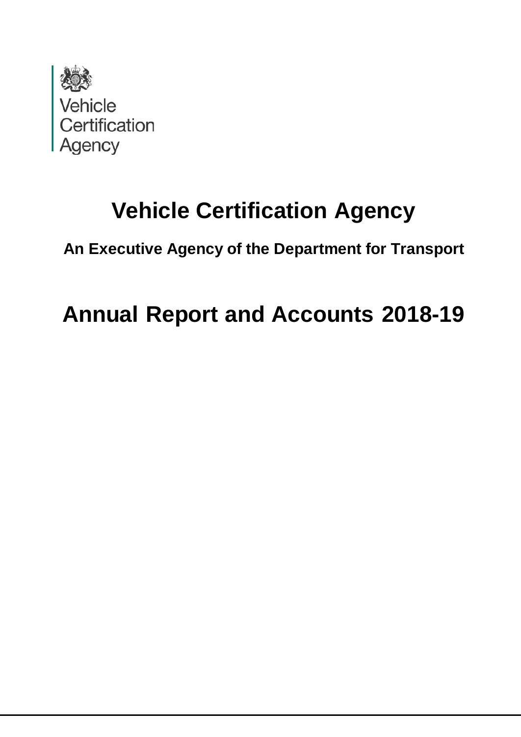Vehicle Certification Agency

# Vehicle Certification Agency

### An Executive Agency of the Department for Transport

# Annual Report and Accounts 2018-19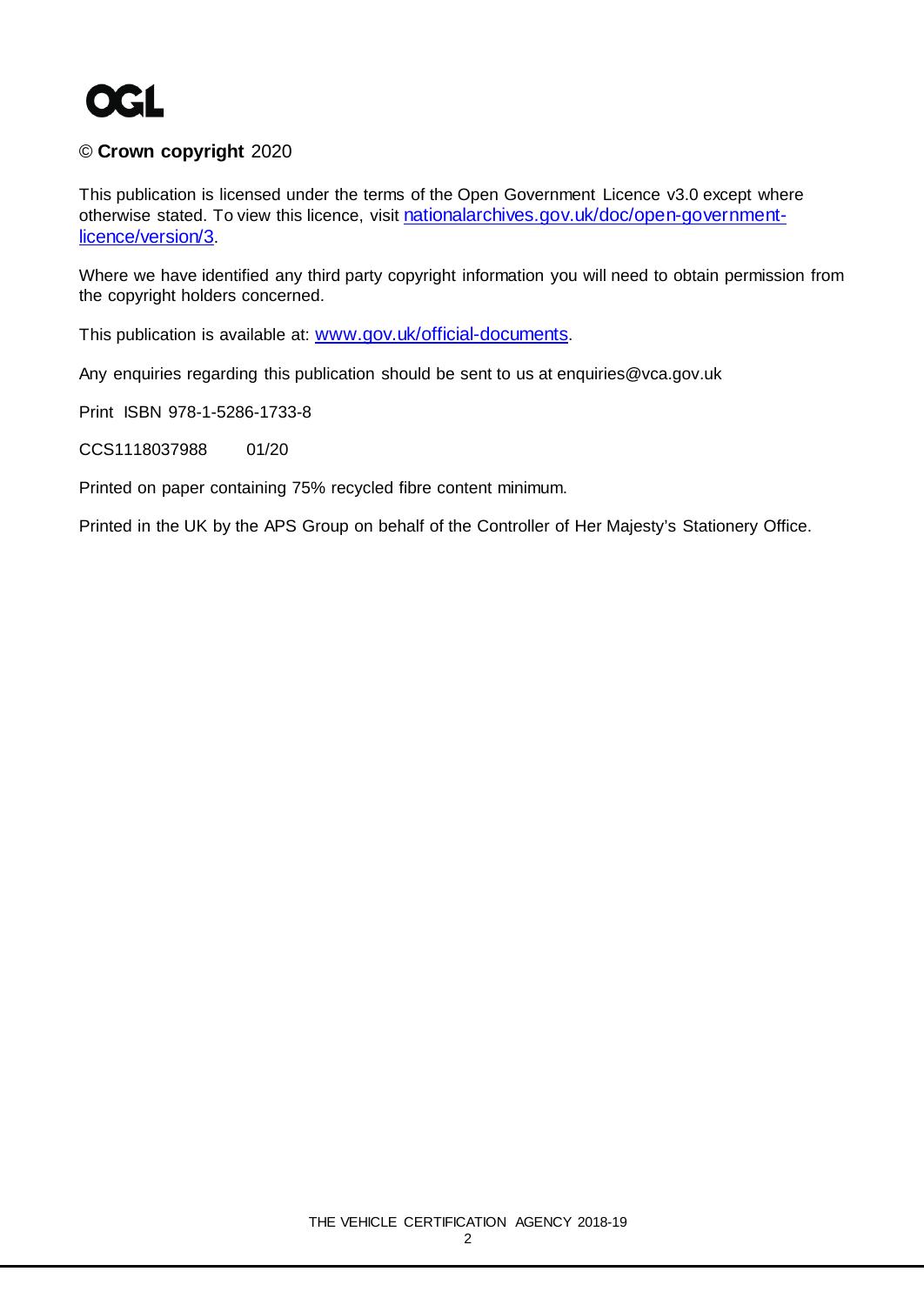OGL

© **Crown copyright** 2020

This publication is licensed under the terms of the Open Government Licence v3.0 except where otherwise stated. To view this licence, visit nationalarchives.gov.uk/doc/open-government-licence/version/3.

Where we have identified any third party copyright information you will need to obtain permission from the copyright holders concerned.

This publication is available at: www.gov.uk/official-documents.

Any enquiries regarding this publication should be sent to us at enquiries@vca.gov.uk

Print ISBN 978-1-5286-1733-8

CCS1118037988 01/20

Printed on paper containing 75% recycled fibre content minimum.

Printed in the UK by the APS Group on behalf of the Controller of Her Majesty's Stationery Office.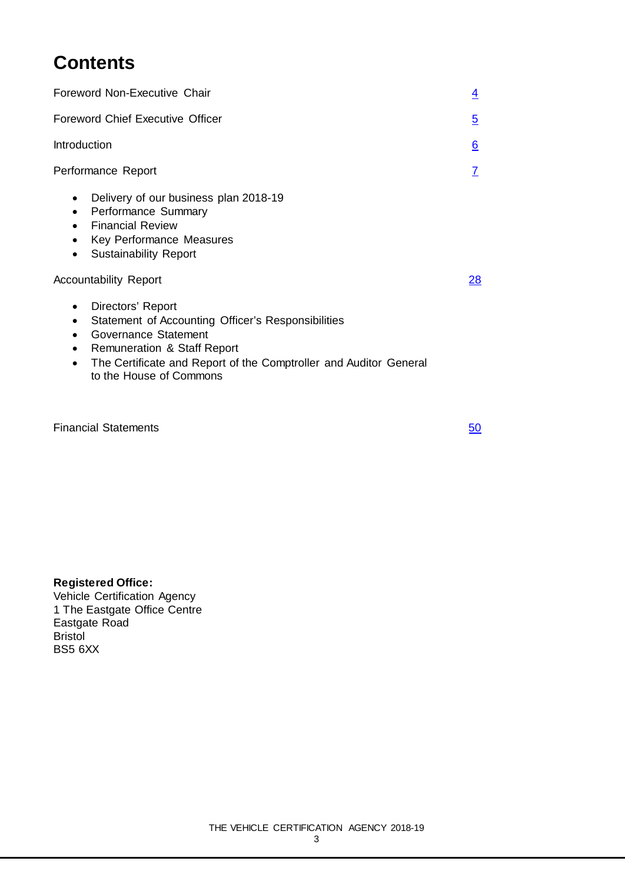# Contents

| | |
|---|---|
| Foreword Non-Executive Chair | 4 |
| Foreword Chief Executive Officer | 5 |
| Introduction | 6 |
| Performance Report | 7 |

- Delivery of our business plan 2018-19
- Performance Summary
- Financial Review
- Key Performance Measures
- Sustainability Report

| | |
|---|---|
| Accountability Report | 28 |

- Directors' Report
- Statement of Accounting Officer's Responsibilities
- Governance Statement
- Remuneration & Staff Report
- The Certificate and Report of the Comptroller and Auditor General to the House of Commons

| | |
|---|---|
| Financial Statements | 50 |

**Registered Office:**
Vehicle Certification Agency
1 The Eastgate Office Centre
Eastgate Road
Bristol
BS5 6XX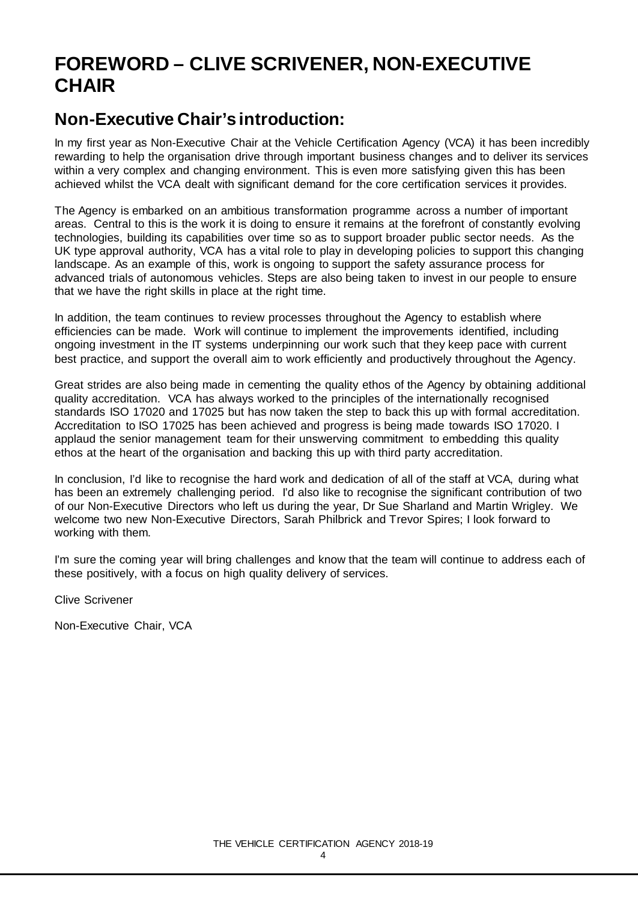# FOREWORD – CLIVE SCRIVENER, NON-EXECUTIVE CHAIR

## Non-Executive Chair's introduction:

In my first year as Non-Executive Chair at the Vehicle Certification Agency (VCA) it has been incredibly rewarding to help the organisation drive through important business changes and to deliver its services within a very complex and changing environment. This is even more satisfying given this has been achieved whilst the VCA dealt with significant demand for the core certification services it provides.

The Agency is embarked on an ambitious transformation programme across a number of important areas. Central to this is the work it is doing to ensure it remains at the forefront of constantly evolving technologies, building its capabilities over time so as to support broader public sector needs. As the UK type approval authority, VCA has a vital role to play in developing policies to support this changing landscape. As an example of this, work is ongoing to support the safety assurance process for advanced trials of autonomous vehicles. Steps are also being taken to invest in our people to ensure that we have the right skills in place at the right time.

In addition, the team continues to review processes throughout the Agency to establish where efficiencies can be made. Work will continue to implement the improvements identified, including ongoing investment in the IT systems underpinning our work such that they keep pace with current best practice, and support the overall aim to work efficiently and productively throughout the Agency.

Great strides are also being made in cementing the quality ethos of the Agency by obtaining additional quality accreditation. VCA has always worked to the principles of the internationally recognised standards ISO 17020 and 17025 but has now taken the step to back this up with formal accreditation. Accreditation to ISO 17025 has been achieved and progress is being made towards ISO 17020. I applaud the senior management team for their unswerving commitment to embedding this quality ethos at the heart of the organisation and backing this up with third party accreditation.

In conclusion, I'd like to recognise the hard work and dedication of all of the staff at VCA, during what has been an extremely challenging period. I'd also like to recognise the significant contribution of two of our Non-Executive Directors who left us during the year, Dr Sue Sharland and Martin Wrigley. We welcome two new Non-Executive Directors, Sarah Philbrick and Trevor Spires; I look forward to working with them.

I'm sure the coming year will bring challenges and know that the team will continue to address each of these positively, with a focus on high quality delivery of services.

Clive Scrivener

Non-Executive Chair, VCA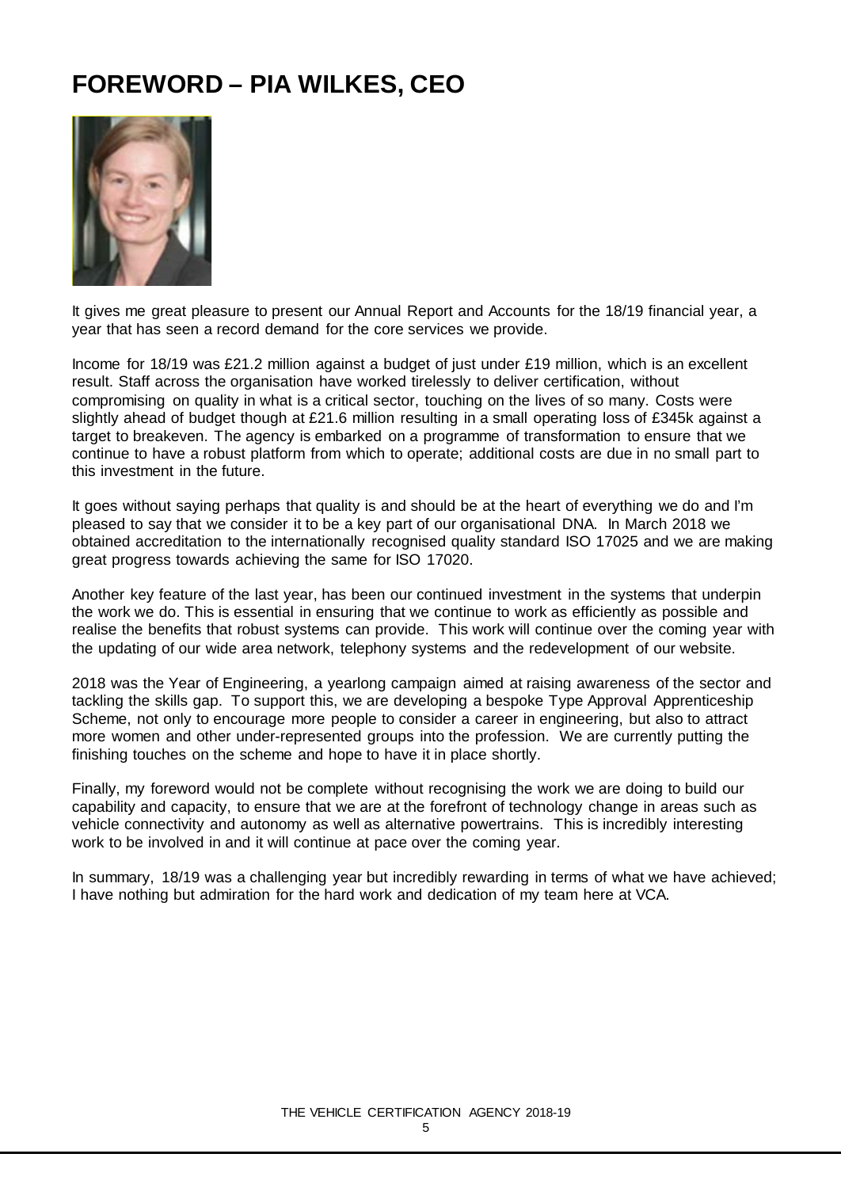# FOREWORD – PIA WILKES, CEO

It gives me great pleasure to present our Annual Report and Accounts for the 18/19 financial year, a year that has seen a record demand for the core services we provide.

Income for 18/19 was £21.2 million against a budget of just under £19 million, which is an excellent result. Staff across the organisation have worked tirelessly to deliver certification, without compromising on quality in what is a critical sector, touching on the lives of so many. Costs were slightly ahead of budget though at £21.6 million resulting in a small operating loss of £345k against a target to breakeven. The agency is embarked on a programme of transformation to ensure that we continue to have a robust platform from which to operate; additional costs are due in no small part to this investment in the future.

It goes without saying perhaps that quality is and should be at the heart of everything we do and I'm pleased to say that we consider it to be a key part of our organisational DNA. In March 2018 we obtained accreditation to the internationally recognised quality standard ISO 17025 and we are making great progress towards achieving the same for ISO 17020.

Another key feature of the last year, has been our continued investment in the systems that underpin the work we do. This is essential in ensuring that we continue to work as efficiently as possible and realise the benefits that robust systems can provide. This work will continue over the coming year with the updating of our wide area network, telephony systems and the redevelopment of our website.

2018 was the Year of Engineering, a yearlong campaign aimed at raising awareness of the sector and tackling the skills gap. To support this, we are developing a bespoke Type Approval Apprenticeship Scheme, not only to encourage more people to consider a career in engineering, but also to attract more women and other under-represented groups into the profession. We are currently putting the finishing touches on the scheme and hope to have it in place shortly.

Finally, my foreword would not be complete without recognising the work we are doing to build our capability and capacity, to ensure that we are at the forefront of technology change in areas such as vehicle connectivity and autonomy as well as alternative powertrains. This is incredibly interesting work to be involved in and it will continue at pace over the coming year.

In summary, 18/19 was a challenging year but incredibly rewarding in terms of what we have achieved; I have nothing but admiration for the hard work and dedication of my team here at VCA.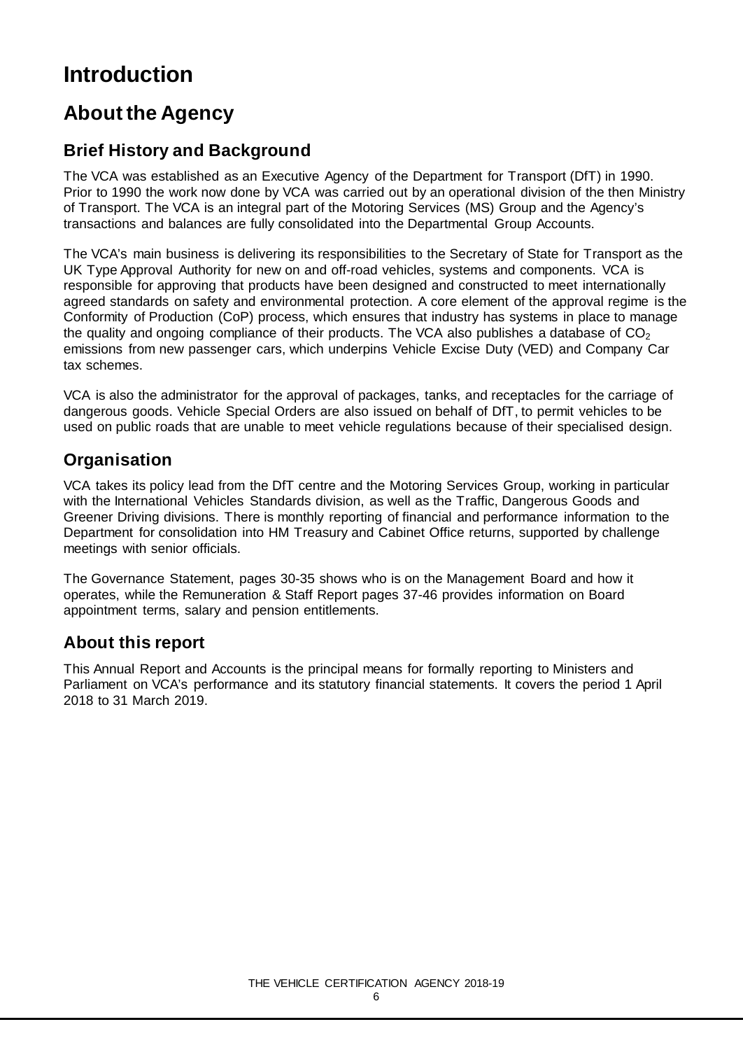# Introduction

## About the Agency

### Brief History and Background

The VCA was established as an Executive Agency of the Department for Transport (DfT) in 1990. Prior to 1990 the work now done by VCA was carried out by an operational division of the then Ministry of Transport. The VCA is an integral part of the Motoring Services (MS) Group and the Agency's transactions and balances are fully consolidated into the Departmental Group Accounts.

The VCA's main business is delivering its responsibilities to the Secretary of State for Transport as the UK Type Approval Authority for new on and off-road vehicles, systems and components. VCA is responsible for approving that products have been designed and constructed to meet internationally agreed standards on safety and environmental protection. A core element of the approval regime is the Conformity of Production (CoP) process, which ensures that industry has systems in place to manage the quality and ongoing compliance of their products. The VCA also publishes a database of $CO_2$ emissions from new passenger cars, which underpins Vehicle Excise Duty (VED) and Company Car tax schemes.

VCA is also the administrator for the approval of packages, tanks, and receptacles for the carriage of dangerous goods. Vehicle Special Orders are also issued on behalf of DfT, to permit vehicles to be used on public roads that are unable to meet vehicle regulations because of their specialised design.

### Organisation

VCA takes its policy lead from the DfT centre and the Motoring Services Group, working in particular with the International Vehicles Standards division, as well as the Traffic, Dangerous Goods and Greener Driving divisions. There is monthly reporting of financial and performance information to the Department for consolidation into HM Treasury and Cabinet Office returns, supported by challenge meetings with senior officials.

The Governance Statement, pages 30-35 shows who is on the Management Board and how it operates, while the Remuneration & Staff Report pages 37-46 provides information on Board appointment terms, salary and pension entitlements.

### About this report

This Annual Report and Accounts is the principal means for formally reporting to Ministers and Parliament on VCA's performance and its statutory financial statements. It covers the period 1 April 2018 to 31 March 2019.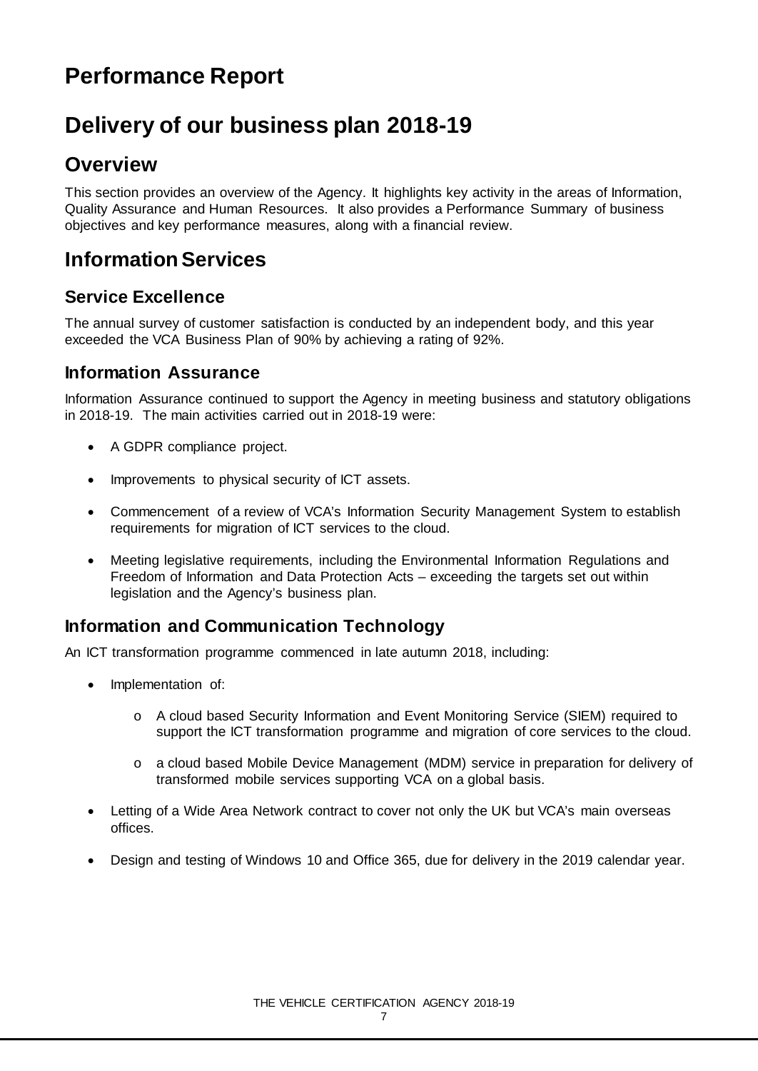# Performance Report

# Delivery of our business plan 2018-19

## Overview

This section provides an overview of the Agency. It highlights key activity in the areas of Information, Quality Assurance and Human Resources. It also provides a Performance Summary of business objectives and key performance measures, along with a financial review.

## Information Services

### Service Excellence

The annual survey of customer satisfaction is conducted by an independent body, and this year exceeded the VCA Business Plan of 90% by achieving a rating of 92%.

### Information Assurance

Information Assurance continued to support the Agency in meeting business and statutory obligations in 2018-19. The main activities carried out in 2018-19 were:

- A GDPR compliance project.
- Improvements to physical security of ICT assets.
- Commencement of a review of VCA's Information Security Management System to establish requirements for migration of ICT services to the cloud.
- Meeting legislative requirements, including the Environmental Information Regulations and Freedom of Information and Data Protection Acts – exceeding the targets set out within legislation and the Agency's business plan.

### Information and Communication Technology

An ICT transformation programme commenced in late autumn 2018, including:

- Implementation of:
  - A cloud based Security Information and Event Monitoring Service (SIEM) required to support the ICT transformation programme and migration of core services to the cloud.
  - a cloud based Mobile Device Management (MDM) service in preparation for delivery of transformed mobile services supporting VCA on a global basis.
- Letting of a Wide Area Network contract to cover not only the UK but VCA's main overseas offices.
- Design and testing of Windows 10 and Office 365, due for delivery in the 2019 calendar year.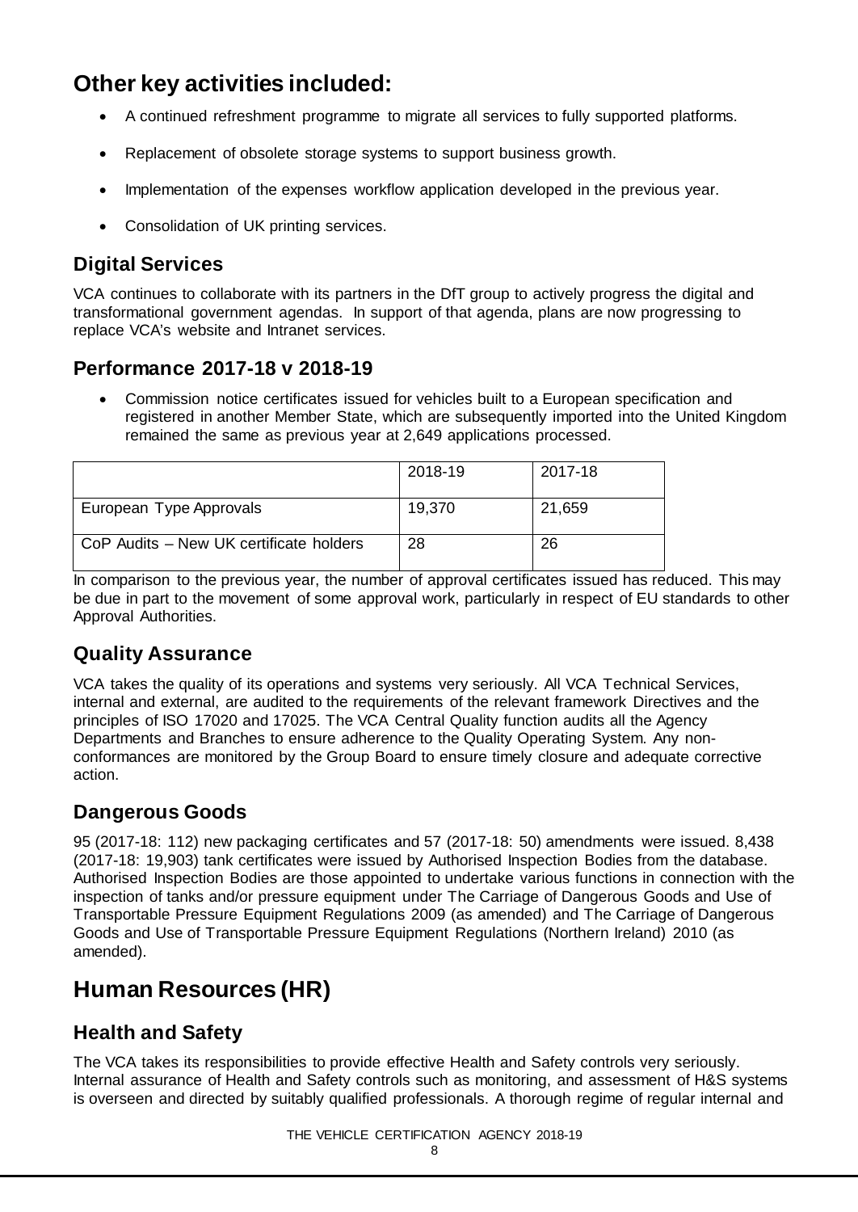# Other key activities included:

- A continued refreshment programme to migrate all services to fully supported platforms.
- Replacement of obsolete storage systems to support business growth.
- Implementation of the expenses workflow application developed in the previous year.
- Consolidation of UK printing services.

## Digital Services

VCA continues to collaborate with its partners in the DfT group to actively progress the digital and transformational government agendas. In support of that agenda, plans are now progressing to replace VCA's website and Intranet services.

## Performance 2017-18 v 2018-19

- Commission notice certificates issued for vehicles built to a European specification and registered in another Member State, which are subsequently imported into the United Kingdom remained the same as previous year at 2,649 applications processed.

| | 2018-19 | 2017-18 |
|---|---|---|
| European Type Approvals | 19,370 | 21,659 |
| CoP Audits – New UK certificate holders | 28 | 26 |

In comparison to the previous year, the number of approval certificates issued has reduced. This may be due in part to the movement of some approval work, particularly in respect of EU standards to other Approval Authorities.

## Quality Assurance

VCA takes the quality of its operations and systems very seriously. All VCA Technical Services, internal and external, are audited to the requirements of the relevant framework Directives and the principles of ISO 17020 and 17025. The VCA Central Quality function audits all the Agency Departments and Branches to ensure adherence to the Quality Operating System. Any non-conformances are monitored by the Group Board to ensure timely closure and adequate corrective action.

## Dangerous Goods

95 (2017-18: 112) new packaging certificates and 57 (2017-18: 50) amendments were issued. 8,438 (2017-18: 19,903) tank certificates were issued by Authorised Inspection Bodies from the database. Authorised Inspection Bodies are those appointed to undertake various functions in connection with the inspection of tanks and/or pressure equipment under The Carriage of Dangerous Goods and Use of Transportable Pressure Equipment Regulations 2009 (as amended) and The Carriage of Dangerous Goods and Use of Transportable Pressure Equipment Regulations (Northern Ireland) 2010 (as amended).

# Human Resources (HR)

## Health and Safety

The VCA takes its responsibilities to provide effective Health and Safety controls very seriously. Internal assurance of Health and Safety controls such as monitoring, and assessment of H&S systems is overseen and directed by suitably qualified professionals. A thorough regime of regular internal and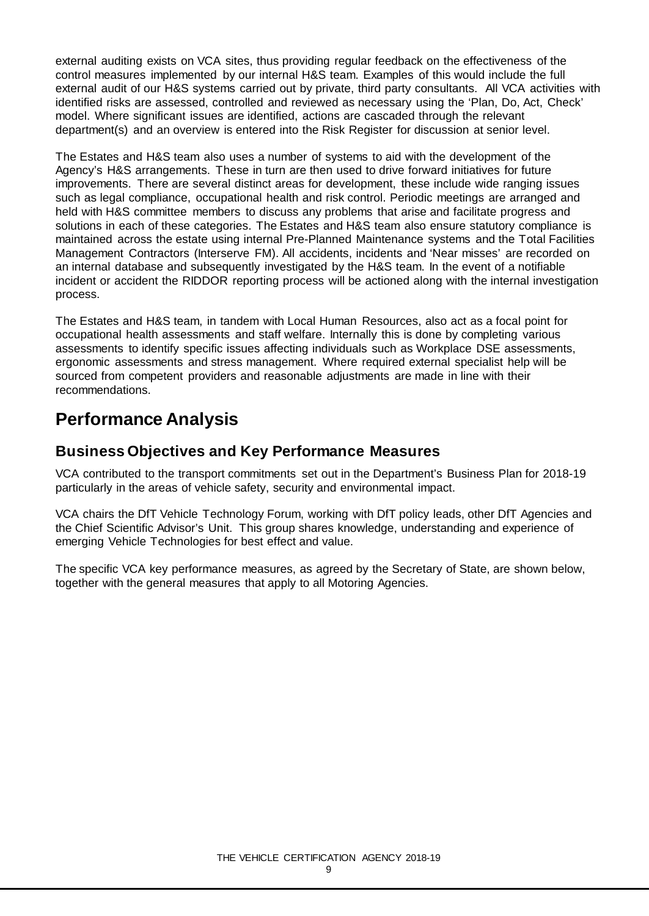external auditing exists on VCA sites, thus providing regular feedback on the effectiveness of the control measures implemented by our internal H&S team. Examples of this would include the full external audit of our H&S systems carried out by private, third party consultants. All VCA activities with identified risks are assessed, controlled and reviewed as necessary using the 'Plan, Do, Act, Check' model. Where significant issues are identified, actions are cascaded through the relevant department(s) and an overview is entered into the Risk Register for discussion at senior level.

The Estates and H&S team also uses a number of systems to aid with the development of the Agency's H&S arrangements. These in turn are then used to drive forward initiatives for future improvements. There are several distinct areas for development, these include wide ranging issues such as legal compliance, occupational health and risk control. Periodic meetings are arranged and held with H&S committee members to discuss any problems that arise and facilitate progress and solutions in each of these categories. The Estates and H&S team also ensure statutory compliance is maintained across the estate using internal Pre-Planned Maintenance systems and the Total Facilities Management Contractors (Interserve FM). All accidents, incidents and 'Near misses' are recorded on an internal database and subsequently investigated by the H&S team. In the event of a notifiable incident or accident the RIDDOR reporting process will be actioned along with the internal investigation process.

The Estates and H&S team, in tandem with Local Human Resources, also act as a focal point for occupational health assessments and staff welfare. Internally this is done by completing various assessments to identify specific issues affecting individuals such as Workplace DSE assessments, ergonomic assessments and stress management. Where required external specialist help will be sourced from competent providers and reasonable adjustments are made in line with their recommendations.

# Performance Analysis

## Business Objectives and Key Performance Measures

VCA contributed to the transport commitments set out in the Department's Business Plan for 2018-19 particularly in the areas of vehicle safety, security and environmental impact.

VCA chairs the DfT Vehicle Technology Forum, working with DfT policy leads, other DfT Agencies and the Chief Scientific Advisor's Unit. This group shares knowledge, understanding and experience of emerging Vehicle Technologies for best effect and value.

The specific VCA key performance measures, as agreed by the Secretary of State, are shown below, together with the general measures that apply to all Motoring Agencies.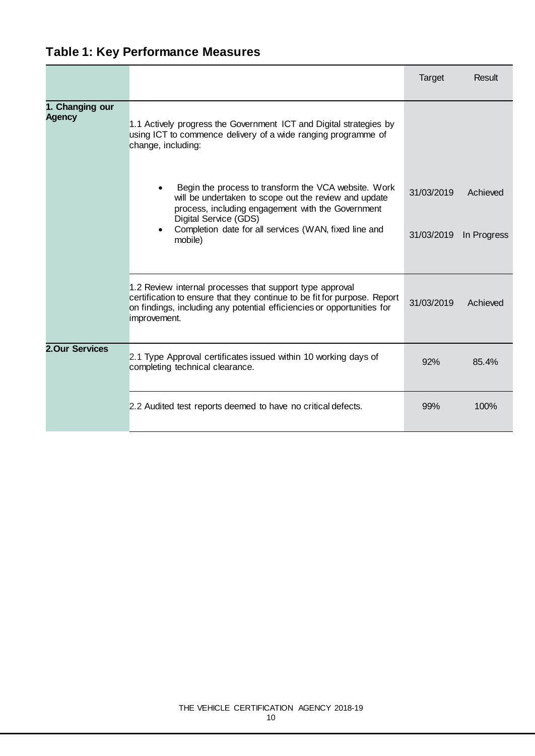## Table 1: Key Performance Measures

| | | Target | Result |
|---|---|---|---|
| **1. Changing our Agency** | 1.1 Actively progress the Government ICT and Digital strategies by using ICT to commence delivery of a wide ranging programme of change, including: | | |
| | • Begin the process to transform the VCA website. Work will be undertaken to scope out the review and update process, including engagement with the Government Digital Service (GDS) | 31/03/2019 | Achieved |
| | • Completion date for all services (WAN, fixed line and mobile) | 31/03/2019 | In Progress |
| | 1.2 Review internal processes that support type approval certification to ensure that they continue to be fit for purpose. Report on findings, including any potential efficiencies or opportunities for improvement. | 31/03/2019 | Achieved |
| **2.Our Services** | 2.1 Type Approval certificates issued within 10 working days of completing technical clearance. | 92% | 85.4% |
| | 2.2 Audited test reports deemed to have no critical defects. | 99% | 100% |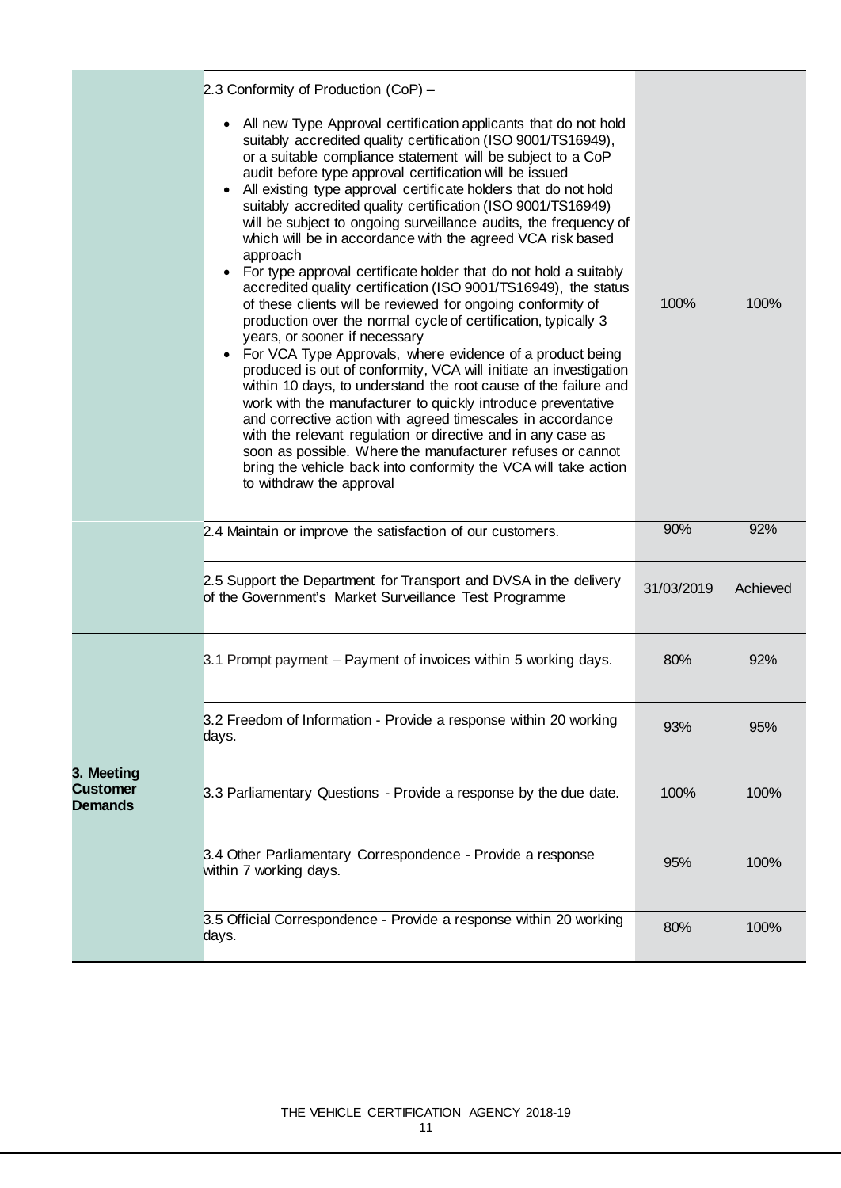| | | | |
|---|---|---|---|
| | 2.3 Conformity of Production (CoP) – <br>• All new Type Approval certification applicants that do not hold suitably accredited quality certification (ISO 9001/TS16949), or a suitable compliance statement will be subject to a CoP audit before type approval certification will be issued<br>• All existing type approval certificate holders that do not hold suitably accredited quality certification (ISO 9001/TS16949) will be subject to ongoing surveillance audits, the frequency of which will be in accordance with the agreed VCA risk based approach<br>• For type approval certificate holder that do not hold a suitably accredited quality certification (ISO 9001/TS16949), the status of these clients will be reviewed for ongoing conformity of production over the normal cycle of certification, typically 3 years, or sooner if necessary<br>• For VCA Type Approvals, where evidence of a product being produced is out of conformity, VCA will initiate an investigation within 10 days, to understand the root cause of the failure and work with the manufacturer to quickly introduce preventative and corrective action with agreed timescales in accordance with the relevant regulation or directive and in any case as soon as possible. Where the manufacturer refuses or cannot bring the vehicle back into conformity the VCA will take action to withdraw the approval | 100% | 100% |
| | 2.4 Maintain or improve the satisfaction of our customers. | 90% | 92% |
| | 2.5 Support the Department for Transport and DVSA in the delivery of the Government's Market Surveillance Test Programme | 31/03/2019 | Achieved |
| **3. Meeting Customer Demands** | 3.1 Prompt payment – Payment of invoices within 5 working days. | 80% | 92% |
| | 3.2 Freedom of Information - Provide a response within 20 working days. | 93% | 95% |
| | 3.3 Parliamentary Questions - Provide a response by the due date. | 100% | 100% |
| | 3.4 Other Parliamentary Correspondence - Provide a response within 7 working days. | 95% | 100% |
| | 3.5 Official Correspondence - Provide a response within 20 working days. | 80% | 100% |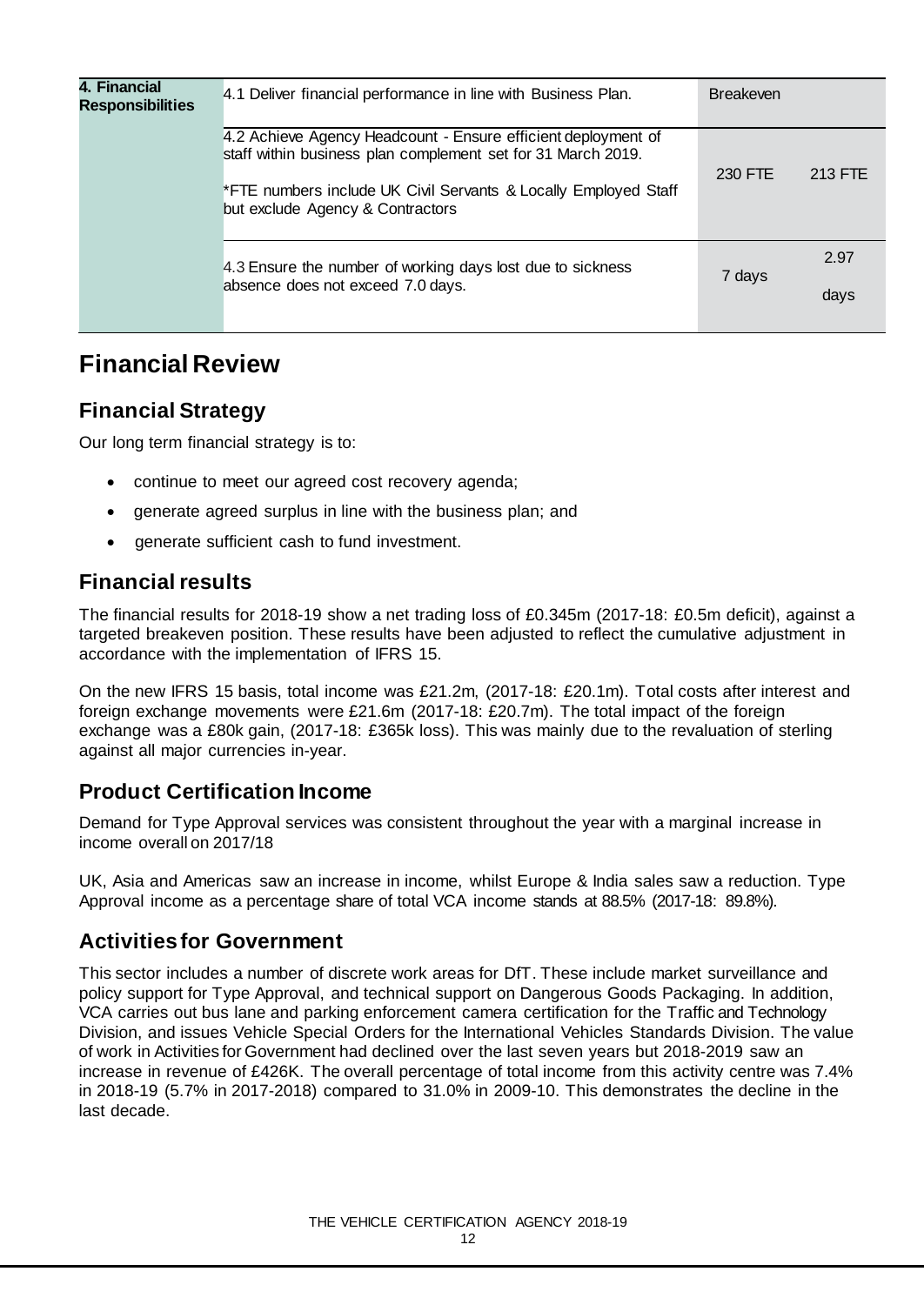| 4. Financial Responsibilities | 4.1 Deliver financial performance in line with Business Plan. | Breakeven | |
|---|---|---|---|
| | 4.2 Achieve Agency Headcount - Ensure efficient deployment of staff within business plan complement set for 31 March 2019.<br><br>*FTE numbers include UK Civil Servants & Locally Employed Staff but exclude Agency & Contractors | 230 FTE | 213 FTE |
| | 4.3 Ensure the number of working days lost due to sickness absence does not exceed 7.0 days. | 7 days | 2.97 days |

# Financial Review

## Financial Strategy

Our long term financial strategy is to:

- continue to meet our agreed cost recovery agenda;
- generate agreed surplus in line with the business plan; and
- generate sufficient cash to fund investment.

## Financial results

The financial results for 2018-19 show a net trading loss of £0.345m (2017-18: £0.5m deficit), against a targeted breakeven position. These results have been adjusted to reflect the cumulative adjustment in accordance with the implementation of IFRS 15.

On the new IFRS 15 basis, total income was £21.2m, (2017-18: £20.1m). Total costs after interest and foreign exchange movements were £21.6m (2017-18: £20.7m). The total impact of the foreign exchange was a £80k gain, (2017-18: £365k loss). This was mainly due to the revaluation of sterling against all major currencies in-year.

## Product Certification Income

Demand for Type Approval services was consistent throughout the year with a marginal increase in income overall on 2017/18

UK, Asia and Americas saw an increase in income, whilst Europe & India sales saw a reduction. Type Approval income as a percentage share of total VCA income stands at 88.5% (2017-18: 89.8%).

## Activities for Government

This sector includes a number of discrete work areas for DfT. These include market surveillance and policy support for Type Approval, and technical support on Dangerous Goods Packaging. In addition, VCA carries out bus lane and parking enforcement camera certification for the Traffic and Technology Division, and issues Vehicle Special Orders for the International Vehicles Standards Division. The value of work in Activities for Government had declined over the last seven years but 2018-2019 saw an increase in revenue of £426K. The overall percentage of total income from this activity centre was 7.4% in 2018-19 (5.7% in 2017-2018) compared to 31.0% in 2009-10. This demonstrates the decline in the last decade.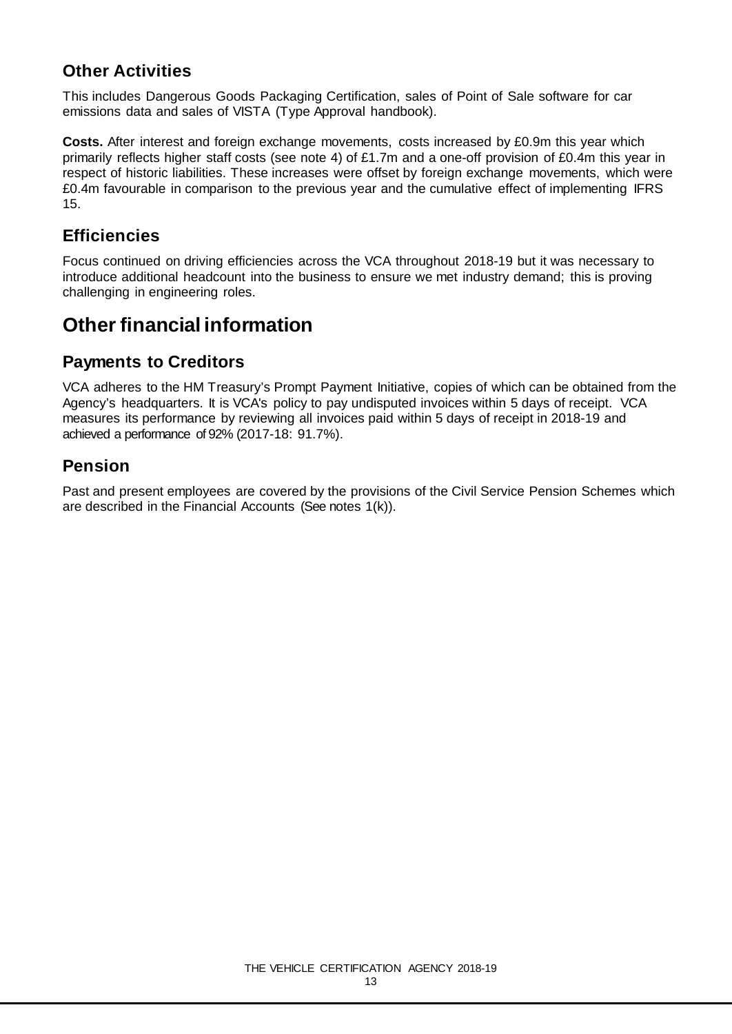## Other Activities

This includes Dangerous Goods Packaging Certification, sales of Point of Sale software for car emissions data and sales of VISTA (Type Approval handbook).

**Costs.** After interest and foreign exchange movements, costs increased by £0.9m this year which primarily reflects higher staff costs (see note 4) of £1.7m and a one-off provision of £0.4m this year in respect of historic liabilities. These increases were offset by foreign exchange movements, which were £0.4m favourable in comparison to the previous year and the cumulative effect of implementing IFRS 15.

## Efficiencies

Focus continued on driving efficiencies across the VCA throughout 2018-19 but it was necessary to introduce additional headcount into the business to ensure we met industry demand; this is proving challenging in engineering roles.

# Other financial information

## Payments to Creditors

VCA adheres to the HM Treasury's Prompt Payment Initiative, copies of which can be obtained from the Agency's headquarters. It is VCA's policy to pay undisputed invoices within 5 days of receipt. VCA measures its performance by reviewing all invoices paid within 5 days of receipt in 2018-19 and achieved a performance of 92% (2017-18: 91.7%).

## Pension

Past and present employees are covered by the provisions of the Civil Service Pension Schemes which are described in the Financial Accounts (See notes 1(k)).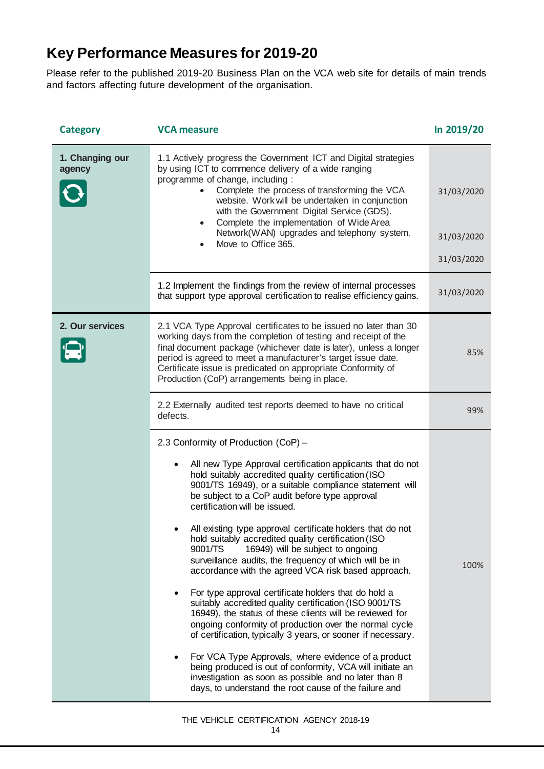# Key Performance Measures for 2019-20

Please refer to the published 2019-20 Business Plan on the VCA web site for details of main trends and factors affecting future development of the organisation.

| Category | VCA measure | In 2019/20 |
|---|---|---|
| 1. Changing our agency | 1.1 Actively progress the Government ICT and Digital strategies by using ICT to commence delivery of a wide ranging programme of change, including :<br>• Complete the process of transforming the VCA website. Work will be undertaken in conjunction with the Government Digital Service (GDS).<br>• Complete the implementation of Wide Area Network(WAN) upgrades and telephony system.<br>• Move to Office 365. | 31/03/2020<br>31/03/2020<br>31/03/2020 |
| | 1.2 Implement the findings from the review of internal processes that support type approval certification to realise efficiency gains. | 31/03/2020 |
| 2. Our services | 2.1 VCA Type Approval certificates to be issued no later than 30 working days from the completion of testing and receipt of the final document package (whichever date is later), unless a longer period is agreed to meet a manufacturer's target issue date. Certificate issue is predicated on appropriate Conformity of Production (CoP) arrangements being in place. | 85% |
| | 2.2 Externally audited test reports deemed to have no critical defects. | 99% |
| | 2.3 Conformity of Production (CoP) –<br>• All new Type Approval certification applicants that do not hold suitably accredited quality certification (ISO 9001/TS 16949), or a suitable compliance statement will be subject to a CoP audit before type approval certification will be issued.<br>• All existing type approval certificate holders that do not hold suitably accredited quality certification (ISO 9001/TS 16949) will be subject to ongoing surveillance audits, the frequency of which will be in accordance with the agreed VCA risk based approach.<br>• For type approval certificate holders that do hold a suitably accredited quality certification (ISO 9001/TS 16949), the status of these clients will be reviewed for ongoing conformity of production over the normal cycle of certification, typically 3 years, or sooner if necessary.<br>• For VCA Type Approvals, where evidence of a product being produced is out of conformity, VCA will initiate an investigation as soon as possible and no later than 8 days, to understand the root cause of the failure and | 100% |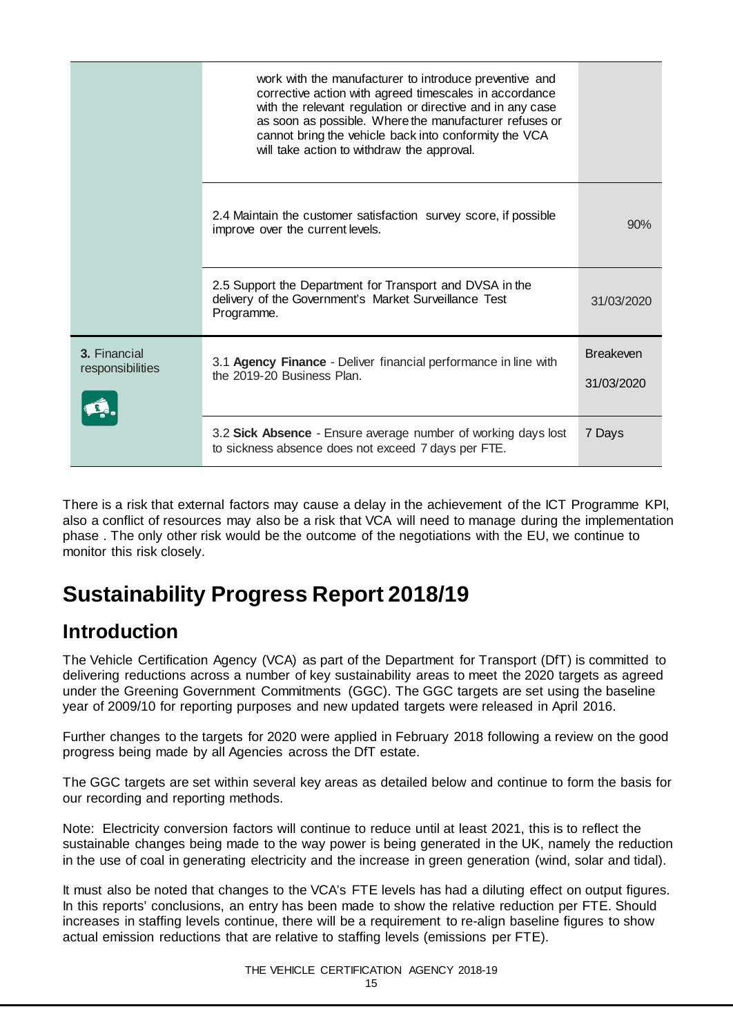| | | |
|---|---|---|
| | work with the manufacturer to introduce preventive and corrective action with agreed timescales in accordance with the relevant regulation or directive and in any case as soon as possible. Where the manufacturer refuses or cannot bring the vehicle back into conformity the VCA will take action to withdraw the approval. | |
| | 2.4 Maintain the customer satisfaction survey score, if possible improve over the current levels. | 90% |
| | 2.5 Support the Department for Transport and DVSA in the delivery of the Government's Market Surveillance Test Programme. | 31/03/2020 |
| **3.** Financial responsibilities | 3.1 **Agency Finance** - Deliver financial performance in line with the 2019-20 Business Plan. | Breakeven 31/03/2020 |
| | 3.2 **Sick Absence** - Ensure average number of working days lost to sickness absence does not exceed 7 days per FTE. | 7 Days |

There is a risk that external factors may cause a delay in the achievement of the ICT Programme KPI, also a conflict of resources may also be a risk that VCA will need to manage during the implementation phase . The only other risk would be the outcome of the negotiations with the EU, we continue to monitor this risk closely.

# Sustainability Progress Report 2018/19

## Introduction

The Vehicle Certification Agency (VCA) as part of the Department for Transport (DfT) is committed to delivering reductions across a number of key sustainability areas to meet the 2020 targets as agreed under the Greening Government Commitments (GGC). The GGC targets are set using the baseline year of 2009/10 for reporting purposes and new updated targets were released in April 2016.

Further changes to the targets for 2020 were applied in February 2018 following a review on the good progress being made by all Agencies across the DfT estate.

The GGC targets are set within several key areas as detailed below and continue to form the basis for our recording and reporting methods.

Note: Electricity conversion factors will continue to reduce until at least 2021, this is to reflect the sustainable changes being made to the way power is being generated in the UK, namely the reduction in the use of coal in generating electricity and the increase in green generation (wind, solar and tidal).

It must also be noted that changes to the VCA's FTE levels has had a diluting effect on output figures. In this reports' conclusions, an entry has been made to show the relative reduction per FTE. Should increases in staffing levels continue, there will be a requirement to re-align baseline figures to show actual emission reductions that are relative to staffing levels (emissions per FTE).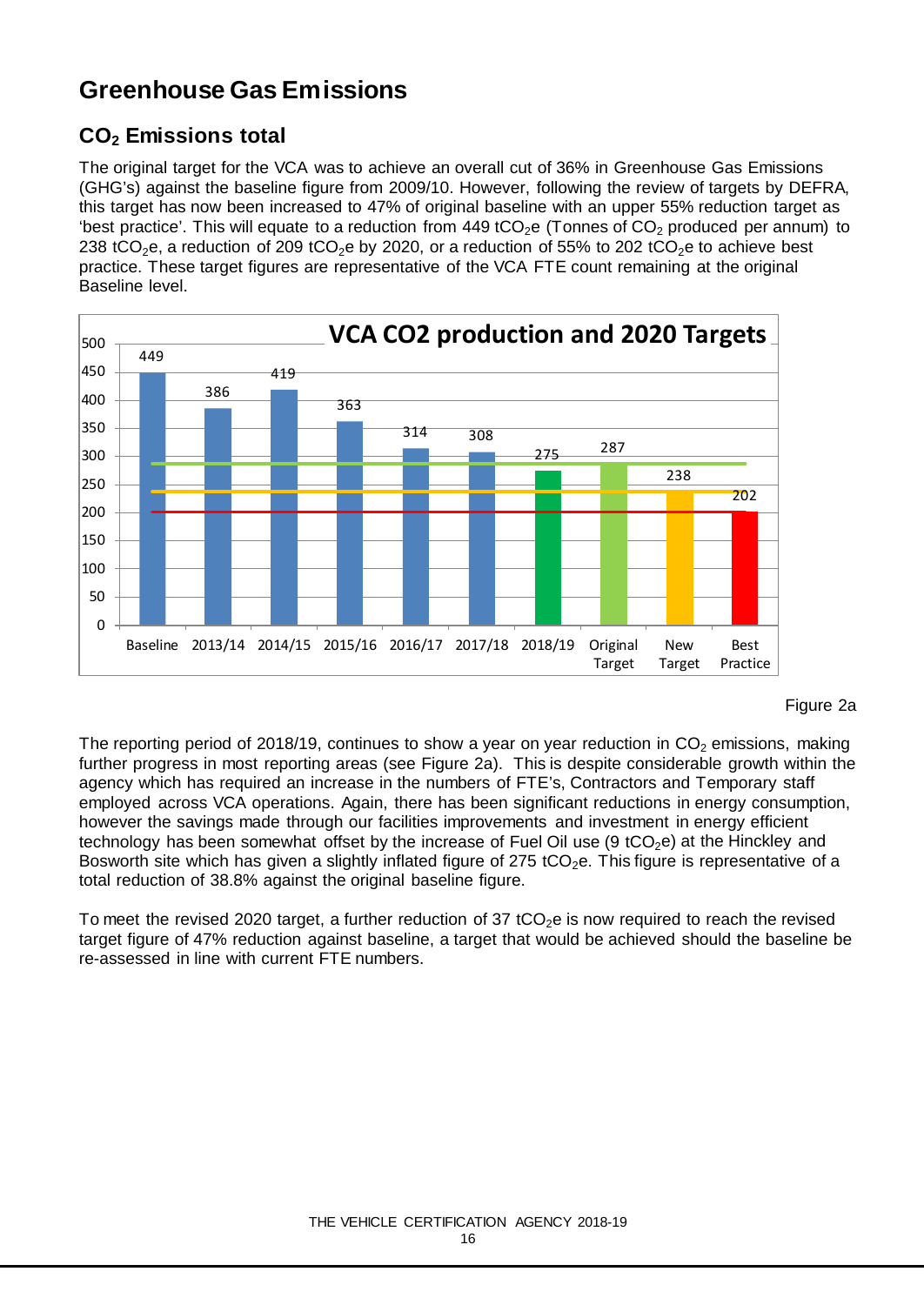# Greenhouse Gas Emissions

## $CO_2$ Emissions total

The original target for the VCA was to achieve an overall cut of 36% in Greenhouse Gas Emissions (GHG's) against the baseline figure from 2009/10. However, following the review of targets by DEFRA, this target has now been increased to 47% of original baseline with an upper 55% reduction target as 'best practice'. This will equate to a reduction from 449 $tCO_2e$ (Tonnes of $CO_2$ produced per annum) to 238 $tCO_2e$, a reduction of 209 $tCO_2e$ by 2020, or a reduction of 55% to 202 $tCO_2e$ to achieve best practice. These target figures are representative of the VCA FTE count remaining at the original Baseline level.

**VCA CO2 production and 2020 Targets**

| | Baseline | 2013/14 | 2014/15 | 2015/16 | 2016/17 | 2017/18 | 2018/19 | Original Target | New Target | Best Practice |
|---|---|---|---|---|---|---|---|---|---|---|
| $tCO_2e$ | 449 | 386 | 419 | 363 | 314 | 308 | 275 | 287 | 238 | 202 |

Figure 2a

The reporting period of 2018/19, continues to show a year on year reduction in $CO_2$ emissions, making further progress in most reporting areas (see Figure 2a). This is despite considerable growth within the agency which has required an increase in the numbers of FTE's, Contractors and Temporary staff employed across VCA operations. Again, there has been significant reductions in energy consumption, however the savings made through our facilities improvements and investment in energy efficient technology has been somewhat offset by the increase of Fuel Oil use (9 $tCO_2e$) at the Hinckley and Bosworth site which has given a slightly inflated figure of 275 $tCO_2e$. This figure is representative of a total reduction of 38.8% against the original baseline figure.

To meet the revised 2020 target, a further reduction of 37 $tCO_2e$ is now required to reach the revised target figure of 47% reduction against baseline, a target that would be achieved should the baseline be re-assessed in line with current FTE numbers.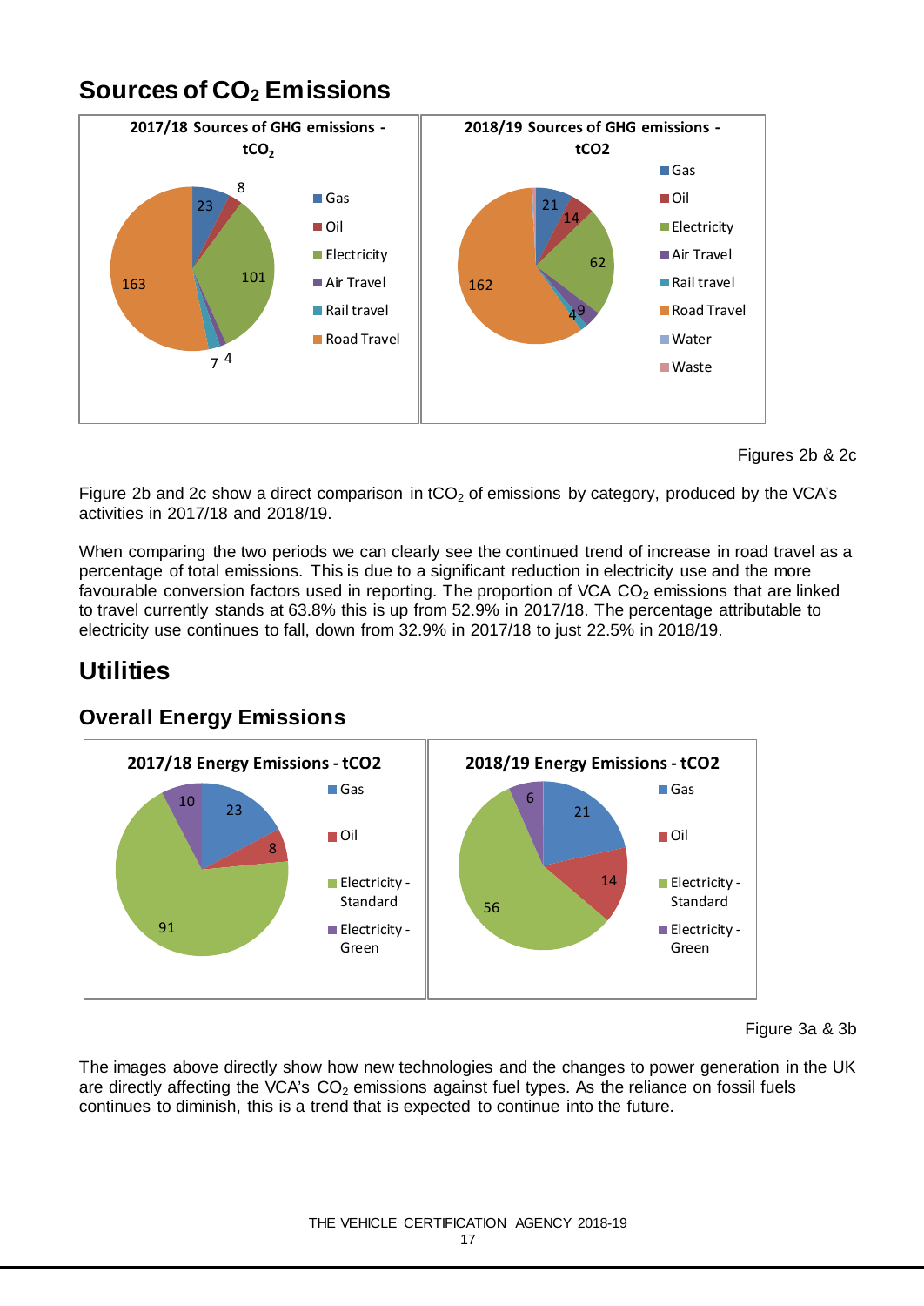## Sources of $CO_2$ Emissions

Figures 2b & 2c

Figure 2b and 2c show a direct comparison in $tCO_2$ of emissions by category, produced by the VCA's activities in 2017/18 and 2018/19.

When comparing the two periods we can clearly see the continued trend of increase in road travel as a percentage of total emissions. This is due to a significant reduction in electricity use and the more favourable conversion factors used in reporting. The proportion of VCA $CO_2$ emissions that are linked to travel currently stands at 63.8% this is up from 52.9% in 2017/18. The percentage attributable to electricity use continues to fall, down from 32.9% in 2017/18 to just 22.5% in 2018/19.

# Utilities

## Overall Energy Emissions

Figure 3a & 3b

The images above directly show how new technologies and the changes to power generation in the UK are directly affecting the VCA's $CO_2$ emissions against fuel types. As the reliance on fossil fuels continues to diminish, this is a trend that is expected to continue into the future.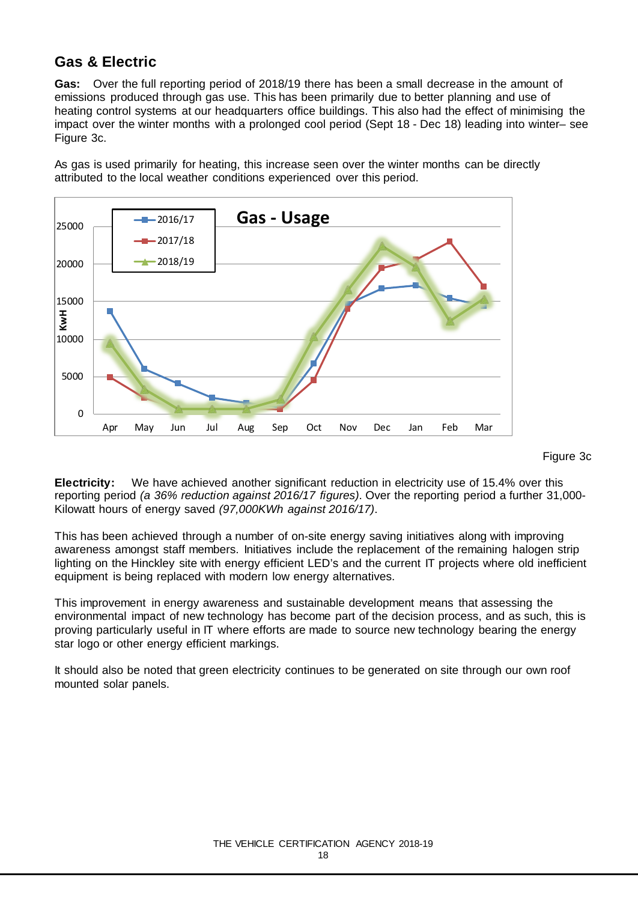## Gas & Electric

**Gas:** Over the full reporting period of 2018/19 there has been a small decrease in the amount of emissions produced through gas use. This has been primarily due to better planning and use of heating control systems at our headquarters office buildings. This also had the effect of minimising the impact over the winter months with a prolonged cool period (Sept 18 - Dec 18) leading into winter– see Figure 3c.

As gas is used primarily for heating, this increase seen over the winter months can be directly attributed to the local weather conditions experienced over this period.

Figure 3c

**Electricity:** We have achieved another significant reduction in electricity use of 15.4% over this reporting period *(a 36% reduction against 2016/17 figures)*. Over the reporting period a further 31,000-Kilowatt hours of energy saved *(97,000KWh against 2016/17)*.

This has been achieved through a number of on-site energy saving initiatives along with improving awareness amongst staff members. Initiatives include the replacement of the remaining halogen strip lighting on the Hinckley site with energy efficient LED's and the current IT projects where old inefficient equipment is being replaced with modern low energy alternatives.

This improvement in energy awareness and sustainable development means that assessing the environmental impact of new technology has become part of the decision process, and as such, this is proving particularly useful in IT where efforts are made to source new technology bearing the energy star logo or other energy efficient markings.

It should also be noted that green electricity continues to be generated on site through our own roof mounted solar panels.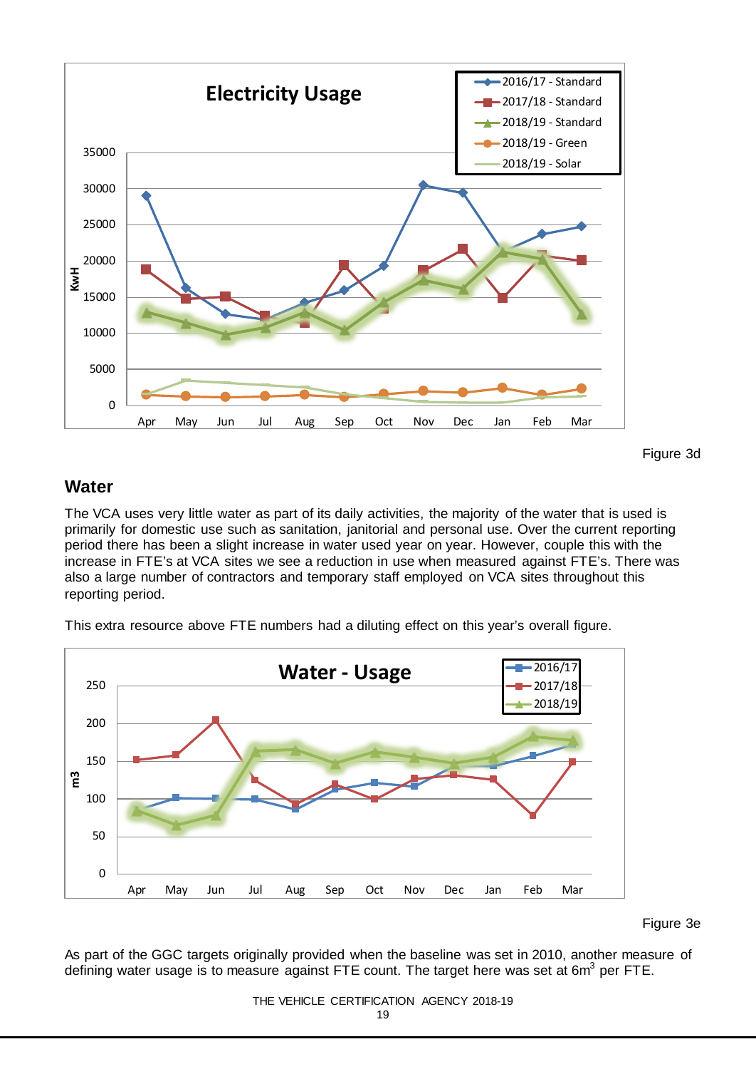Figure 3d

## Water

The VCA uses very little water as part of its daily activities, the majority of the water that is used is primarily for domestic use such as sanitation, janitorial and personal use. Over the current reporting period there has been a slight increase in water used year on year. However, couple this with the increase in FTE's at VCA sites we see a reduction in use when measured against FTE's. There was also a large number of contractors and temporary staff employed on VCA sites throughout this reporting period.

This extra resource above FTE numbers had a diluting effect on this year's overall figure.

Figure 3e

As part of the GGC targets originally provided when the baseline was set in 2010, another measure of defining water usage is to measure against FTE count. The target here was set at 6m$^3$ per FTE.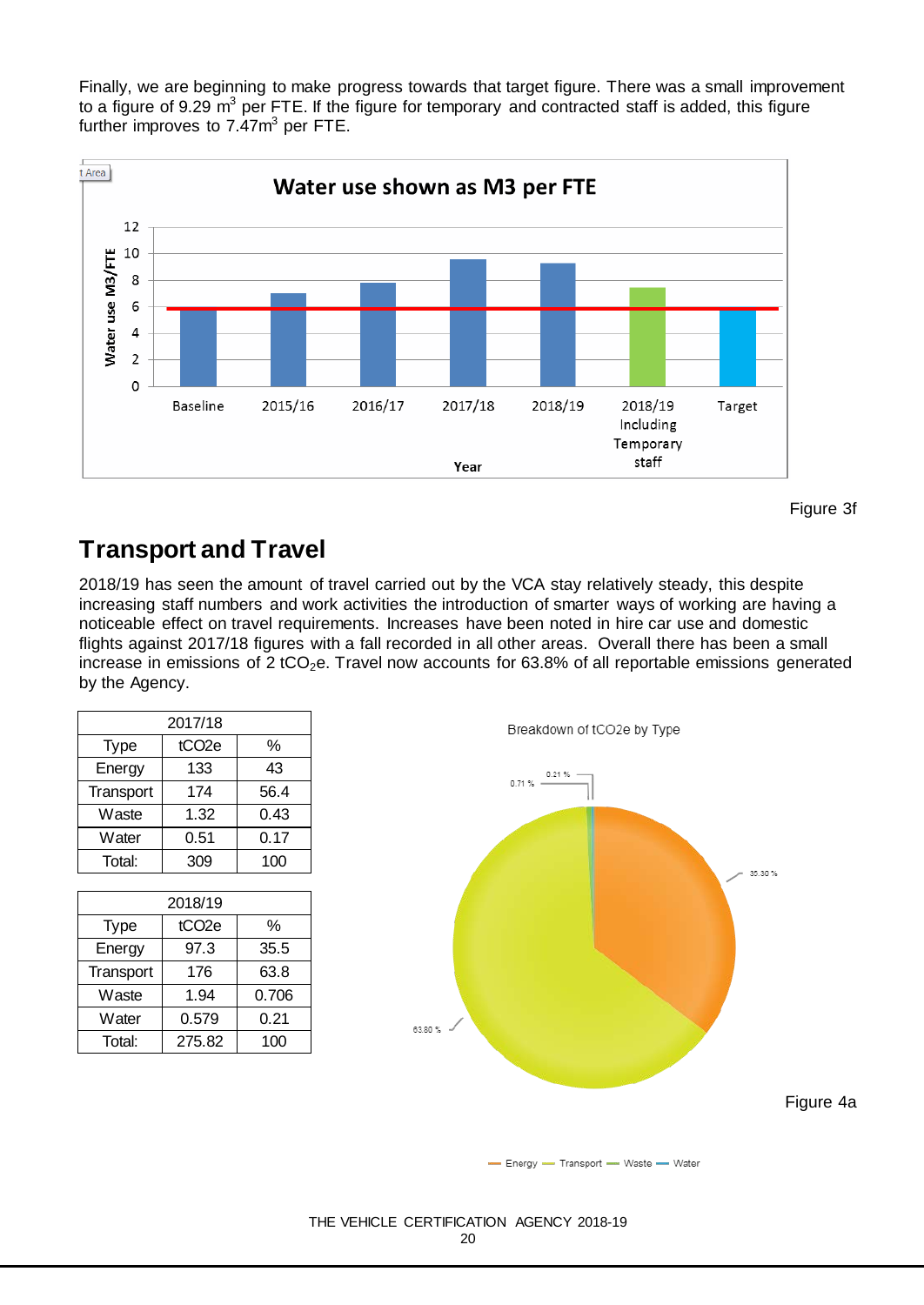Finally, we are beginning to make progress towards that target figure. There was a small improvement to a figure of 9.29 $m^3$ per FTE. If the figure for temporary and contracted staff is added, this figure further improves to 7.47$m^3$ per FTE.

Figure 3f

## Transport and Travel

2018/19 has seen the amount of travel carried out by the VCA stay relatively steady, this despite increasing staff numbers and work activities the introduction of smarter ways of working are having a noticeable effect on travel requirements. Increases have been noted in hire car use and domestic flights against 2017/18 figures with a fall recorded in all other areas. Overall there has been a small increase in emissions of 2 $tCO_2e$. Travel now accounts for 63.8% of all reportable emissions generated by the Agency.

| 2017/18 | | |
|---|---|---|
| Type | tCO2e | % |
| Energy | 133 | 43 |
| Transport | 174 | 56.4 |
| Waste | 1.32 | 0.43 |
| Water | 0.51 | 0.17 |
| Total: | 309 | 100 |

| 2018/19 | | |
|---|---|---|
| Type | tCO2e | % |
| Energy | 97.3 | 35.5 |
| Transport | 176 | 63.8 |
| Waste | 1.94 | 0.706 |
| Water | 0.579 | 0.21 |
| Total: | 275.82 | 100 |

Figure 4a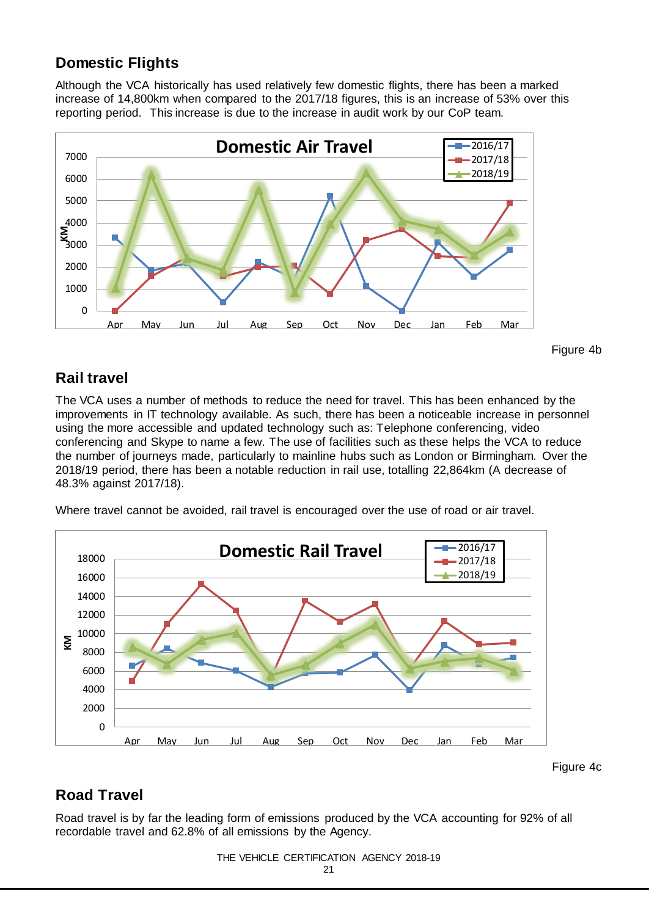## Domestic Flights

Although the VCA historically has used relatively few domestic flights, there has been a marked increase of 14,800km when compared to the 2017/18 figures, this is an increase of 53% over this reporting period. This increase is due to the increase in audit work by our CoP team.

Figure 4b

## Rail travel

The VCA uses a number of methods to reduce the need for travel. This has been enhanced by the improvements in IT technology available. As such, there has been a noticeable increase in personnel using the more accessible and updated technology such as: Telephone conferencing, video conferencing and Skype to name a few. The use of facilities such as these helps the VCA to reduce the number of journeys made, particularly to mainline hubs such as London or Birmingham. Over the 2018/19 period, there has been a notable reduction in rail use, totalling 22,864km (A decrease of 48.3% against 2017/18).

Where travel cannot be avoided, rail travel is encouraged over the use of road or air travel.

Figure 4c

## Road Travel

Road travel is by far the leading form of emissions produced by the VCA accounting for 92% of all recordable travel and 62.8% of all emissions by the Agency.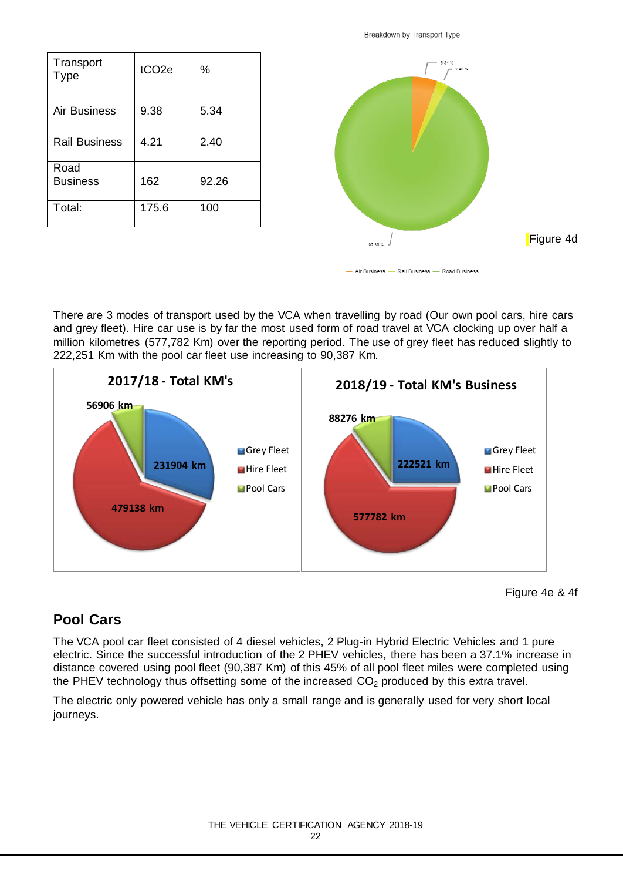| Transport Type | tCO2e | % |
|---|---|---|
| Air Business | 9.38 | 5.34 |
| Rail Business | 4.21 | 2.40 |
| Road Business | 162 | 92.26 |
| Total: | 175.6 | 100 |

Breakdown by Transport Type

Figure 4d

There are 3 modes of transport used by the VCA when travelling by road (Our own pool cars, hire cars and grey fleet). Hire car use is by far the most used form of road travel at VCA clocking up over half a million kilometres (577,782 Km) over the reporting period. The use of grey fleet has reduced slightly to 222,251 Km with the pool car fleet use increasing to 90,387 Km.

**2017/18 - Total KM's**

- Grey Fleet: 231904 km
- Hire Fleet: 479138 km
- Pool Cars: 56906 km

**2018/19 - Total KM's Business**

- Grey Fleet: 222521 km
- Hire Fleet: 577782 km
- Pool Cars: 88276 km

Figure 4e & 4f

## Pool Cars

The VCA pool car fleet consisted of 4 diesel vehicles, 2 Plug-in Hybrid Electric Vehicles and 1 pure electric. Since the successful introduction of the 2 PHEV vehicles, there has been a 37.1% increase in distance covered using pool fleet (90,387 Km) of this 45% of all pool fleet miles were completed using the PHEV technology thus offsetting some of the increased $CO_2$ produced by this extra travel.

The electric only powered vehicle has only a small range and is generally used for very short local journeys.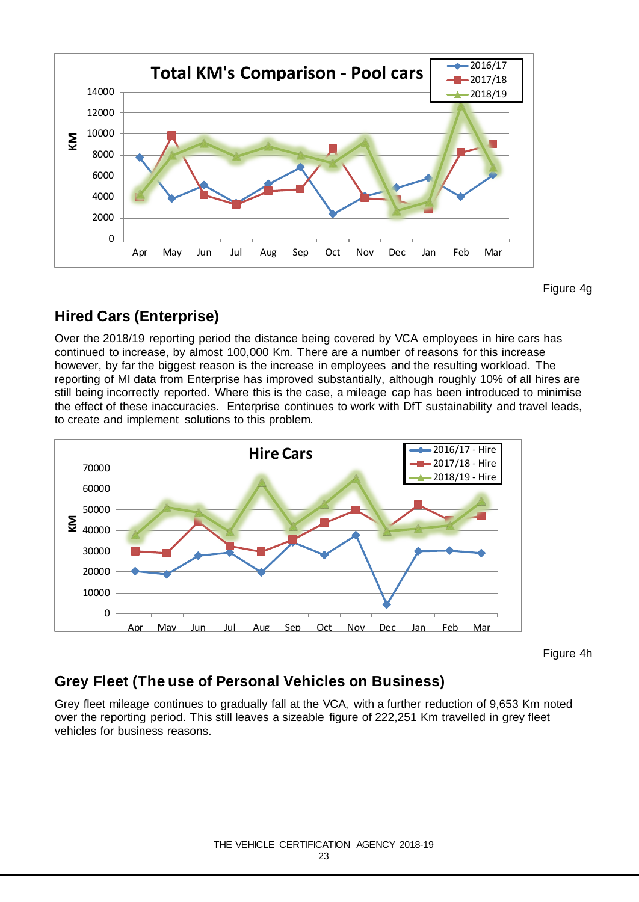Figure 4g

## Hired Cars (Enterprise)

Over the 2018/19 reporting period the distance being covered by VCA employees in hire cars has continued to increase, by almost 100,000 Km. There are a number of reasons for this increase however, by far the biggest reason is the increase in employees and the resulting workload. The reporting of MI data from Enterprise has improved substantially, although roughly 10% of all hires are still being incorrectly reported. Where this is the case, a mileage cap has been introduced to minimise the effect of these inaccuracies. Enterprise continues to work with DfT sustainability and travel leads, to create and implement solutions to this problem.

Figure 4h

## Grey Fleet (The use of Personal Vehicles on Business)

Grey fleet mileage continues to gradually fall at the VCA, with a further reduction of 9,653 Km noted over the reporting period. This still leaves a sizeable figure of 222,251 Km travelled in grey fleet vehicles for business reasons.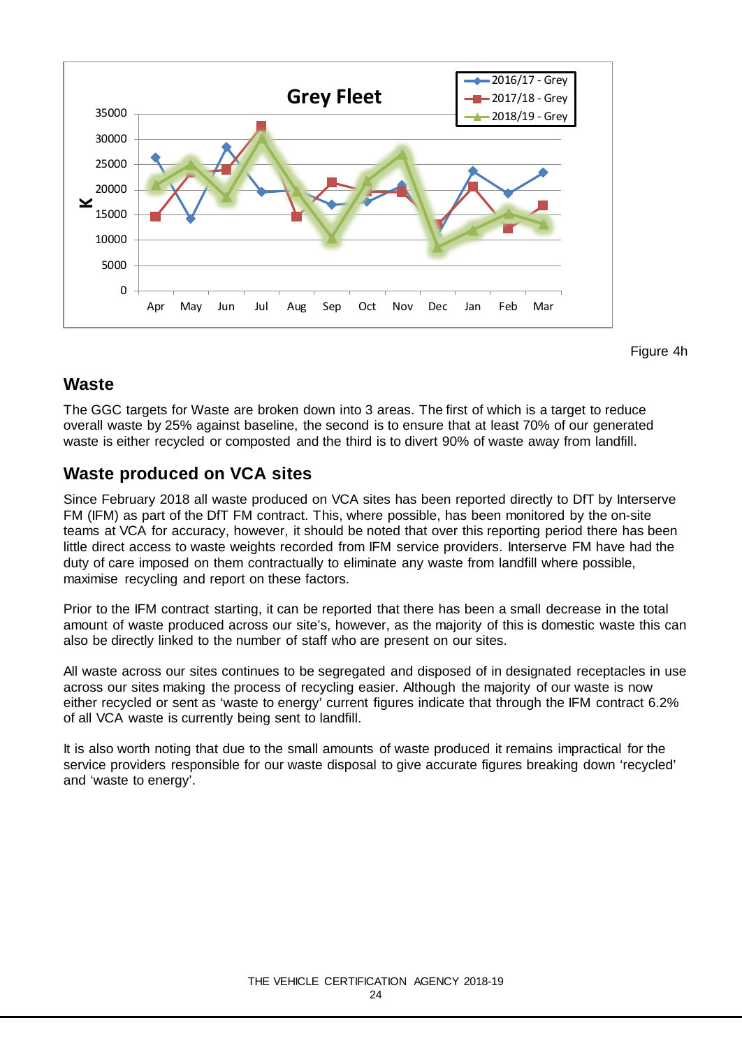Figure 4h

## Waste

The GGC targets for Waste are broken down into 3 areas. The first of which is a target to reduce overall waste by 25% against baseline, the second is to ensure that at least 70% of our generated waste is either recycled or composted and the third is to divert 90% of waste away from landfill.

## Waste produced on VCA sites

Since February 2018 all waste produced on VCA sites has been reported directly to DfT by Interserve FM (IFM) as part of the DfT FM contract. This, where possible, has been monitored by the on-site teams at VCA for accuracy, however, it should be noted that over this reporting period there has been little direct access to waste weights recorded from IFM service providers. Interserve FM have had the duty of care imposed on them contractually to eliminate any waste from landfill where possible, maximise recycling and report on these factors.

Prior to the IFM contract starting, it can be reported that there has been a small decrease in the total amount of waste produced across our site's, however, as the majority of this is domestic waste this can also be directly linked to the number of staff who are present on our sites.

All waste across our sites continues to be segregated and disposed of in designated receptacles in use across our sites making the process of recycling easier. Although the majority of our waste is now either recycled or sent as 'waste to energy' current figures indicate that through the IFM contract 6.2% of all VCA waste is currently being sent to landfill.

It is also worth noting that due to the small amounts of waste produced it remains impractical for the service providers responsible for our waste disposal to give accurate figures breaking down 'recycled' and 'waste to energy'.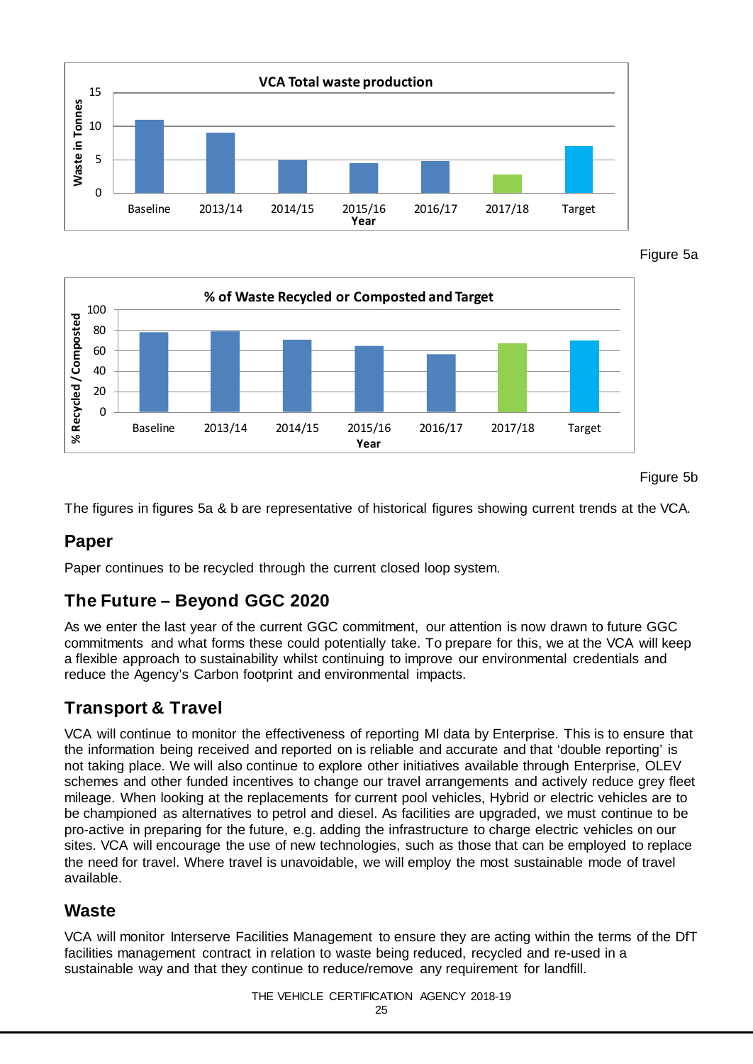Figure 5a

Figure 5b

The figures in figures 5a & b are representative of historical figures showing current trends at the VCA.

## Paper

Paper continues to be recycled through the current closed loop system.

## The Future – Beyond GGC 2020

As we enter the last year of the current GGC commitment, our attention is now drawn to future GGC commitments and what forms these could potentially take. To prepare for this, we at the VCA will keep a flexible approach to sustainability whilst continuing to improve our environmental credentials and reduce the Agency's Carbon footprint and environmental impacts.

## Transport & Travel

VCA will continue to monitor the effectiveness of reporting MI data by Enterprise. This is to ensure that the information being received and reported on is reliable and accurate and that 'double reporting' is not taking place. We will also continue to explore other initiatives available through Enterprise, OLEV schemes and other funded incentives to change our travel arrangements and actively reduce grey fleet mileage. When looking at the replacements for current pool vehicles, Hybrid or electric vehicles are to be championed as alternatives to petrol and diesel. As facilities are upgraded, we must continue to be pro-active in preparing for the future, e.g. adding the infrastructure to charge electric vehicles on our sites. VCA will encourage the use of new technologies, such as those that can be employed to replace the need for travel. Where travel is unavoidable, we will employ the most sustainable mode of travel available.

## Waste

VCA will monitor Interserve Facilities Management to ensure they are acting within the terms of the DfT facilities management contract in relation to waste being reduced, recycled and re-used in a sustainable way and that they continue to reduce/remove any requirement for landfill.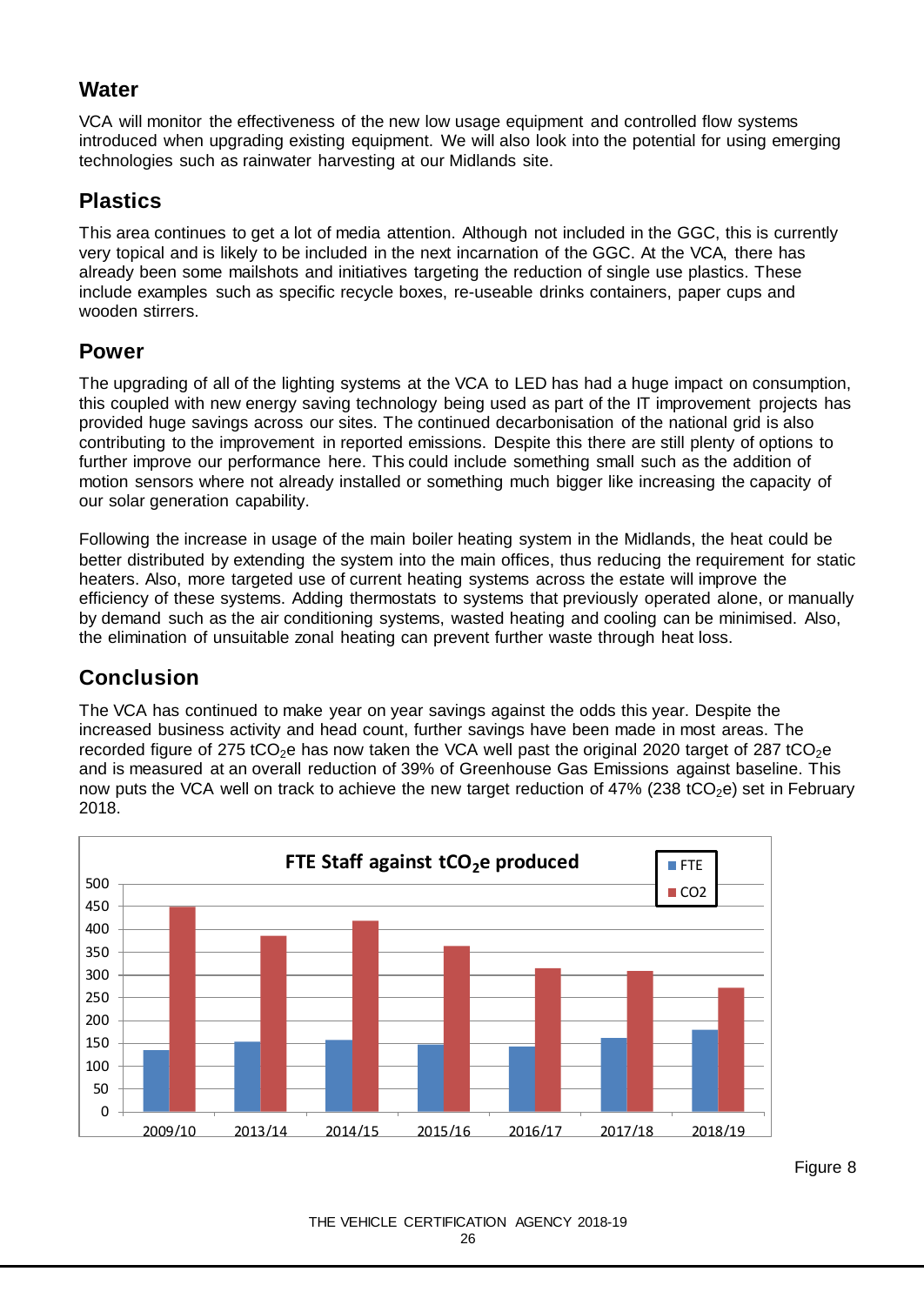## Water

VCA will monitor the effectiveness of the new low usage equipment and controlled flow systems introduced when upgrading existing equipment. We will also look into the potential for using emerging technologies such as rainwater harvesting at our Midlands site.

## Plastics

This area continues to get a lot of media attention. Although not included in the GGC, this is currently very topical and is likely to be included in the next incarnation of the GGC. At the VCA, there has already been some mailshots and initiatives targeting the reduction of single use plastics. These include examples such as specific recycle boxes, re-useable drinks containers, paper cups and wooden stirrers.

## Power

The upgrading of all of the lighting systems at the VCA to LED has had a huge impact on consumption, this coupled with new energy saving technology being used as part of the IT improvement projects has provided huge savings across our sites. The continued decarbonisation of the national grid is also contributing to the improvement in reported emissions. Despite this there are still plenty of options to further improve our performance here. This could include something small such as the addition of motion sensors where not already installed or something much bigger like increasing the capacity of our solar generation capability.

Following the increase in usage of the main boiler heating system in the Midlands, the heat could be better distributed by extending the system into the main offices, thus reducing the requirement for static heaters. Also, more targeted use of current heating systems across the estate will improve the efficiency of these systems. Adding thermostats to systems that previously operated alone, or manually by demand such as the air conditioning systems, wasted heating and cooling can be minimised. Also, the elimination of unsuitable zonal heating can prevent further waste through heat loss.

## Conclusion

The VCA has continued to make year on year savings against the odds this year. Despite the increased business activity and head count, further savings have been made in most areas. The recorded figure of 275 $tCO_2e$ has now taken the VCA well past the original 2020 target of 287 $tCO_2e$ and is measured at an overall reduction of 39% of Greenhouse Gas Emissions against baseline. This now puts the VCA well on track to achieve the new target reduction of 47% (238 $tCO_2e$) set in February 2018.

**FTE Staff against $tCO_2e$ produced**

| Year | FTE | CO2 |
|---|---|---|
| 2009/10 | ~135 | ~450 |
| 2013/14 | ~153 | ~386 |
| 2014/15 | ~157 | ~420 |
| 2015/16 | ~147 | ~363 |
| 2016/17 | ~143 | ~315 |
| 2017/18 | ~162 | ~309 |
| 2018/19 | ~179 | ~272 |

Figure 8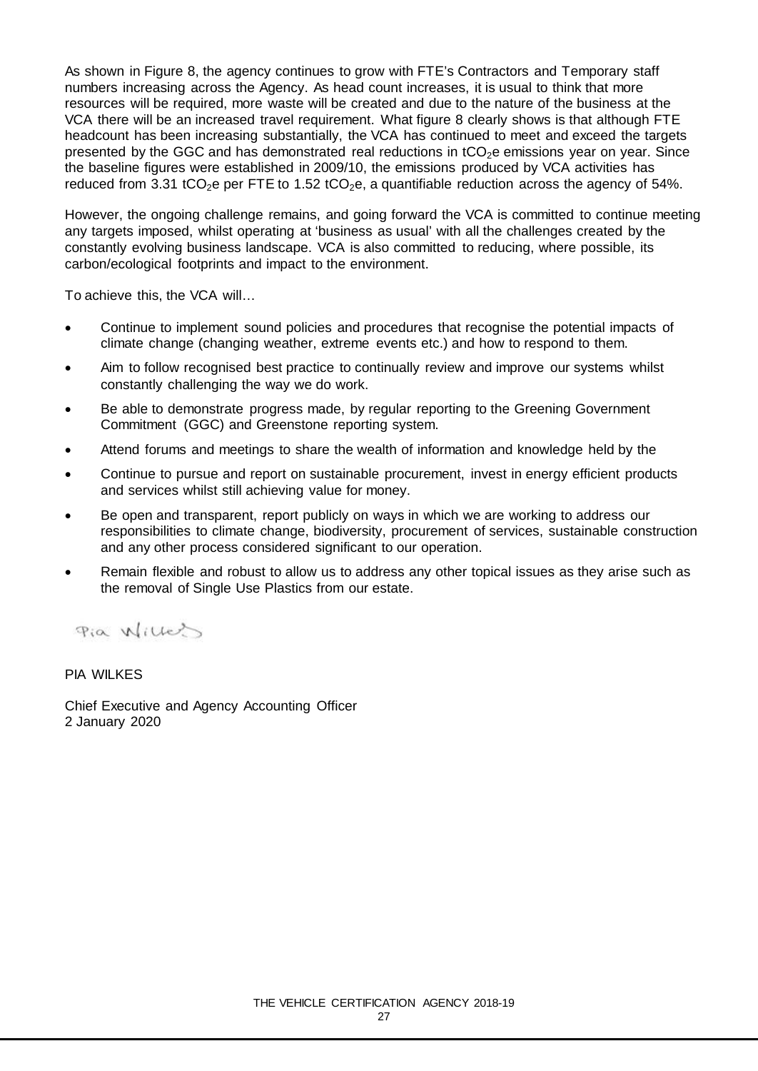As shown in Figure 8, the agency continues to grow with FTE's Contractors and Temporary staff numbers increasing across the Agency. As head count increases, it is usual to think that more resources will be required, more waste will be created and due to the nature of the business at the VCA there will be an increased travel requirement. What figure 8 clearly shows is that although FTE headcount has been increasing substantially, the VCA has continued to meet and exceed the targets presented by the GGC and has demonstrated real reductions in $tCO_2e$ emissions year on year. Since the baseline figures were established in 2009/10, the emissions produced by VCA activities has reduced from 3.31 $tCO_2e$ per FTE to 1.52 $tCO_2e$, a quantifiable reduction across the agency of 54%.

However, the ongoing challenge remains, and going forward the VCA is committed to continue meeting any targets imposed, whilst operating at 'business as usual' with all the challenges created by the constantly evolving business landscape. VCA is also committed to reducing, where possible, its carbon/ecological footprints and impact to the environment.

To achieve this, the VCA will…

- Continue to implement sound policies and procedures that recognise the potential impacts of climate change (changing weather, extreme events etc.) and how to respond to them.
- Aim to follow recognised best practice to continually review and improve our systems whilst constantly challenging the way we do work.
- Be able to demonstrate progress made, by regular reporting to the Greening Government Commitment (GGC) and Greenstone reporting system.
- Attend forums and meetings to share the wealth of information and knowledge held by the
- Continue to pursue and report on sustainable procurement, invest in energy efficient products and services whilst still achieving value for money.
- Be open and transparent, report publicly on ways in which we are working to address our responsibilities to climate change, biodiversity, procurement of services, sustainable construction and any other process considered significant to our operation.
- Remain flexible and robust to allow us to address any other topical issues as they arise such as the removal of Single Use Plastics from our estate.

Pia Wilkes

PIA WILKES

Chief Executive and Agency Accounting Officer
2 January 2020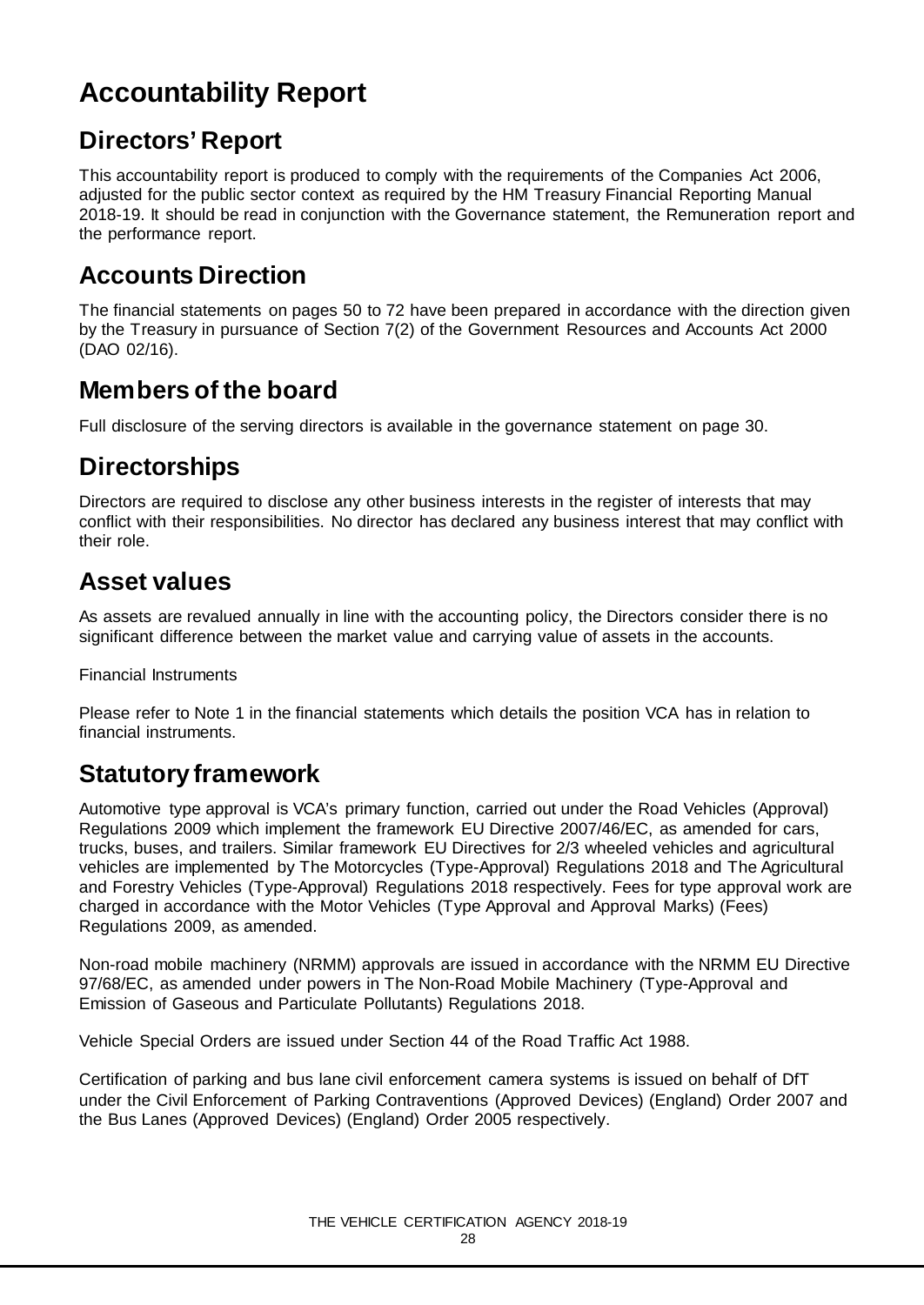# Accountability Report

## Directors' Report

This accountability report is produced to comply with the requirements of the Companies Act 2006, adjusted for the public sector context as required by the HM Treasury Financial Reporting Manual 2018-19. It should be read in conjunction with the Governance statement, the Remuneration report and the performance report.

## Accounts Direction

The financial statements on pages 50 to 72 have been prepared in accordance with the direction given by the Treasury in pursuance of Section 7(2) of the Government Resources and Accounts Act 2000 (DAO 02/16).

## Members of the board

Full disclosure of the serving directors is available in the governance statement on page 30.

## Directorships

Directors are required to disclose any other business interests in the register of interests that may conflict with their responsibilities. No director has declared any business interest that may conflict with their role.

## Asset values

As assets are revalued annually in line with the accounting policy, the Directors consider there is no significant difference between the market value and carrying value of assets in the accounts.

Financial Instruments

Please refer to Note 1 in the financial statements which details the position VCA has in relation to financial instruments.

## Statutory framework

Automotive type approval is VCA's primary function, carried out under the Road Vehicles (Approval) Regulations 2009 which implement the framework EU Directive 2007/46/EC, as amended for cars, trucks, buses, and trailers. Similar framework EU Directives for 2/3 wheeled vehicles and agricultural vehicles are implemented by The Motorcycles (Type-Approval) Regulations 2018 and The Agricultural and Forestry Vehicles (Type-Approval) Regulations 2018 respectively. Fees for type approval work are charged in accordance with the Motor Vehicles (Type Approval and Approval Marks) (Fees) Regulations 2009, as amended.

Non-road mobile machinery (NRMM) approvals are issued in accordance with the NRMM EU Directive 97/68/EC, as amended under powers in The Non-Road Mobile Machinery (Type-Approval and Emission of Gaseous and Particulate Pollutants) Regulations 2018.

Vehicle Special Orders are issued under Section 44 of the Road Traffic Act 1988.

Certification of parking and bus lane civil enforcement camera systems is issued on behalf of DfT under the Civil Enforcement of Parking Contraventions (Approved Devices) (England) Order 2007 and the Bus Lanes (Approved Devices) (England) Order 2005 respectively.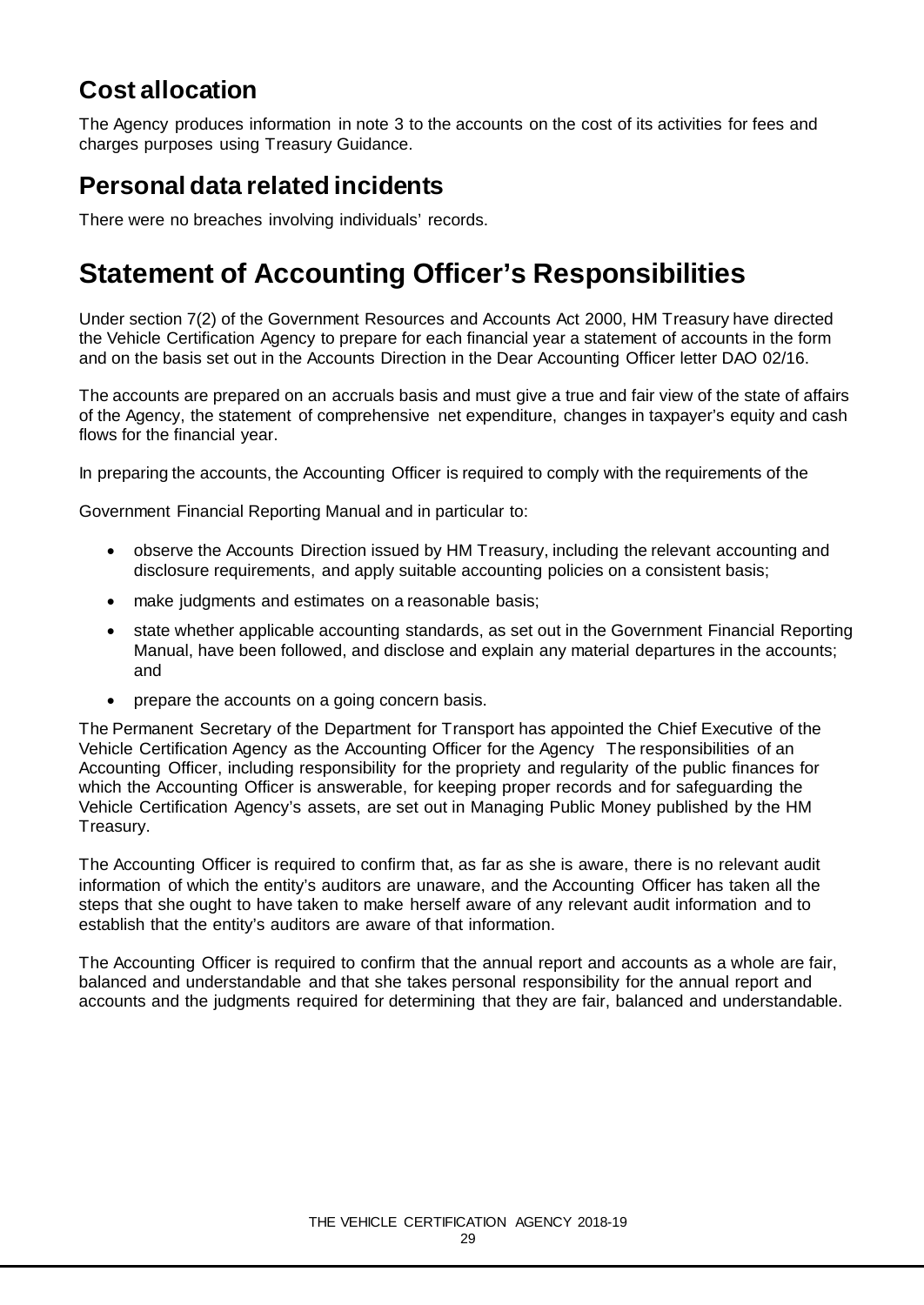## Cost allocation

The Agency produces information in note 3 to the accounts on the cost of its activities for fees and charges purposes using Treasury Guidance.

## Personal data related incidents

There were no breaches involving individuals' records.

# Statement of Accounting Officer's Responsibilities

Under section 7(2) of the Government Resources and Accounts Act 2000, HM Treasury have directed the Vehicle Certification Agency to prepare for each financial year a statement of accounts in the form and on the basis set out in the Accounts Direction in the Dear Accounting Officer letter DAO 02/16.

The accounts are prepared on an accruals basis and must give a true and fair view of the state of affairs of the Agency, the statement of comprehensive net expenditure, changes in taxpayer's equity and cash flows for the financial year.

In preparing the accounts, the Accounting Officer is required to comply with the requirements of the

Government Financial Reporting Manual and in particular to:

- observe the Accounts Direction issued by HM Treasury, including the relevant accounting and disclosure requirements, and apply suitable accounting policies on a consistent basis;
- make judgments and estimates on a reasonable basis;
- state whether applicable accounting standards, as set out in the Government Financial Reporting Manual, have been followed, and disclose and explain any material departures in the accounts; and
- prepare the accounts on a going concern basis.

The Permanent Secretary of the Department for Transport has appointed the Chief Executive of the Vehicle Certification Agency as the Accounting Officer for the Agency The responsibilities of an Accounting Officer, including responsibility for the propriety and regularity of the public finances for which the Accounting Officer is answerable, for keeping proper records and for safeguarding the Vehicle Certification Agency's assets, are set out in Managing Public Money published by the HM Treasury.

The Accounting Officer is required to confirm that, as far as she is aware, there is no relevant audit information of which the entity's auditors are unaware, and the Accounting Officer has taken all the steps that she ought to have taken to make herself aware of any relevant audit information and to establish that the entity's auditors are aware of that information.

The Accounting Officer is required to confirm that the annual report and accounts as a whole are fair, balanced and understandable and that she takes personal responsibility for the annual report and accounts and the judgments required for determining that they are fair, balanced and understandable.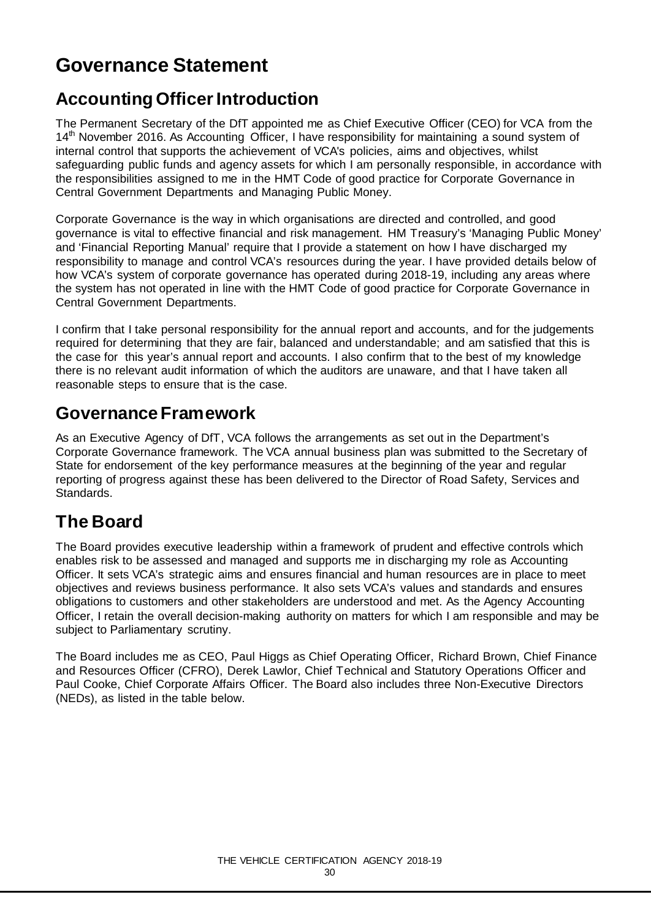# Governance Statement

## Accounting Officer Introduction

The Permanent Secretary of the DfT appointed me as Chief Executive Officer (CEO) for VCA from the 14th November 2016. As Accounting Officer, I have responsibility for maintaining a sound system of internal control that supports the achievement of VCA's policies, aims and objectives, whilst safeguarding public funds and agency assets for which I am personally responsible, in accordance with the responsibilities assigned to me in the HMT Code of good practice for Corporate Governance in Central Government Departments and Managing Public Money.

Corporate Governance is the way in which organisations are directed and controlled, and good governance is vital to effective financial and risk management. HM Treasury's 'Managing Public Money' and 'Financial Reporting Manual' require that I provide a statement on how I have discharged my responsibility to manage and control VCA's resources during the year. I have provided details below of how VCA's system of corporate governance has operated during 2018-19, including any areas where the system has not operated in line with the HMT Code of good practice for Corporate Governance in Central Government Departments.

I confirm that I take personal responsibility for the annual report and accounts, and for the judgements required for determining that they are fair, balanced and understandable; and am satisfied that this is the case for this year's annual report and accounts. I also confirm that to the best of my knowledge there is no relevant audit information of which the auditors are unaware, and that I have taken all reasonable steps to ensure that is the case.

## Governance Framework

As an Executive Agency of DfT, VCA follows the arrangements as set out in the Department's Corporate Governance framework. The VCA annual business plan was submitted to the Secretary of State for endorsement of the key performance measures at the beginning of the year and regular reporting of progress against these has been delivered to the Director of Road Safety, Services and Standards.

## The Board

The Board provides executive leadership within a framework of prudent and effective controls which enables risk to be assessed and managed and supports me in discharging my role as Accounting Officer. It sets VCA's strategic aims and ensures financial and human resources are in place to meet objectives and reviews business performance. It also sets VCA's values and standards and ensures obligations to customers and other stakeholders are understood and met. As the Agency Accounting Officer, I retain the overall decision-making authority on matters for which I am responsible and may be subject to Parliamentary scrutiny.

The Board includes me as CEO, Paul Higgs as Chief Operating Officer, Richard Brown, Chief Finance and Resources Officer (CFRO), Derek Lawlor, Chief Technical and Statutory Operations Officer and Paul Cooke, Chief Corporate Affairs Officer. The Board also includes three Non-Executive Directors (NEDs), as listed in the table below.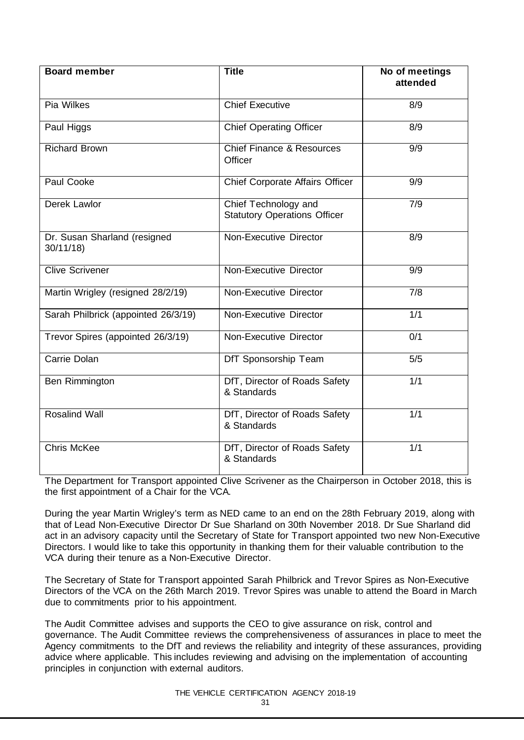| Board member | Title | No of meetings attended |
| --- | --- | --- |
| Pia Wilkes | Chief Executive | 8/9 |
| Paul Higgs | Chief Operating Officer | 8/9 |
| Richard Brown | Chief Finance & Resources Officer | 9/9 |
| Paul Cooke | Chief Corporate Affairs Officer | 9/9 |
| Derek Lawlor | Chief Technology and Statutory Operations Officer | 7/9 |
| Dr. Susan Sharland (resigned 30/11/18) | Non-Executive Director | 8/9 |
| Clive Scrivener | Non-Executive Director | 9/9 |
| Martin Wrigley (resigned 28/2/19) | Non-Executive Director | 7/8 |
| Sarah Philbrick (appointed 26/3/19) | Non-Executive Director | 1/1 |
| Trevor Spires (appointed 26/3/19) | Non-Executive Director | 0/1 |
| Carrie Dolan | DfT Sponsorship Team | 5/5 |
| Ben Rimmington | DfT, Director of Roads Safety & Standards | 1/1 |
| Rosalind Wall | DfT, Director of Roads Safety & Standards | 1/1 |
| Chris McKee | DfT, Director of Roads Safety & Standards | 1/1 |

The Department for Transport appointed Clive Scrivener as the Chairperson in October 2018, this is the first appointment of a Chair for the VCA.

During the year Martin Wrigley's term as NED came to an end on the 28th February 2019, along with that of Lead Non-Executive Director Dr Sue Sharland on 30th November 2018. Dr Sue Sharland did act in an advisory capacity until the Secretary of State for Transport appointed two new Non-Executive Directors. I would like to take this opportunity in thanking them for their valuable contribution to the VCA during their tenure as a Non-Executive Director.

The Secretary of State for Transport appointed Sarah Philbrick and Trevor Spires as Non-Executive Directors of the VCA on the 26th March 2019. Trevor Spires was unable to attend the Board in March due to commitments prior to his appointment.

The Audit Committee advises and supports the CEO to give assurance on risk, control and governance. The Audit Committee reviews the comprehensiveness of assurances in place to meet the Agency commitments to the DfT and reviews the reliability and integrity of these assurances, providing advice where applicable. This includes reviewing and advising on the implementation of accounting principles in conjunction with external auditors.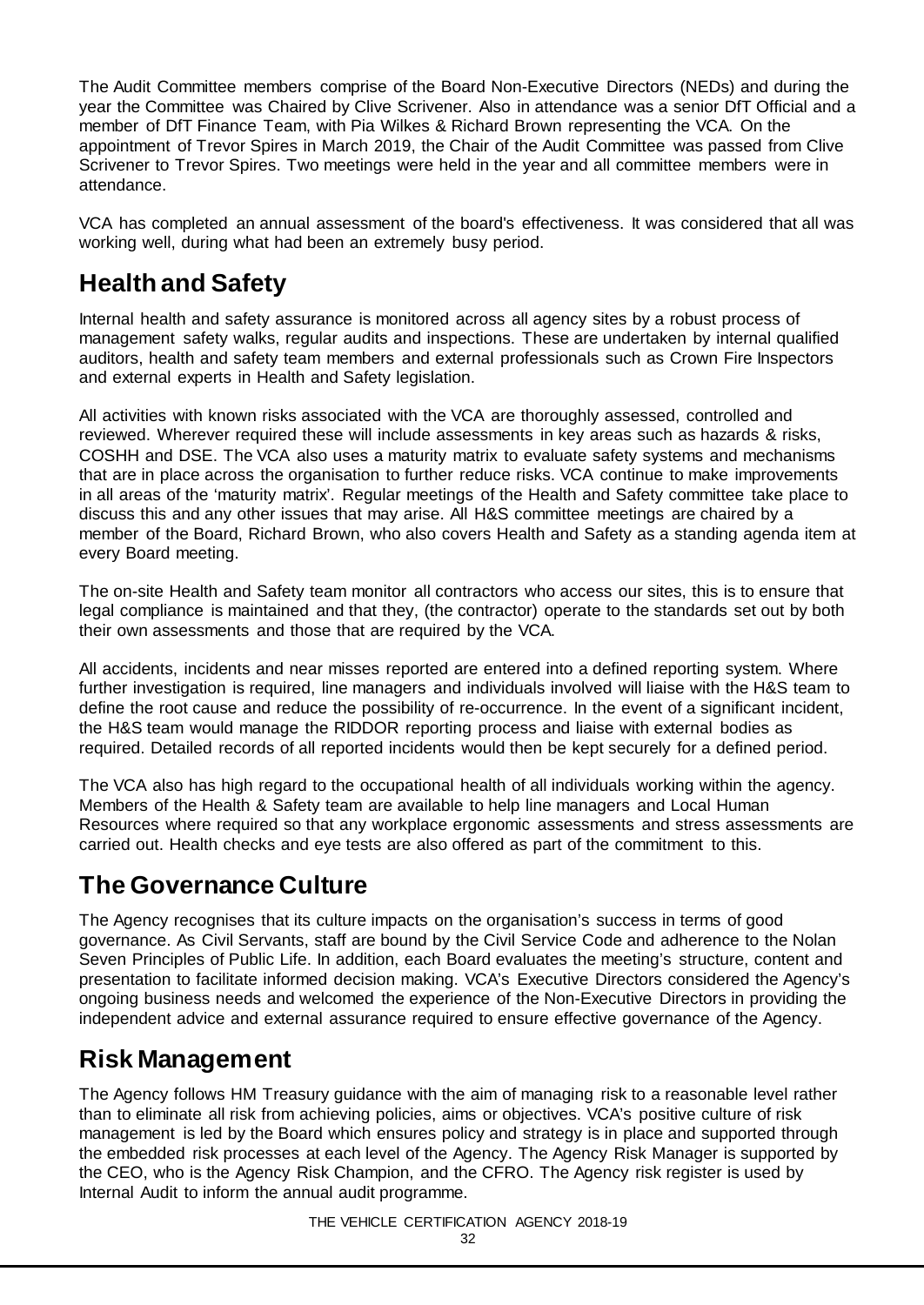The Audit Committee members comprise of the Board Non-Executive Directors (NEDs) and during the year the Committee was Chaired by Clive Scrivener. Also in attendance was a senior DfT Official and a member of DfT Finance Team, with Pia Wilkes & Richard Brown representing the VCA. On the appointment of Trevor Spires in March 2019, the Chair of the Audit Committee was passed from Clive Scrivener to Trevor Spires. Two meetings were held in the year and all committee members were in attendance.

VCA has completed an annual assessment of the board's effectiveness. It was considered that all was working well, during what had been an extremely busy period.

## Health and Safety

Internal health and safety assurance is monitored across all agency sites by a robust process of management safety walks, regular audits and inspections. These are undertaken by internal qualified auditors, health and safety team members and external professionals such as Crown Fire Inspectors and external experts in Health and Safety legislation.

All activities with known risks associated with the VCA are thoroughly assessed, controlled and reviewed. Wherever required these will include assessments in key areas such as hazards & risks, COSHH and DSE. The VCA also uses a maturity matrix to evaluate safety systems and mechanisms that are in place across the organisation to further reduce risks. VCA continue to make improvements in all areas of the 'maturity matrix'. Regular meetings of the Health and Safety committee take place to discuss this and any other issues that may arise. All H&S committee meetings are chaired by a member of the Board, Richard Brown, who also covers Health and Safety as a standing agenda item at every Board meeting.

The on-site Health and Safety team monitor all contractors who access our sites, this is to ensure that legal compliance is maintained and that they, (the contractor) operate to the standards set out by both their own assessments and those that are required by the VCA.

All accidents, incidents and near misses reported are entered into a defined reporting system. Where further investigation is required, line managers and individuals involved will liaise with the H&S team to define the root cause and reduce the possibility of re-occurrence. In the event of a significant incident, the H&S team would manage the RIDDOR reporting process and liaise with external bodies as required. Detailed records of all reported incidents would then be kept securely for a defined period.

The VCA also has high regard to the occupational health of all individuals working within the agency. Members of the Health & Safety team are available to help line managers and Local Human Resources where required so that any workplace ergonomic assessments and stress assessments are carried out. Health checks and eye tests are also offered as part of the commitment to this.

## The Governance Culture

The Agency recognises that its culture impacts on the organisation's success in terms of good governance. As Civil Servants, staff are bound by the Civil Service Code and adherence to the Nolan Seven Principles of Public Life. In addition, each Board evaluates the meeting's structure, content and presentation to facilitate informed decision making. VCA's Executive Directors considered the Agency's ongoing business needs and welcomed the experience of the Non-Executive Directors in providing the independent advice and external assurance required to ensure effective governance of the Agency.

## Risk Management

The Agency follows HM Treasury guidance with the aim of managing risk to a reasonable level rather than to eliminate all risk from achieving policies, aims or objectives. VCA's positive culture of risk management is led by the Board which ensures policy and strategy is in place and supported through the embedded risk processes at each level of the Agency. The Agency Risk Manager is supported by the CEO, who is the Agency Risk Champion, and the CFRO. The Agency risk register is used by Internal Audit to inform the annual audit programme.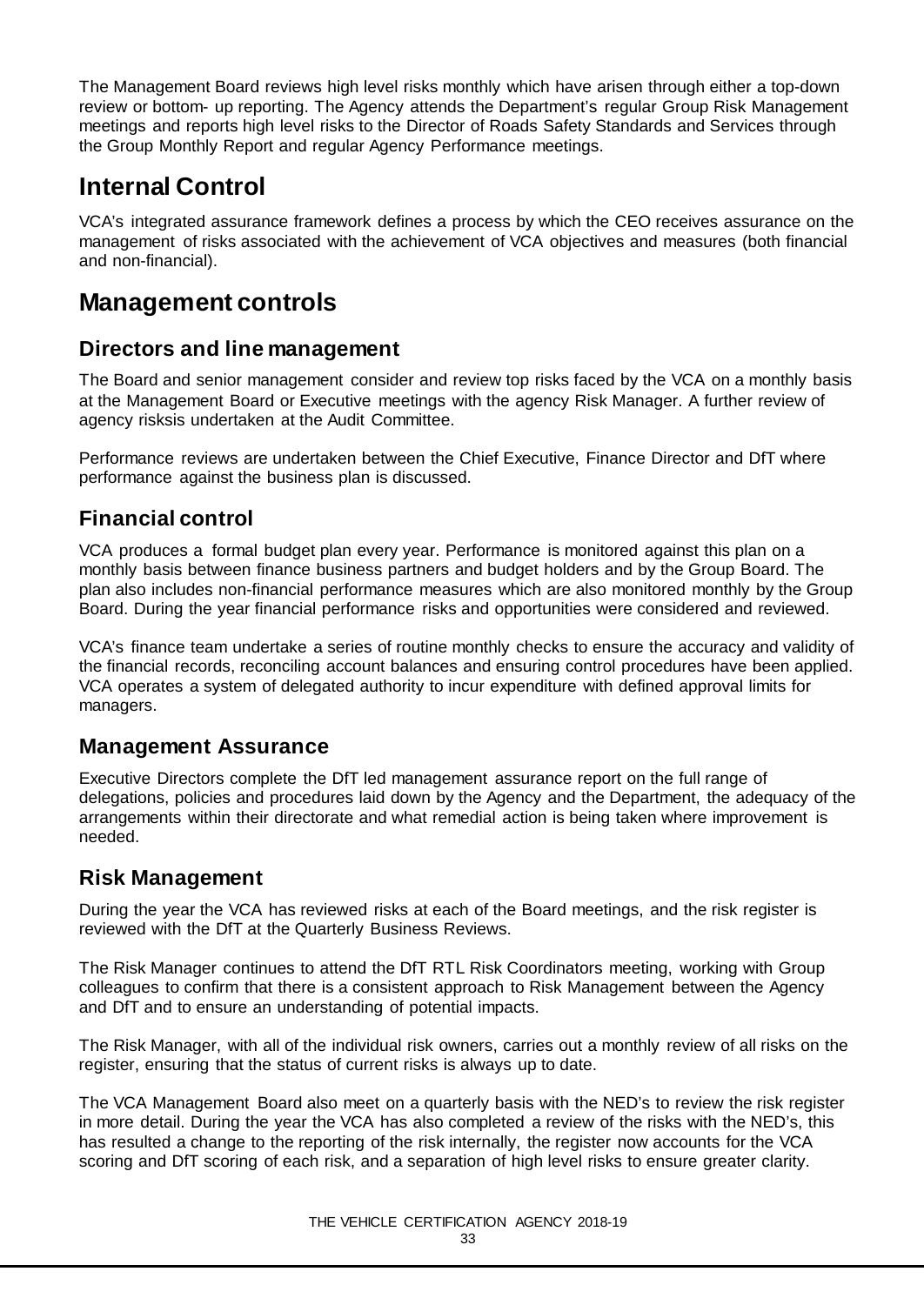The Management Board reviews high level risks monthly which have arisen through either a top-down review or bottom- up reporting. The Agency attends the Department's regular Group Risk Management meetings and reports high level risks to the Director of Roads Safety Standards and Services through the Group Monthly Report and regular Agency Performance meetings.

# Internal Control

VCA's integrated assurance framework defines a process by which the CEO receives assurance on the management of risks associated with the achievement of VCA objectives and measures (both financial and non-financial).

# Management controls

## Directors and line management

The Board and senior management consider and review top risks faced by the VCA on a monthly basis at the Management Board or Executive meetings with the agency Risk Manager. A further review of agency risksis undertaken at the Audit Committee.

Performance reviews are undertaken between the Chief Executive, Finance Director and DfT where performance against the business plan is discussed.

## Financial control

VCA produces a formal budget plan every year. Performance is monitored against this plan on a monthly basis between finance business partners and budget holders and by the Group Board. The plan also includes non-financial performance measures which are also monitored monthly by the Group Board. During the year financial performance risks and opportunities were considered and reviewed.

VCA's finance team undertake a series of routine monthly checks to ensure the accuracy and validity of the financial records, reconciling account balances and ensuring control procedures have been applied. VCA operates a system of delegated authority to incur expenditure with defined approval limits for managers.

## Management Assurance

Executive Directors complete the DfT led management assurance report on the full range of delegations, policies and procedures laid down by the Agency and the Department, the adequacy of the arrangements within their directorate and what remedial action is being taken where improvement is needed.

## Risk Management

During the year the VCA has reviewed risks at each of the Board meetings, and the risk register is reviewed with the DfT at the Quarterly Business Reviews.

The Risk Manager continues to attend the DfT RTL Risk Coordinators meeting, working with Group colleagues to confirm that there is a consistent approach to Risk Management between the Agency and DfT and to ensure an understanding of potential impacts.

The Risk Manager, with all of the individual risk owners, carries out a monthly review of all risks on the register, ensuring that the status of current risks is always up to date.

The VCA Management Board also meet on a quarterly basis with the NED's to review the risk register in more detail. During the year the VCA has also completed a review of the risks with the NED's, this has resulted a change to the reporting of the risk internally, the register now accounts for the VCA scoring and DfT scoring of each risk, and a separation of high level risks to ensure greater clarity.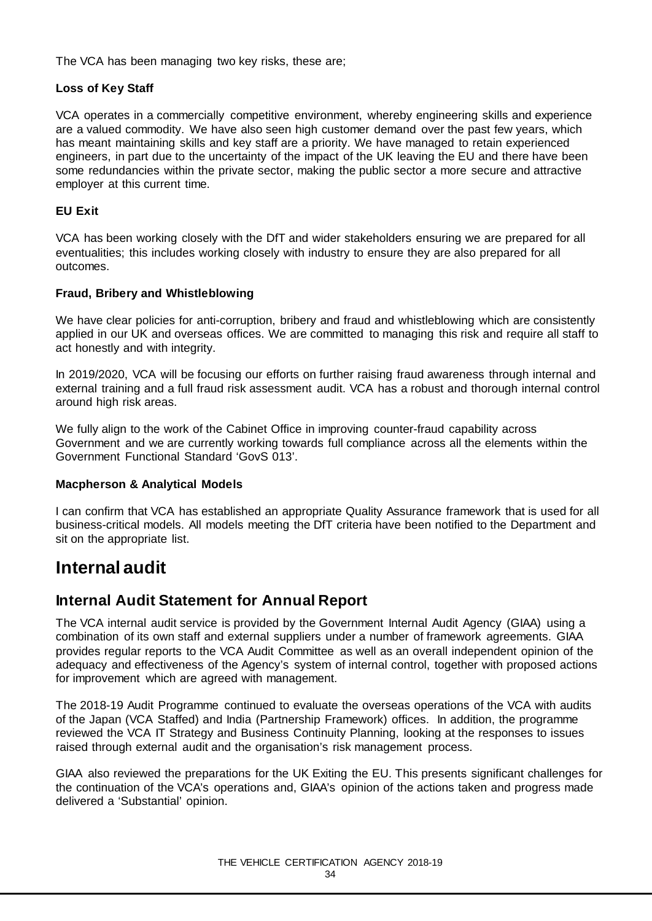The VCA has been managing two key risks, these are;

**Loss of Key Staff**

VCA operates in a commercially competitive environment, whereby engineering skills and experience are a valued commodity. We have also seen high customer demand over the past few years, which has meant maintaining skills and key staff are a priority. We have managed to retain experienced engineers, in part due to the uncertainty of the impact of the UK leaving the EU and there have been some redundancies within the private sector, making the public sector a more secure and attractive employer at this current time.

**EU Exit**

VCA has been working closely with the DfT and wider stakeholders ensuring we are prepared for all eventualities; this includes working closely with industry to ensure they are also prepared for all outcomes.

**Fraud, Bribery and Whistleblowing**

We have clear policies for anti-corruption, bribery and fraud and whistleblowing which are consistently applied in our UK and overseas offices. We are committed to managing this risk and require all staff to act honestly and with integrity.

In 2019/2020, VCA will be focusing our efforts on further raising fraud awareness through internal and external training and a full fraud risk assessment audit. VCA has a robust and thorough internal control around high risk areas.

We fully align to the work of the Cabinet Office in improving counter-fraud capability across Government and we are currently working towards full compliance across all the elements within the Government Functional Standard 'GovS 013'.

**Macpherson & Analytical Models**

I can confirm that VCA has established an appropriate Quality Assurance framework that is used for all business-critical models. All models meeting the DfT criteria have been notified to the Department and sit on the appropriate list.

# Internal audit

## Internal Audit Statement for Annual Report

The VCA internal audit service is provided by the Government Internal Audit Agency (GIAA) using a combination of its own staff and external suppliers under a number of framework agreements. GIAA provides regular reports to the VCA Audit Committee as well as an overall independent opinion of the adequacy and effectiveness of the Agency's system of internal control, together with proposed actions for improvement which are agreed with management.

The 2018-19 Audit Programme continued to evaluate the overseas operations of the VCA with audits of the Japan (VCA Staffed) and India (Partnership Framework) offices. In addition, the programme reviewed the VCA IT Strategy and Business Continuity Planning, looking at the responses to issues raised through external audit and the organisation's risk management process.

GIAA also reviewed the preparations for the UK Exiting the EU. This presents significant challenges for the continuation of the VCA's operations and, GIAA's opinion of the actions taken and progress made delivered a 'Substantial' opinion.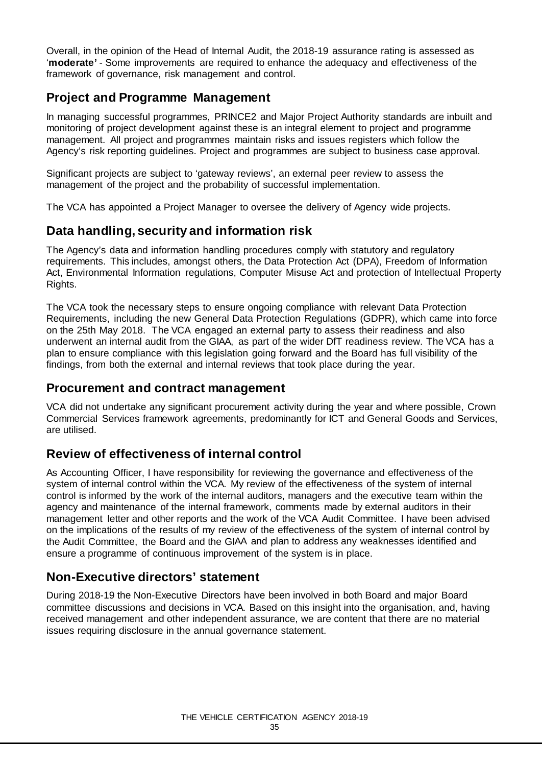Overall, in the opinion of the Head of Internal Audit, the 2018-19 assurance rating is assessed as '**moderate'** - Some improvements are required to enhance the adequacy and effectiveness of the framework of governance, risk management and control.

## Project and Programme Management

In managing successful programmes, PRINCE2 and Major Project Authority standards are inbuilt and monitoring of project development against these is an integral element to project and programme management. All project and programmes maintain risks and issues registers which follow the Agency's risk reporting guidelines. Project and programmes are subject to business case approval.

Significant projects are subject to 'gateway reviews', an external peer review to assess the management of the project and the probability of successful implementation.

The VCA has appointed a Project Manager to oversee the delivery of Agency wide projects.

## Data handling, security and information risk

The Agency's data and information handling procedures comply with statutory and regulatory requirements. This includes, amongst others, the Data Protection Act (DPA), Freedom of Information Act, Environmental Information regulations, Computer Misuse Act and protection of Intellectual Property Rights.

The VCA took the necessary steps to ensure ongoing compliance with relevant Data Protection Requirements, including the new General Data Protection Regulations (GDPR), which came into force on the 25th May 2018. The VCA engaged an external party to assess their readiness and also underwent an internal audit from the GIAA, as part of the wider DfT readiness review. The VCA has a plan to ensure compliance with this legislation going forward and the Board has full visibility of the findings, from both the external and internal reviews that took place during the year.

## Procurement and contract management

VCA did not undertake any significant procurement activity during the year and where possible, Crown Commercial Services framework agreements, predominantly for ICT and General Goods and Services, are utilised.

## Review of effectiveness of internal control

As Accounting Officer, I have responsibility for reviewing the governance and effectiveness of the system of internal control within the VCA. My review of the effectiveness of the system of internal control is informed by the work of the internal auditors, managers and the executive team within the agency and maintenance of the internal framework, comments made by external auditors in their management letter and other reports and the work of the VCA Audit Committee. I have been advised on the implications of the results of my review of the effectiveness of the system of internal control by the Audit Committee, the Board and the GIAA and plan to address any weaknesses identified and ensure a programme of continuous improvement of the system is in place.

## Non-Executive directors' statement

During 2018-19 the Non-Executive Directors have been involved in both Board and major Board committee discussions and decisions in VCA. Based on this insight into the organisation, and, having received management and other independent assurance, we are content that there are no material issues requiring disclosure in the annual governance statement.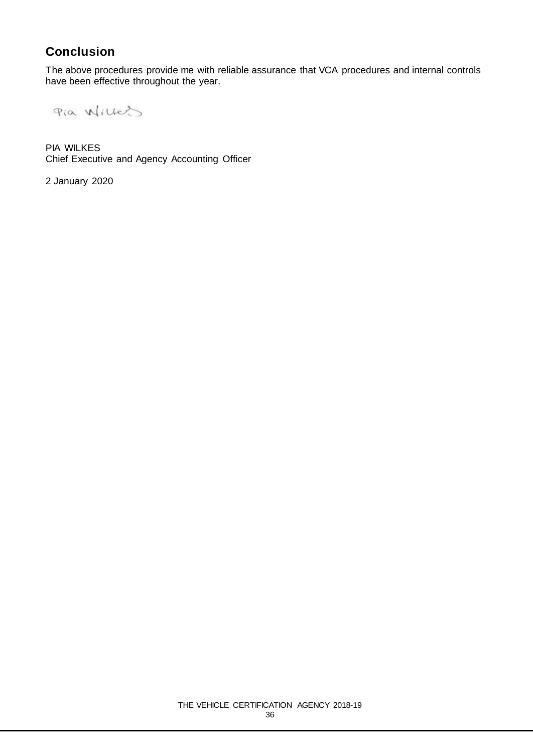## Conclusion

The above procedures provide me with reliable assurance that VCA procedures and internal controls have been effective throughout the year.

PIA WILKES
Chief Executive and Agency Accounting Officer

2 January 2020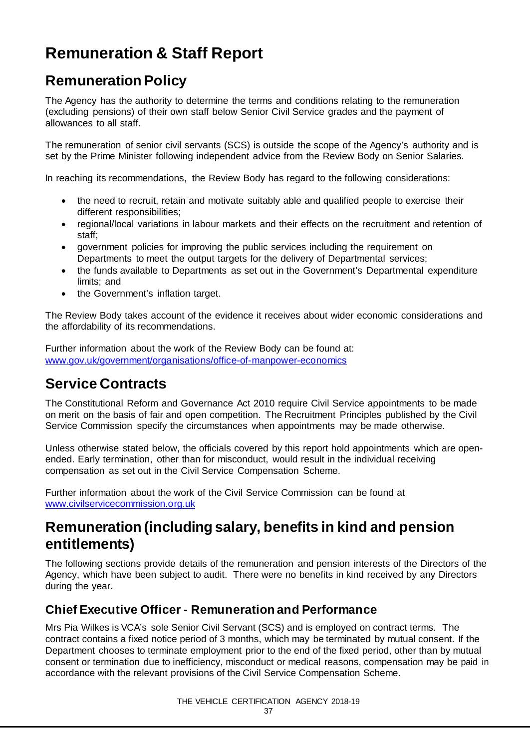# Remuneration & Staff Report

## Remuneration Policy

The Agency has the authority to determine the terms and conditions relating to the remuneration (excluding pensions) of their own staff below Senior Civil Service grades and the payment of allowances to all staff.

The remuneration of senior civil servants (SCS) is outside the scope of the Agency's authority and is set by the Prime Minister following independent advice from the Review Body on Senior Salaries.

In reaching its recommendations, the Review Body has regard to the following considerations:

- the need to recruit, retain and motivate suitably able and qualified people to exercise their different responsibilities;
- regional/local variations in labour markets and their effects on the recruitment and retention of staff;
- government policies for improving the public services including the requirement on Departments to meet the output targets for the delivery of Departmental services;
- the funds available to Departments as set out in the Government's Departmental expenditure limits; and
- the Government's inflation target.

The Review Body takes account of the evidence it receives about wider economic considerations and the affordability of its recommendations.

Further information about the work of the Review Body can be found at: www.gov.uk/government/organisations/office-of-manpower-economics

## Service Contracts

The Constitutional Reform and Governance Act 2010 require Civil Service appointments to be made on merit on the basis of fair and open competition. The Recruitment Principles published by the Civil Service Commission specify the circumstances when appointments may be made otherwise.

Unless otherwise stated below, the officials covered by this report hold appointments which are open-ended. Early termination, other than for misconduct, would result in the individual receiving compensation as set out in the Civil Service Compensation Scheme.

Further information about the work of the Civil Service Commission can be found at www.civilservicecommission.org.uk

## Remuneration (including salary, benefits in kind and pension entitlements)

The following sections provide details of the remuneration and pension interests of the Directors of the Agency, which have been subject to audit. There were no benefits in kind received by any Directors during the year.

### Chief Executive Officer - Remuneration and Performance

Mrs Pia Wilkes is VCA's sole Senior Civil Servant (SCS) and is employed on contract terms. The contract contains a fixed notice period of 3 months, which may be terminated by mutual consent. If the Department chooses to terminate employment prior to the end of the fixed period, other than by mutual consent or termination due to inefficiency, misconduct or medical reasons, compensation may be paid in accordance with the relevant provisions of the Civil Service Compensation Scheme.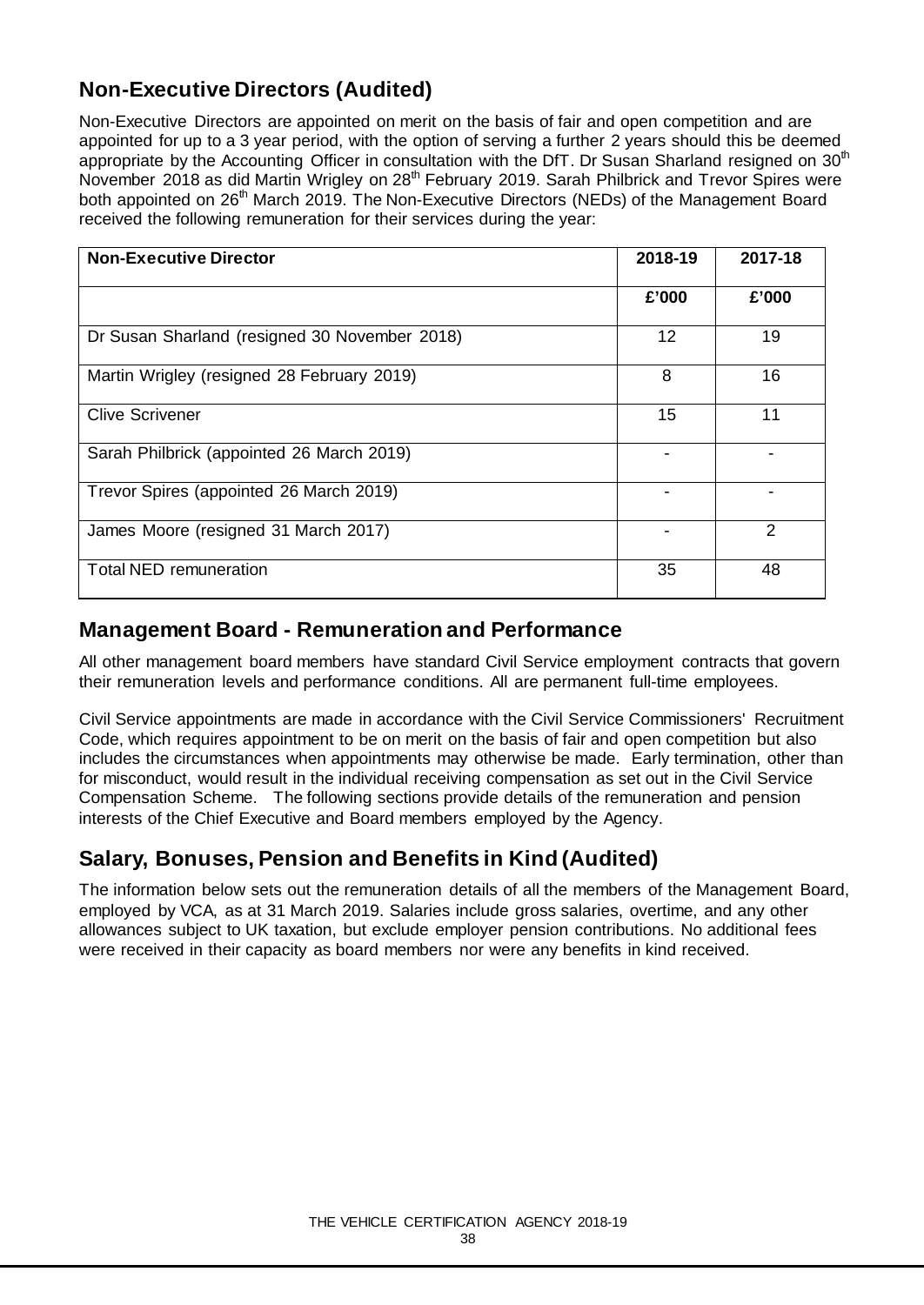## Non-Executive Directors (Audited)

Non-Executive Directors are appointed on merit on the basis of fair and open competition and are appointed for up to a 3 year period, with the option of serving a further 2 years should this be deemed appropriate by the Accounting Officer in consultation with the DfT. Dr Susan Sharland resigned on 30th November 2018 as did Martin Wrigley on 28th February 2019. Sarah Philbrick and Trevor Spires were both appointed on 26th March 2019. The Non-Executive Directors (NEDs) of the Management Board received the following remuneration for their services during the year:

| Non-Executive Director | 2018-19 | 2017-18 |
|---|---|---|
| | £'000 | £'000 |
| Dr Susan Sharland (resigned 30 November 2018) | 12 | 19 |
| Martin Wrigley (resigned 28 February 2019) | 8 | 16 |
| Clive Scrivener | 15 | 11 |
| Sarah Philbrick (appointed 26 March 2019) | - | - |
| Trevor Spires (appointed 26 March 2019) | - | - |
| James Moore (resigned 31 March 2017) | - | 2 |
| Total NED remuneration | 35 | 48 |

## Management Board - Remuneration and Performance

All other management board members have standard Civil Service employment contracts that govern their remuneration levels and performance conditions. All are permanent full-time employees.

Civil Service appointments are made in accordance with the Civil Service Commissioners' Recruitment Code, which requires appointment to be on merit on the basis of fair and open competition but also includes the circumstances when appointments may otherwise be made. Early termination, other than for misconduct, would result in the individual receiving compensation as set out in the Civil Service Compensation Scheme. The following sections provide details of the remuneration and pension interests of the Chief Executive and Board members employed by the Agency.

## Salary, Bonuses, Pension and Benefits in Kind (Audited)

The information below sets out the remuneration details of all the members of the Management Board, employed by VCA, as at 31 March 2019. Salaries include gross salaries, overtime, and any other allowances subject to UK taxation, but exclude employer pension contributions. No additional fees were received in their capacity as board members nor were any benefits in kind received.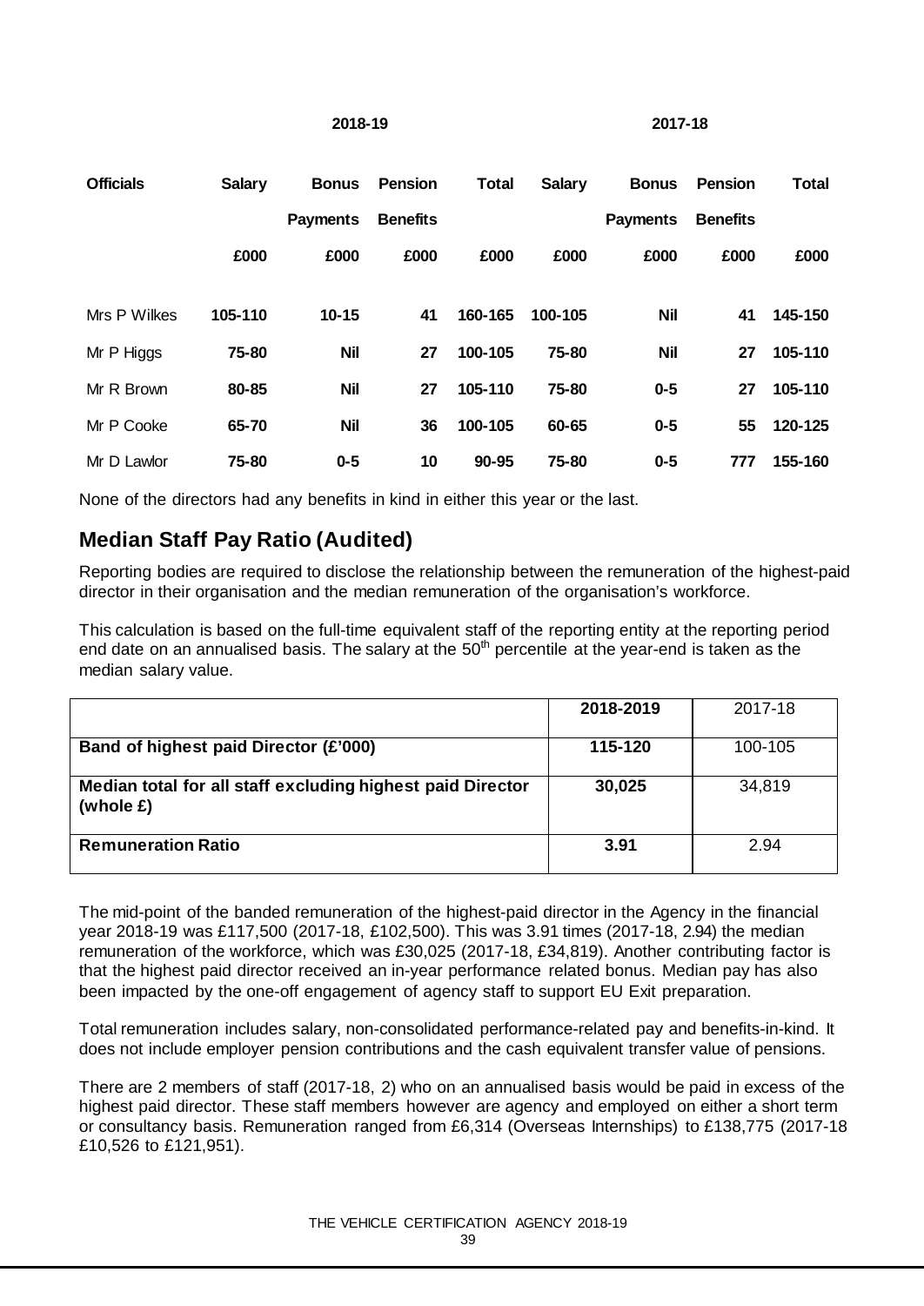| Officials | 2018-19 | | | | 2017-18 | | | |
|---|---|---|---|---|---|---|---|---|
| | Salary | Bonus Payments | Pension Benefits | Total | Salary | Bonus Payments | Pension Benefits | Total |
| | £000 | £000 | £000 | £000 | £000 | £000 | £000 | £000 |
| Mrs P Wilkes | **105-110** | **10-15** | **41** | **160-165** | **100-105** | **Nil** | **41** | **145-150** |
| Mr P Higgs | **75-80** | **Nil** | **27** | **100-105** | **75-80** | **Nil** | **27** | **105-110** |
| Mr R Brown | **80-85** | **Nil** | **27** | **105-110** | **75-80** | **0-5** | **27** | **105-110** |
| Mr P Cooke | **65-70** | **Nil** | **36** | **100-105** | **60-65** | **0-5** | **55** | **120-125** |
| Mr D Lawlor | **75-80** | **0-5** | **10** | **90-95** | **75-80** | **0-5** | **777** | **155-160** |

None of the directors had any benefits in kind in either this year or the last.

## Median Staff Pay Ratio (Audited)

Reporting bodies are required to disclose the relationship between the remuneration of the highest-paid director in their organisation and the median remuneration of the organisation's workforce.

This calculation is based on the full-time equivalent staff of the reporting entity at the reporting period end date on an annualised basis. The salary at the 50th percentile at the year-end is taken as the median salary value.

| | 2018-2019 | 2017-18 |
|---|---|---|
| **Band of highest paid Director (£'000)** | **115-120** | 100-105 |
| **Median total for all staff excluding highest paid Director (whole £)** | **30,025** | 34,819 |
| **Remuneration Ratio** | **3.91** | 2.94 |

The mid-point of the banded remuneration of the highest-paid director in the Agency in the financial year 2018-19 was £117,500 (2017-18, £102,500). This was 3.91 times (2017-18, 2.94) the median remuneration of the workforce, which was £30,025 (2017-18, £34,819). Another contributing factor is that the highest paid director received an in-year performance related bonus. Median pay has also been impacted by the one-off engagement of agency staff to support EU Exit preparation.

Total remuneration includes salary, non-consolidated performance-related pay and benefits-in-kind. It does not include employer pension contributions and the cash equivalent transfer value of pensions.

There are 2 members of staff (2017-18, 2) who on an annualised basis would be paid in excess of the highest paid director. These staff members however are agency and employed on either a short term or consultancy basis. Remuneration ranged from £6,314 (Overseas Internships) to £138,775 (2017-18 £10,526 to £121,951).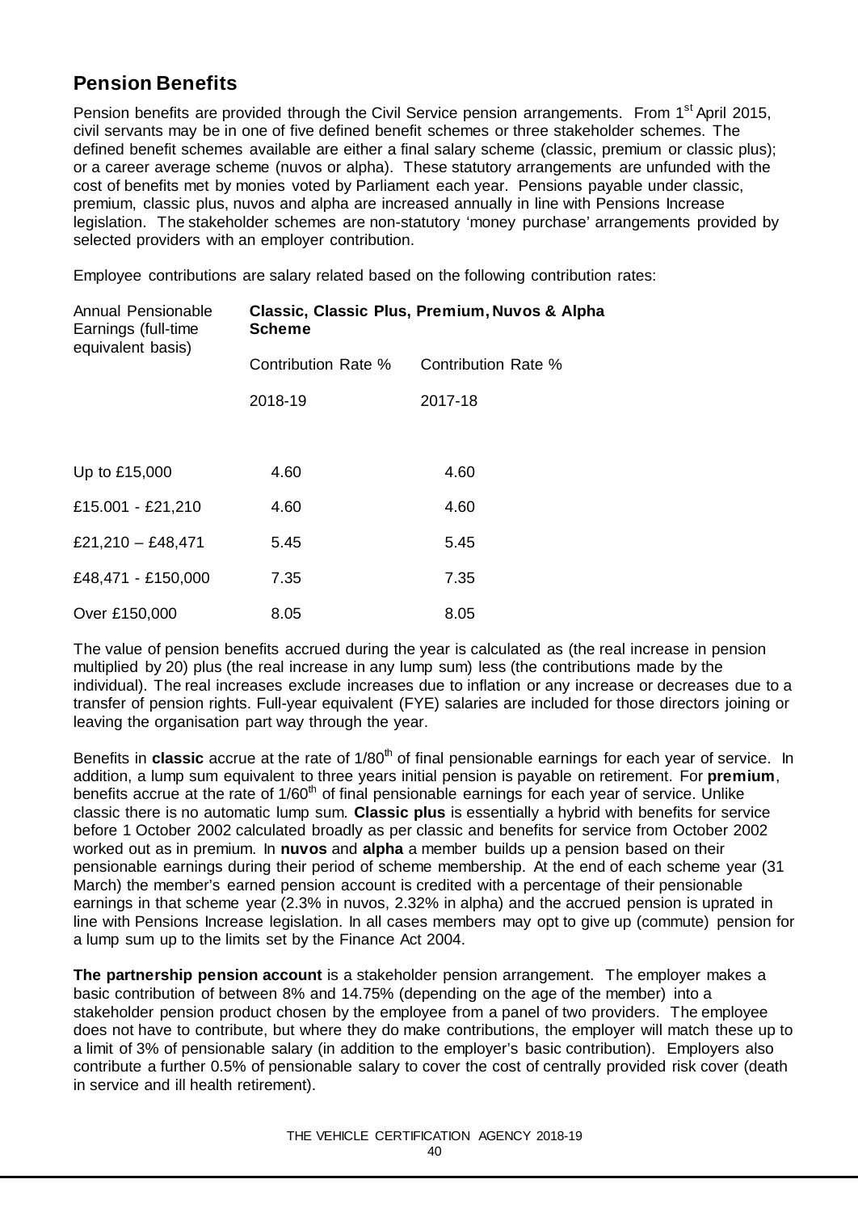## Pension Benefits

Pension benefits are provided through the Civil Service pension arrangements. From 1st April 2015, civil servants may be in one of five defined benefit schemes or three stakeholder schemes. The defined benefit schemes available are either a final salary scheme (classic, premium or classic plus); or a career average scheme (nuvos or alpha). These statutory arrangements are unfunded with the cost of benefits met by monies voted by Parliament each year. Pensions payable under classic, premium, classic plus, nuvos and alpha are increased annually in line with Pensions Increase legislation. The stakeholder schemes are non-statutory 'money purchase' arrangements provided by selected providers with an employer contribution.

Employee contributions are salary related based on the following contribution rates:

| Annual Pensionable Earnings (full-time equivalent basis) | **Classic, Classic Plus, Premium, Nuvos & Alpha Scheme** | |
|---|---|---|
| | Contribution Rate % | Contribution Rate % |
| | 2018-19 | 2017-18 |
| Up to £15,000 | 4.60 | 4.60 |
| £15.001 - £21,210 | 4.60 | 4.60 |
| £21,210 – £48,471 | 5.45 | 5.45 |
| £48,471 - £150,000 | 7.35 | 7.35 |
| Over £150,000 | 8.05 | 8.05 |

The value of pension benefits accrued during the year is calculated as (the real increase in pension multiplied by 20) plus (the real increase in any lump sum) less (the contributions made by the individual). The real increases exclude increases due to inflation or any increase or decreases due to a transfer of pension rights. Full-year equivalent (FYE) salaries are included for those directors joining or leaving the organisation part way through the year.

Benefits in **classic** accrue at the rate of 1/80th of final pensionable earnings for each year of service. In addition, a lump sum equivalent to three years initial pension is payable on retirement. For **premium**, benefits accrue at the rate of 1/60th of final pensionable earnings for each year of service. Unlike classic there is no automatic lump sum. **Classic plus** is essentially a hybrid with benefits for service before 1 October 2002 calculated broadly as per classic and benefits for service from October 2002 worked out as in premium. In **nuvos** and **alpha** a member builds up a pension based on their pensionable earnings during their period of scheme membership. At the end of each scheme year (31 March) the member's earned pension account is credited with a percentage of their pensionable earnings in that scheme year (2.3% in nuvos, 2.32% in alpha) and the accrued pension is uprated in line with Pensions Increase legislation. In all cases members may opt to give up (commute) pension for a lump sum up to the limits set by the Finance Act 2004.

**The partnership pension account** is a stakeholder pension arrangement. The employer makes a basic contribution of between 8% and 14.75% (depending on the age of the member) into a stakeholder pension product chosen by the employee from a panel of two providers. The employee does not have to contribute, but where they do make contributions, the employer will match these up to a limit of 3% of pensionable salary (in addition to the employer's basic contribution). Employers also contribute a further 0.5% of pensionable salary to cover the cost of centrally provided risk cover (death in service and ill health retirement).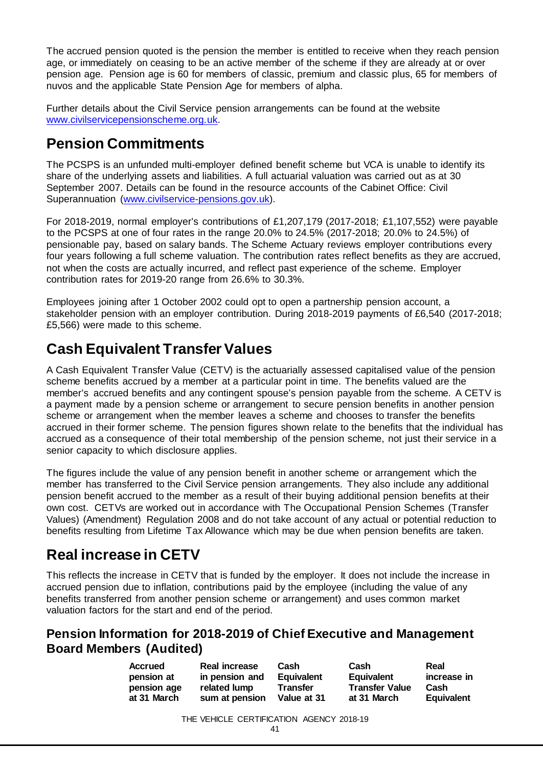The accrued pension quoted is the pension the member is entitled to receive when they reach pension age, or immediately on ceasing to be an active member of the scheme if they are already at or over pension age. Pension age is 60 for members of classic, premium and classic plus, 65 for members of nuvos and the applicable State Pension Age for members of alpha.

Further details about the Civil Service pension arrangements can be found at the website [www.civilservicepensionscheme.org.uk](http://www.civilservicepensionscheme.org.uk).

## Pension Commitments

The PCSPS is an unfunded multi-employer defined benefit scheme but VCA is unable to identify its share of the underlying assets and liabilities. A full actuarial valuation was carried out as at 30 September 2007. Details can be found in the resource accounts of the Cabinet Office: Civil Superannuation ([www.civilservice-pensions.gov.uk](http://www.civilservice-pensions.gov.uk)).

For 2018-2019, normal employer's contributions of £1,207,179 (2017-2018; £1,107,552) were payable to the PCSPS at one of four rates in the range 20.0% to 24.5% (2017-2018; 20.0% to 24.5%) of pensionable pay, based on salary bands. The Scheme Actuary reviews employer contributions every four years following a full scheme valuation. The contribution rates reflect benefits as they are accrued, not when the costs are actually incurred, and reflect past experience of the scheme. Employer contribution rates for 2019-20 range from 26.6% to 30.3%.

Employees joining after 1 October 2002 could opt to open a partnership pension account, a stakeholder pension with an employer contribution. During 2018-2019 payments of £6,540 (2017-2018; £5,566) were made to this scheme.

## Cash Equivalent Transfer Values

A Cash Equivalent Transfer Value (CETV) is the actuarially assessed capitalised value of the pension scheme benefits accrued by a member at a particular point in time. The benefits valued are the member's accrued benefits and any contingent spouse's pension payable from the scheme. A CETV is a payment made by a pension scheme or arrangement to secure pension benefits in another pension scheme or arrangement when the member leaves a scheme and chooses to transfer the benefits accrued in their former scheme. The pension figures shown relate to the benefits that the individual has accrued as a consequence of their total membership of the pension scheme, not just their service in a senior capacity to which disclosure applies.

The figures include the value of any pension benefit in another scheme or arrangement which the member has transferred to the Civil Service pension arrangements. They also include any additional pension benefit accrued to the member as a result of their buying additional pension benefits at their own cost. CETVs are worked out in accordance with The Occupational Pension Schemes (Transfer Values) (Amendment) Regulation 2008 and do not take account of any actual or potential reduction to benefits resulting from Lifetime Tax Allowance which may be due when pension benefits are taken.

## Real increase in CETV

This reflects the increase in CETV that is funded by the employer. It does not include the increase in accrued pension due to inflation, contributions paid by the employee (including the value of any benefits transferred from another pension scheme or arrangement) and uses common market valuation factors for the start and end of the period.

### Pension Information for 2018-2019 of Chief Executive and Management Board Members (Audited)

| | Accrued pension at pension age at 31 March | Real increase in pension and related lump sum at pension | Cash Equivalent Transfer Value at 31 | Cash Equivalent Transfer Value at 31 March | Real increase in Cash Equivalent |
|---|---|---|---|---|---|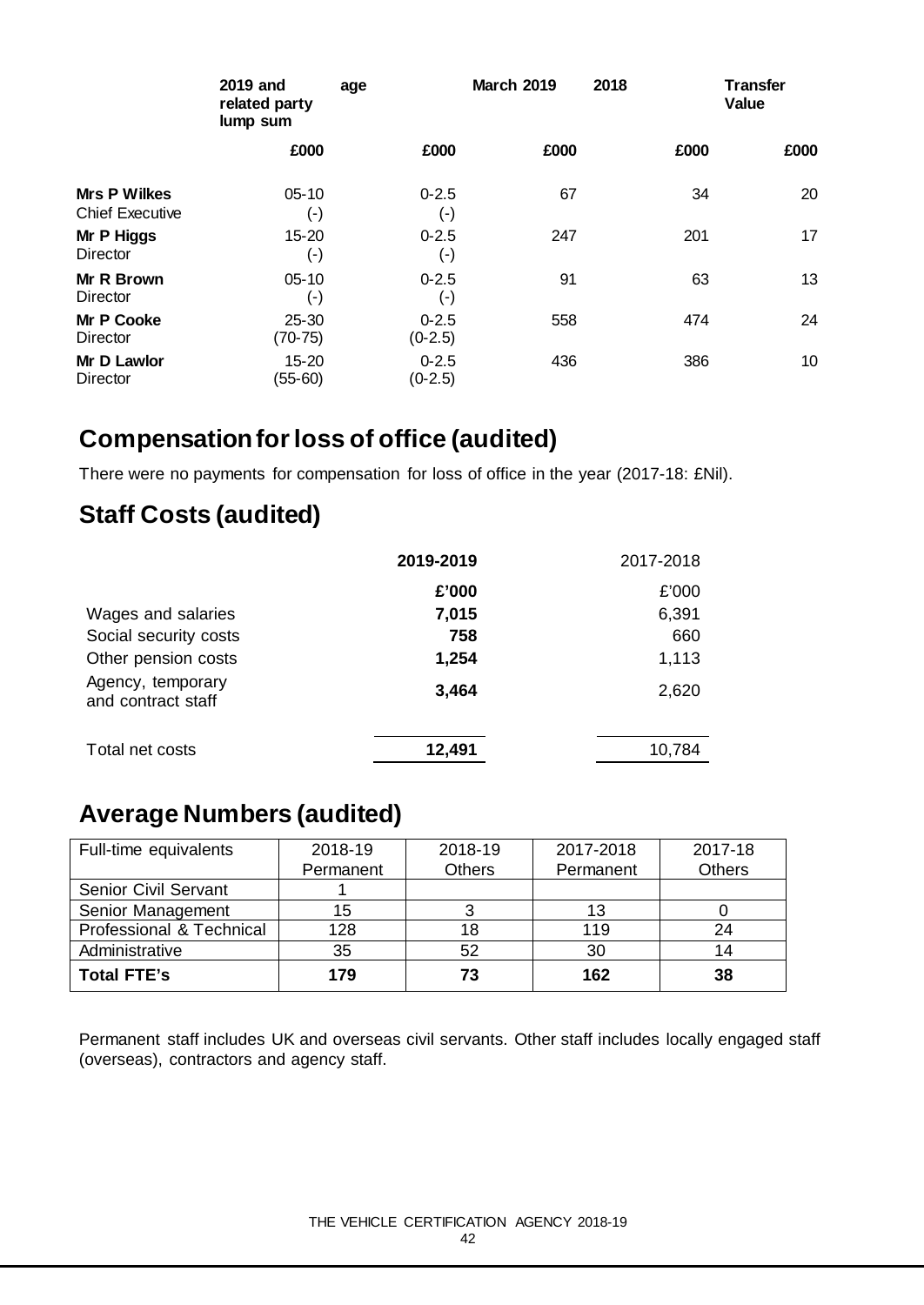| | 2019 and related party lump sum | age | March 2019 | 2018 | Transfer Value |
|---|---|---|---|---|---|
| | £000 | £000 | £000 | £000 | £000 |
| **Mrs P Wilkes** Chief Executive | 05-10 (-) | 0-2.5 (-) | 67 | 34 | 20 |
| **Mr P Higgs** Director | 15-20 (-) | 0-2.5 (-) | 247 | 201 | 17 |
| **Mr R Brown** Director | 05-10 (-) | 0-2.5 (-) | 91 | 63 | 13 |
| **Mr P Cooke** Director | 25-30 (70-75) | 0-2.5 (0-2.5) | 558 | 474 | 24 |
| **Mr D Lawlor** Director | 15-20 (55-60) | 0-2.5 (0-2.5) | 436 | 386 | 10 |

# Compensation for loss of office (audited)

There were no payments for compensation for loss of office in the year (2017-18: £Nil).

# Staff Costs (audited)

| | 2019-2019 | 2017-2018 |
|---|---|---|
| | £'000 | £'000 |
| Wages and salaries | 7,015 | 6,391 |
| Social security costs | 758 | 660 |
| Other pension costs | 1,254 | 1,113 |
| Agency, temporary and contract staff | 3,464 | 2,620 |
| Total net costs | 12,491 | 10,784 |

# Average Numbers (audited)

| Full-time equivalents | 2018-19 Permanent | 2018-19 Others | 2017-2018 Permanent | 2017-18 Others |
|---|---|---|---|---|
| Senior Civil Servant | 1 | | | |
| Senior Management | 15 | 3 | 13 | 0 |
| Professional & Technical | 128 | 18 | 119 | 24 |
| Administrative | 35 | 52 | 30 | 14 |
| **Total FTE's** | **179** | **73** | **162** | **38** |

Permanent staff includes UK and overseas civil servants. Other staff includes locally engaged staff (overseas), contractors and agency staff.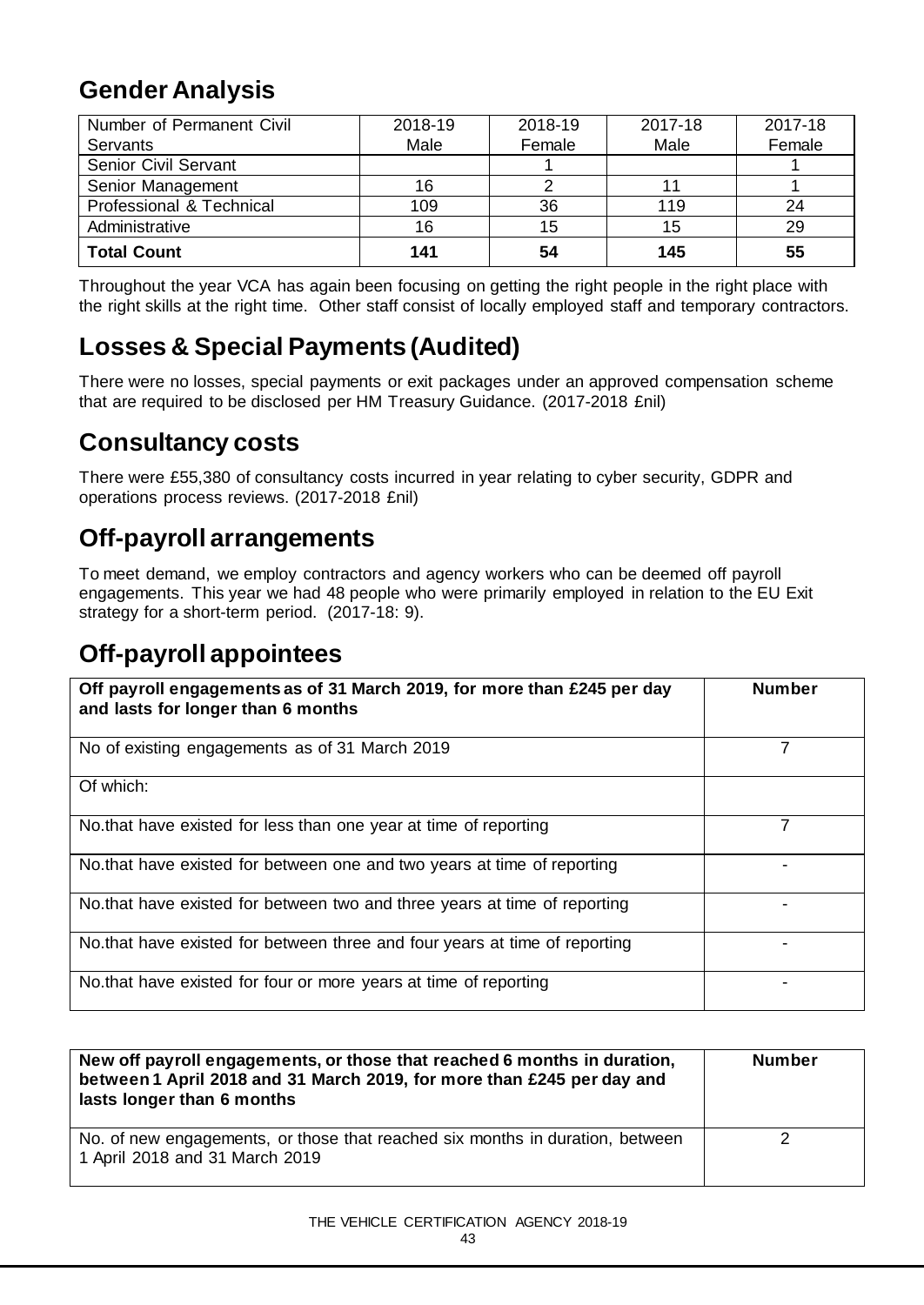## Gender Analysis

| Number of Permanent Civil Servants | 2018-19 Male | 2018-19 Female | 2017-18 Male | 2017-18 Female |
|---|---|---|---|---|
| Senior Civil Servant | | 1 | | 1 |
| Senior Management | 16 | 2 | 11 | 1 |
| Professional & Technical | 109 | 36 | 119 | 24 |
| Administrative | 16 | 15 | 15 | 29 |
| **Total Count** | **141** | **54** | **145** | **55** |

Throughout the year VCA has again been focusing on getting the right people in the right place with the right skills at the right time. Other staff consist of locally employed staff and temporary contractors.

## Losses & Special Payments (Audited)

There were no losses, special payments or exit packages under an approved compensation scheme that are required to be disclosed per HM Treasury Guidance. (2017-2018 £nil)

## Consultancy costs

There were £55,380 of consultancy costs incurred in year relating to cyber security, GDPR and operations process reviews. (2017-2018 £nil)

## Off-payroll arrangements

To meet demand, we employ contractors and agency workers who can be deemed off payroll engagements. This year we had 48 people who were primarily employed in relation to the EU Exit strategy for a short-term period. (2017-18: 9).

## Off-payroll appointees

| **Off payroll engagements as of 31 March 2019, for more than £245 per day and lasts for longer than 6 months** | **Number** |
|---|---|
| No of existing engagements as of 31 March 2019 | 7 |
| Of which: | |
| No.that have existed for less than one year at time of reporting | 7 |
| No.that have existed for between one and two years at time of reporting | - |
| No.that have existed for between two and three years at time of reporting | - |
| No.that have existed for between three and four years at time of reporting | - |
| No.that have existed for four or more years at time of reporting | - |

| **New off payroll engagements, or those that reached 6 months in duration, between 1 April 2018 and 31 March 2019, for more than £245 per day and lasts longer than 6 months** | **Number** |
|---|---|
| No. of new engagements, or those that reached six months in duration, between 1 April 2018 and 31 March 2019 | 2 |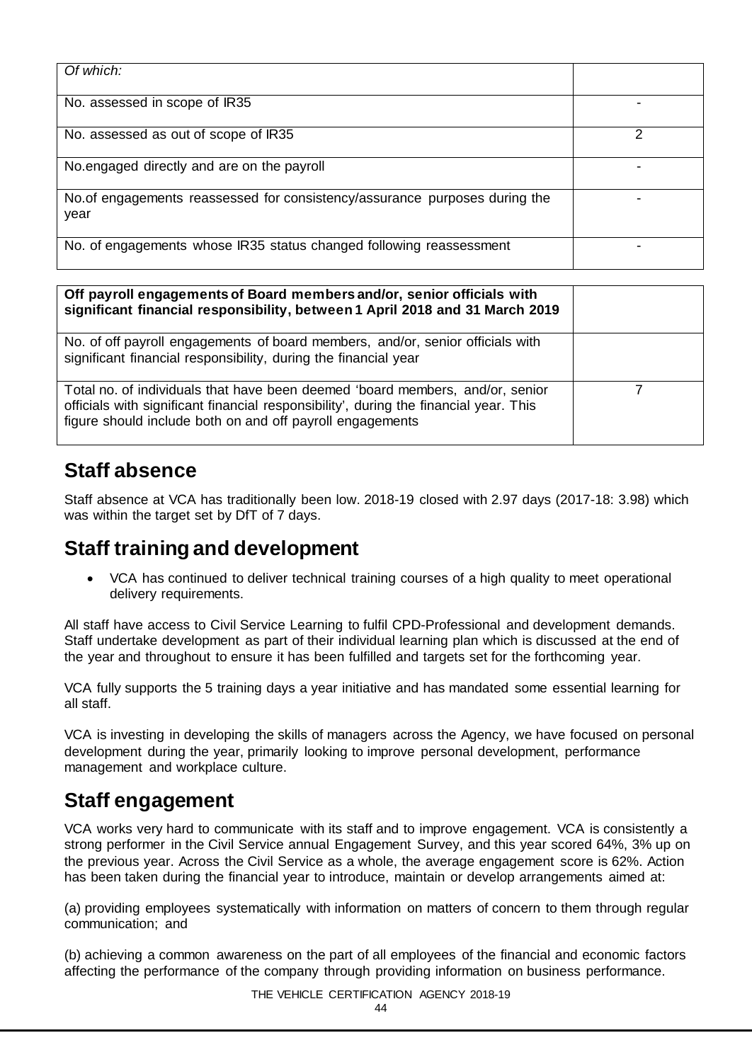| *Of which:* | |
|---|---|
| No. assessed in scope of IR35 | - |
| No. assessed as out of scope of IR35 | 2 |
| No.engaged directly and are on the payroll | - |
| No.of engagements reassessed for consistency/assurance purposes during the year | - |
| No. of engagements whose IR35 status changed following reassessment | - |

| **Off payroll engagements of Board members and/or, senior officials with significant financial responsibility, between 1 April 2018 and 31 March 2019** | |
|---|---|
| No. of off payroll engagements of board members, and/or, senior officials with significant financial responsibility, during the financial year | |
| Total no. of individuals that have been deemed 'board members, and/or, senior officials with significant financial responsibility', during the financial year. This figure should include both on and off payroll engagements | 7 |

## Staff absence

Staff absence at VCA has traditionally been low. 2018-19 closed with 2.97 days (2017-18: 3.98) which was within the target set by DfT of 7 days.

## Staff training and development

- VCA has continued to deliver technical training courses of a high quality to meet operational delivery requirements.

All staff have access to Civil Service Learning to fulfil CPD-Professional and development demands. Staff undertake development as part of their individual learning plan which is discussed at the end of the year and throughout to ensure it has been fulfilled and targets set for the forthcoming year.

VCA fully supports the 5 training days a year initiative and has mandated some essential learning for all staff.

VCA is investing in developing the skills of managers across the Agency, we have focused on personal development during the year, primarily looking to improve personal development, performance management and workplace culture.

## Staff engagement

VCA works very hard to communicate with its staff and to improve engagement. VCA is consistently a strong performer in the Civil Service annual Engagement Survey, and this year scored 64%, 3% up on the previous year. Across the Civil Service as a whole, the average engagement score is 62%. Action has been taken during the financial year to introduce, maintain or develop arrangements aimed at:

(a) providing employees systematically with information on matters of concern to them through regular communication; and

(b) achieving a common awareness on the part of all employees of the financial and economic factors affecting the performance of the company through providing information on business performance.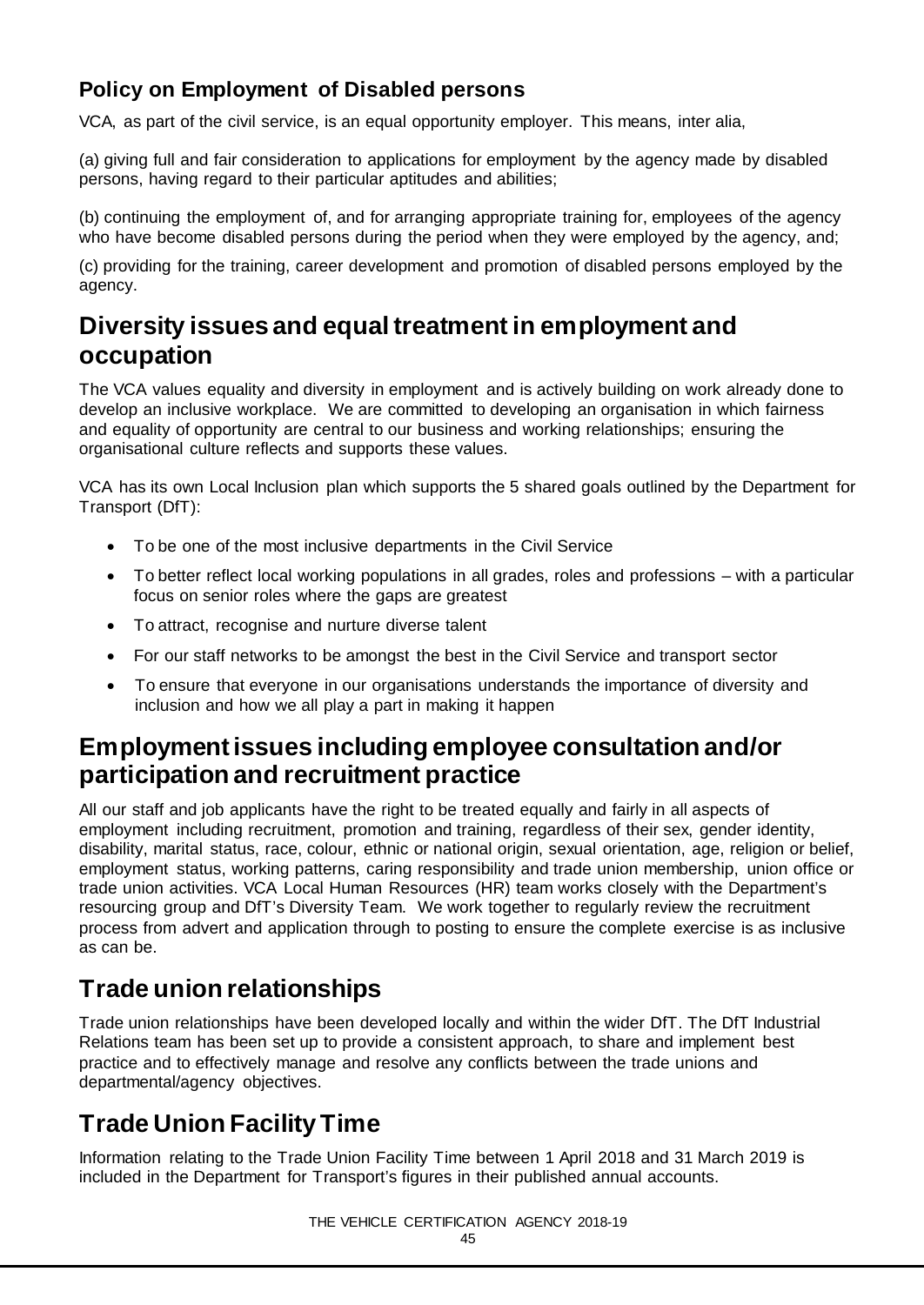### Policy on Employment of Disabled persons

VCA, as part of the civil service, is an equal opportunity employer. This means, inter alia,

(a) giving full and fair consideration to applications for employment by the agency made by disabled persons, having regard to their particular aptitudes and abilities;

(b) continuing the employment of, and for arranging appropriate training for, employees of the agency who have become disabled persons during the period when they were employed by the agency, and;

(c) providing for the training, career development and promotion of disabled persons employed by the agency.

## Diversity issues and equal treatment in employment and occupation

The VCA values equality and diversity in employment and is actively building on work already done to develop an inclusive workplace. We are committed to developing an organisation in which fairness and equality of opportunity are central to our business and working relationships; ensuring the organisational culture reflects and supports these values.

VCA has its own Local Inclusion plan which supports the 5 shared goals outlined by the Department for Transport (DfT):

- To be one of the most inclusive departments in the Civil Service
- To better reflect local working populations in all grades, roles and professions – with a particular focus on senior roles where the gaps are greatest
- To attract, recognise and nurture diverse talent
- For our staff networks to be amongst the best in the Civil Service and transport sector
- To ensure that everyone in our organisations understands the importance of diversity and inclusion and how we all play a part in making it happen

## Employment issues including employee consultation and/or participation and recruitment practice

All our staff and job applicants have the right to be treated equally and fairly in all aspects of employment including recruitment, promotion and training, regardless of their sex, gender identity, disability, marital status, race, colour, ethnic or national origin, sexual orientation, age, religion or belief, employment status, working patterns, caring responsibility and trade union membership, union office or trade union activities. VCA Local Human Resources (HR) team works closely with the Department's resourcing group and DfT's Diversity Team. We work together to regularly review the recruitment process from advert and application through to posting to ensure the complete exercise is as inclusive as can be.

## Trade union relationships

Trade union relationships have been developed locally and within the wider DfT. The DfT Industrial Relations team has been set up to provide a consistent approach, to share and implement best practice and to effectively manage and resolve any conflicts between the trade unions and departmental/agency objectives.

## Trade Union Facility Time

Information relating to the Trade Union Facility Time between 1 April 2018 and 31 March 2019 is included in the Department for Transport's figures in their published annual accounts.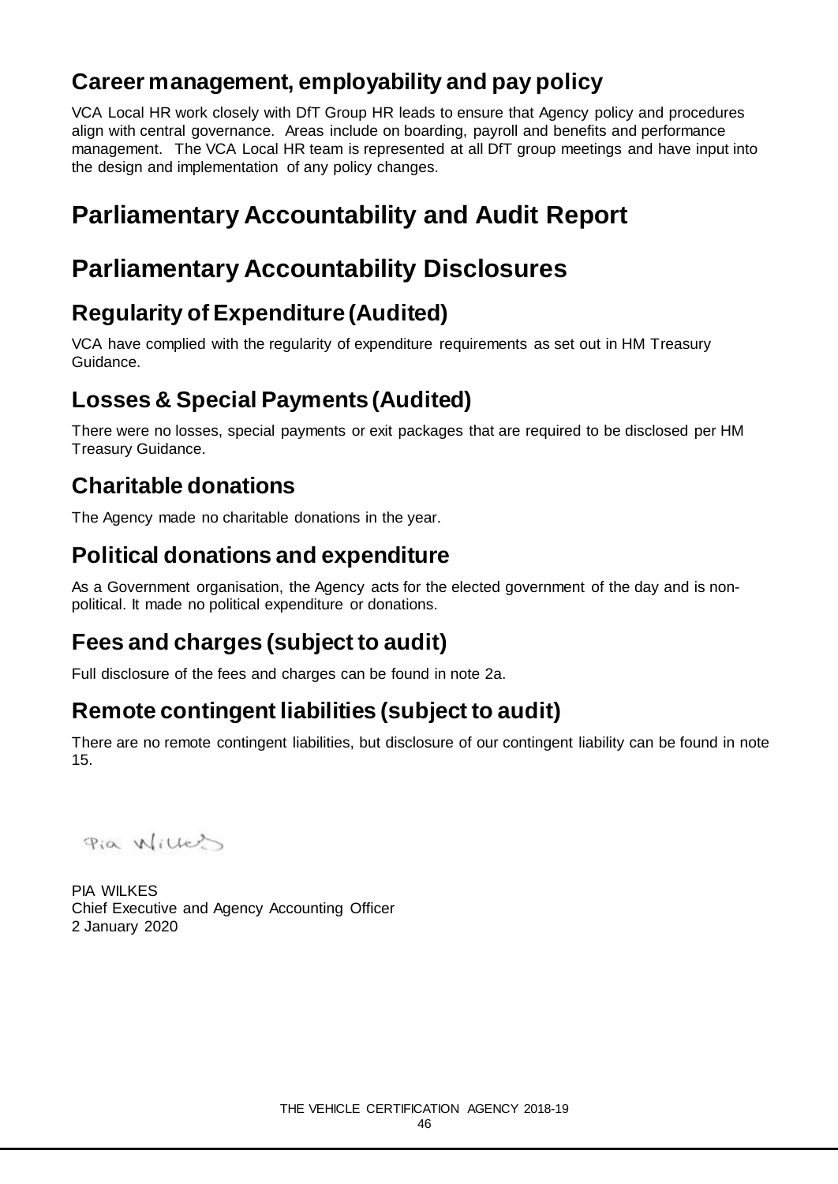## Career management, employability and pay policy

VCA Local HR work closely with DfT Group HR leads to ensure that Agency policy and procedures align with central governance. Areas include on boarding, payroll and benefits and performance management. The VCA Local HR team is represented at all DfT group meetings and have input into the design and implementation of any policy changes.

# Parliamentary Accountability and Audit Report

# Parliamentary Accountability Disclosures

## Regularity of Expenditure (Audited)

VCA have complied with the regularity of expenditure requirements as set out in HM Treasury Guidance.

## Losses & Special Payments (Audited)

There were no losses, special payments or exit packages that are required to be disclosed per HM Treasury Guidance.

## Charitable donations

The Agency made no charitable donations in the year.

## Political donations and expenditure

As a Government organisation, the Agency acts for the elected government of the day and is non-political. It made no political expenditure or donations.

## Fees and charges (subject to audit)

Full disclosure of the fees and charges can be found in note 2a.

## Remote contingent liabilities (subject to audit)

There are no remote contingent liabilities, but disclosure of our contingent liability can be found in note 15.

Pia Wilkes

PIA WILKES
Chief Executive and Agency Accounting Officer
2 January 2020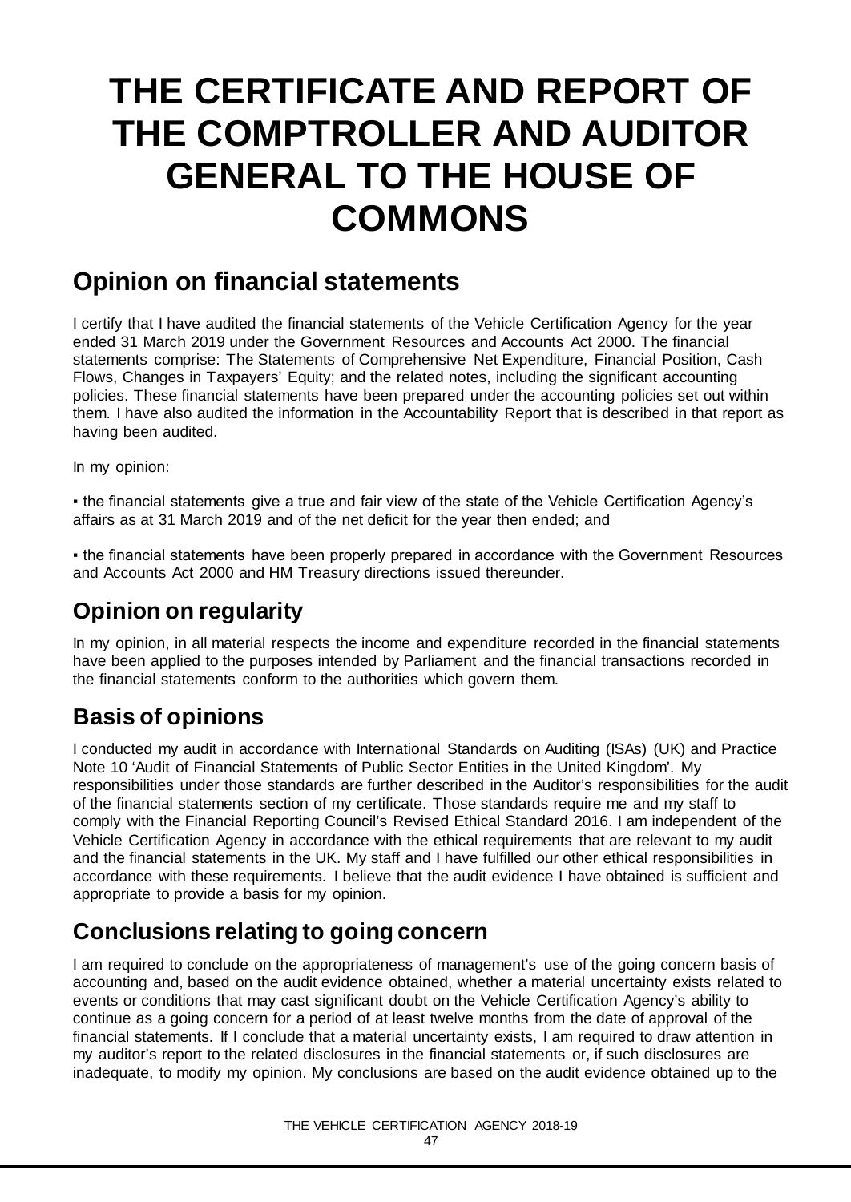# THE CERTIFICATE AND REPORT OF THE COMPTROLLER AND AUDITOR GENERAL TO THE HOUSE OF COMMONS

## Opinion on financial statements

I certify that I have audited the financial statements of the Vehicle Certification Agency for the year ended 31 March 2019 under the Government Resources and Accounts Act 2000. The financial statements comprise: The Statements of Comprehensive Net Expenditure, Financial Position, Cash Flows, Changes in Taxpayers' Equity; and the related notes, including the significant accounting policies. These financial statements have been prepared under the accounting policies set out within them. I have also audited the information in the Accountability Report that is described in that report as having been audited.

In my opinion:

- the financial statements give a true and fair view of the state of the Vehicle Certification Agency's affairs as at 31 March 2019 and of the net deficit for the year then ended; and

- the financial statements have been properly prepared in accordance with the Government Resources and Accounts Act 2000 and HM Treasury directions issued thereunder.

## Opinion on regularity

In my opinion, in all material respects the income and expenditure recorded in the financial statements have been applied to the purposes intended by Parliament and the financial transactions recorded in the financial statements conform to the authorities which govern them.

## Basis of opinions

I conducted my audit in accordance with International Standards on Auditing (ISAs) (UK) and Practice Note 10 'Audit of Financial Statements of Public Sector Entities in the United Kingdom'. My responsibilities under those standards are further described in the Auditor's responsibilities for the audit of the financial statements section of my certificate. Those standards require me and my staff to comply with the Financial Reporting Council's Revised Ethical Standard 2016. I am independent of the Vehicle Certification Agency in accordance with the ethical requirements that are relevant to my audit and the financial statements in the UK. My staff and I have fulfilled our other ethical responsibilities in accordance with these requirements. I believe that the audit evidence I have obtained is sufficient and appropriate to provide a basis for my opinion.

## Conclusions relating to going concern

I am required to conclude on the appropriateness of management's use of the going concern basis of accounting and, based on the audit evidence obtained, whether a material uncertainty exists related to events or conditions that may cast significant doubt on the Vehicle Certification Agency's ability to continue as a going concern for a period of at least twelve months from the date of approval of the financial statements. If I conclude that a material uncertainty exists, I am required to draw attention in my auditor's report to the related disclosures in the financial statements or, if such disclosures are inadequate, to modify my opinion. My conclusions are based on the audit evidence obtained up to the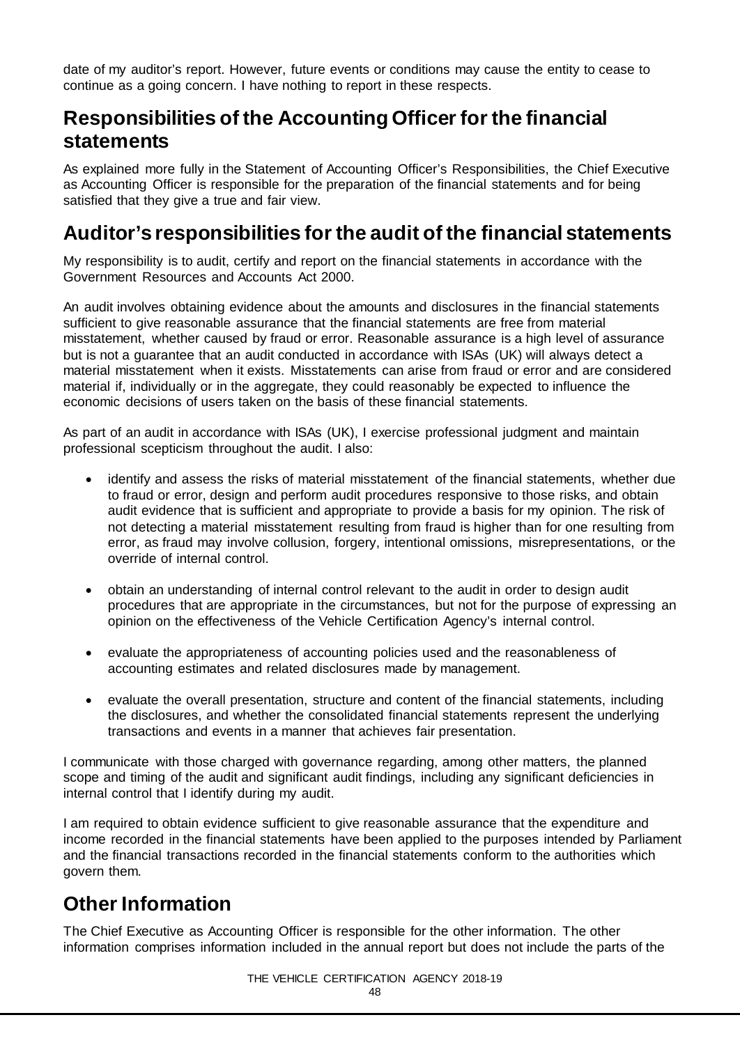date of my auditor's report. However, future events or conditions may cause the entity to cease to continue as a going concern. I have nothing to report in these respects.

## Responsibilities of the Accounting Officer for the financial statements

As explained more fully in the Statement of Accounting Officer's Responsibilities, the Chief Executive as Accounting Officer is responsible for the preparation of the financial statements and for being satisfied that they give a true and fair view.

## Auditor's responsibilities for the audit of the financial statements

My responsibility is to audit, certify and report on the financial statements in accordance with the Government Resources and Accounts Act 2000.

An audit involves obtaining evidence about the amounts and disclosures in the financial statements sufficient to give reasonable assurance that the financial statements are free from material misstatement, whether caused by fraud or error. Reasonable assurance is a high level of assurance but is not a guarantee that an audit conducted in accordance with ISAs (UK) will always detect a material misstatement when it exists. Misstatements can arise from fraud or error and are considered material if, individually or in the aggregate, they could reasonably be expected to influence the economic decisions of users taken on the basis of these financial statements.

As part of an audit in accordance with ISAs (UK), I exercise professional judgment and maintain professional scepticism throughout the audit. I also:

- identify and assess the risks of material misstatement of the financial statements, whether due to fraud or error, design and perform audit procedures responsive to those risks, and obtain audit evidence that is sufficient and appropriate to provide a basis for my opinion. The risk of not detecting a material misstatement resulting from fraud is higher than for one resulting from error, as fraud may involve collusion, forgery, intentional omissions, misrepresentations, or the override of internal control.
- obtain an understanding of internal control relevant to the audit in order to design audit procedures that are appropriate in the circumstances, but not for the purpose of expressing an opinion on the effectiveness of the Vehicle Certification Agency's internal control.
- evaluate the appropriateness of accounting policies used and the reasonableness of accounting estimates and related disclosures made by management.
- evaluate the overall presentation, structure and content of the financial statements, including the disclosures, and whether the consolidated financial statements represent the underlying transactions and events in a manner that achieves fair presentation.

I communicate with those charged with governance regarding, among other matters, the planned scope and timing of the audit and significant audit findings, including any significant deficiencies in internal control that I identify during my audit.

I am required to obtain evidence sufficient to give reasonable assurance that the expenditure and income recorded in the financial statements have been applied to the purposes intended by Parliament and the financial transactions recorded in the financial statements conform to the authorities which govern them.

## Other Information

The Chief Executive as Accounting Officer is responsible for the other information. The other information comprises information included in the annual report but does not include the parts of the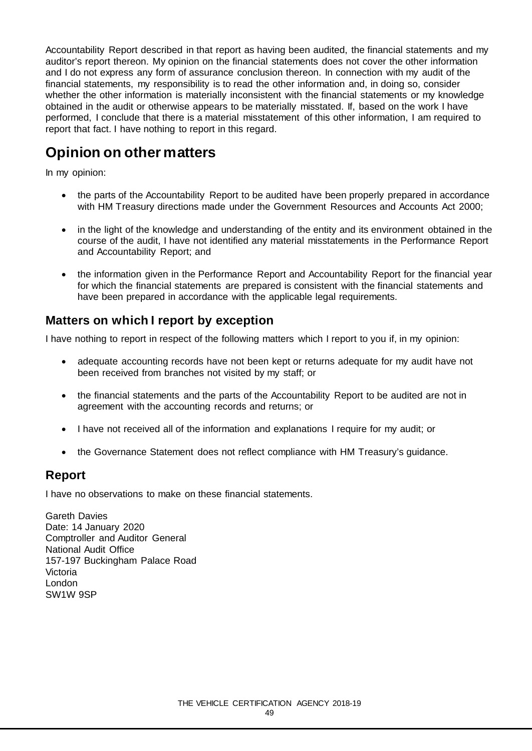Accountability Report described in that report as having been audited, the financial statements and my auditor's report thereon. My opinion on the financial statements does not cover the other information and I do not express any form of assurance conclusion thereon. In connection with my audit of the financial statements, my responsibility is to read the other information and, in doing so, consider whether the other information is materially inconsistent with the financial statements or my knowledge obtained in the audit or otherwise appears to be materially misstated. If, based on the work I have performed, I conclude that there is a material misstatement of this other information, I am required to report that fact. I have nothing to report in this regard.

# Opinion on other matters

In my opinion:

- the parts of the Accountability Report to be audited have been properly prepared in accordance with HM Treasury directions made under the Government Resources and Accounts Act 2000;
- in the light of the knowledge and understanding of the entity and its environment obtained in the course of the audit, I have not identified any material misstatements in the Performance Report and Accountability Report; and
- the information given in the Performance Report and Accountability Report for the financial year for which the financial statements are prepared is consistent with the financial statements and have been prepared in accordance with the applicable legal requirements.

## Matters on which I report by exception

I have nothing to report in respect of the following matters which I report to you if, in my opinion:

- adequate accounting records have not been kept or returns adequate for my audit have not been received from branches not visited by my staff; or
- the financial statements and the parts of the Accountability Report to be audited are not in agreement with the accounting records and returns; or
- I have not received all of the information and explanations I require for my audit; or
- the Governance Statement does not reflect compliance with HM Treasury's guidance.

## Report

I have no observations to make on these financial statements.

Gareth Davies
Date: 14 January 2020
Comptroller and Auditor General
National Audit Office
157-197 Buckingham Palace Road
Victoria
London
SW1W 9SP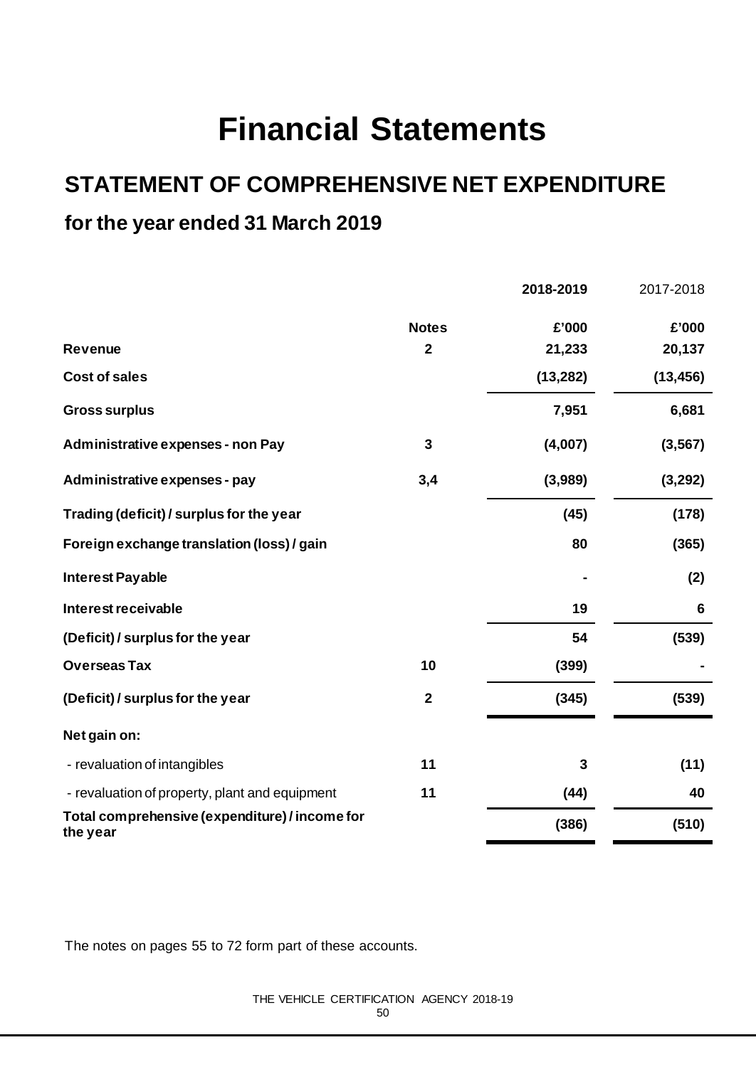# Financial Statements

## STATEMENT OF COMPREHENSIVE NET EXPENDITURE

### for the year ended 31 March 2019

| | Notes | 2018-2019 £'000 | 2017-2018 £'000 |
|---|---|---|---|
| **Revenue** | 2 | 21,233 | 20,137 |
| **Cost of sales** | | (13,282) | (13,456) |
| **Gross surplus** | | 7,951 | 6,681 |
| **Administrative expenses - non Pay** | 3 | (4,007) | (3,567) |
| **Administrative expenses - pay** | 3,4 | (3,989) | (3,292) |
| **Trading (deficit) / surplus for the year** | | (45) | (178) |
| **Foreign exchange translation (loss) / gain** | | 80 | (365) |
| **Interest Payable** | | - | (2) |
| **Interest receivable** | | 19 | 6 |
| **(Deficit) / surplus for the year** | | 54 | (539) |
| **Overseas Tax** | 10 | (399) | - |
| **(Deficit) / surplus for the year** | 2 | (345) | (539) |
| **Net gain on:** | | | |
| - revaluation of intangibles | 11 | 3 | (11) |
| - revaluation of property, plant and equipment | 11 | (44) | 40 |
| **Total comprehensive (expenditure) / income for the year** | | (386) | (510) |

The notes on pages 55 to 72 form part of these accounts.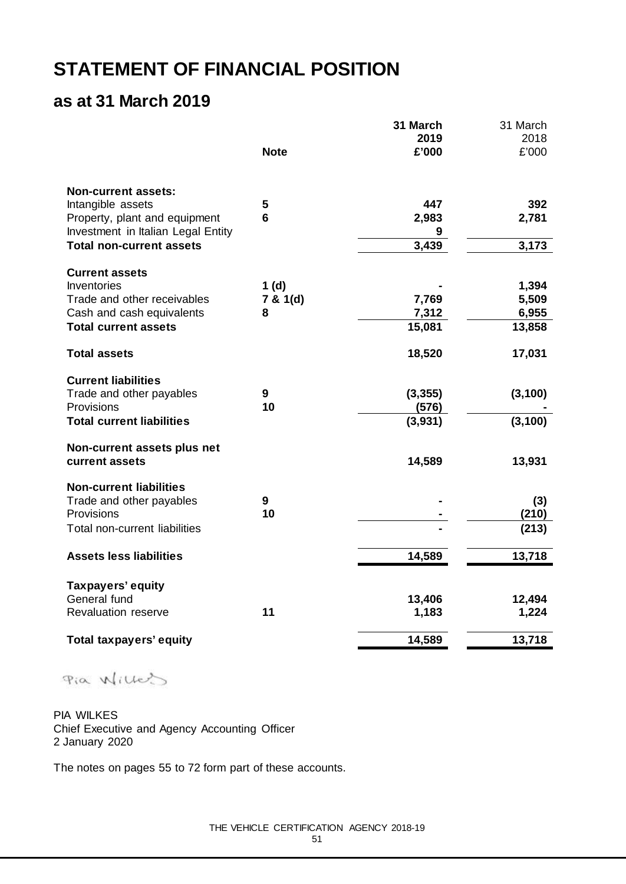# STATEMENT OF FINANCIAL POSITION

## as at 31 March 2019

| | Note | 31 March 2019 £'000 | 31 March 2018 £'000 |
|---|---|---|---|
| **Non-current assets:** | | | |
| Intangible assets | 5 | 447 | 392 |
| Property, plant and equipment | 6 | 2,983 | 2,781 |
| Investment in Italian Legal Entity | | 9 | |
| **Total non-current assets** | | 3,439 | 3,173 |
| **Current assets** | | | |
| Inventories | 1 (d) | - | 1,394 |
| Trade and other receivables | 7 & 1(d) | 7,769 | 5,509 |
| Cash and cash equivalents | 8 | 7,312 | 6,955 |
| **Total current assets** | | 15,081 | 13,858 |
| **Total assets** | | 18,520 | 17,031 |
| **Current liabilities** | | | |
| Trade and other payables | 9 | (3,355) | (3,100) |
| Provisions | 10 | (576) | - |
| **Total current liabilities** | | (3,931) | (3,100) |
| **Non-current assets plus net current assets** | | 14,589 | 13,931 |
| **Non-current liabilities** | | | |
| Trade and other payables | 9 | - | (3) |
| Provisions | 10 | - | (210) |
| Total non-current liabilities | | - | (213) |
| **Assets less liabilities** | | 14,589 | 13,718 |
| **Taxpayers' equity** | | | |
| General fund | | 13,406 | 12,494 |
| Revaluation reserve | 11 | 1,183 | 1,224 |
| **Total taxpayers' equity** | | 14,589 | 13,718 |

Pia Wilkes

PIA WILKES
Chief Executive and Agency Accounting Officer
2 January 2020

The notes on pages 55 to 72 form part of these accounts.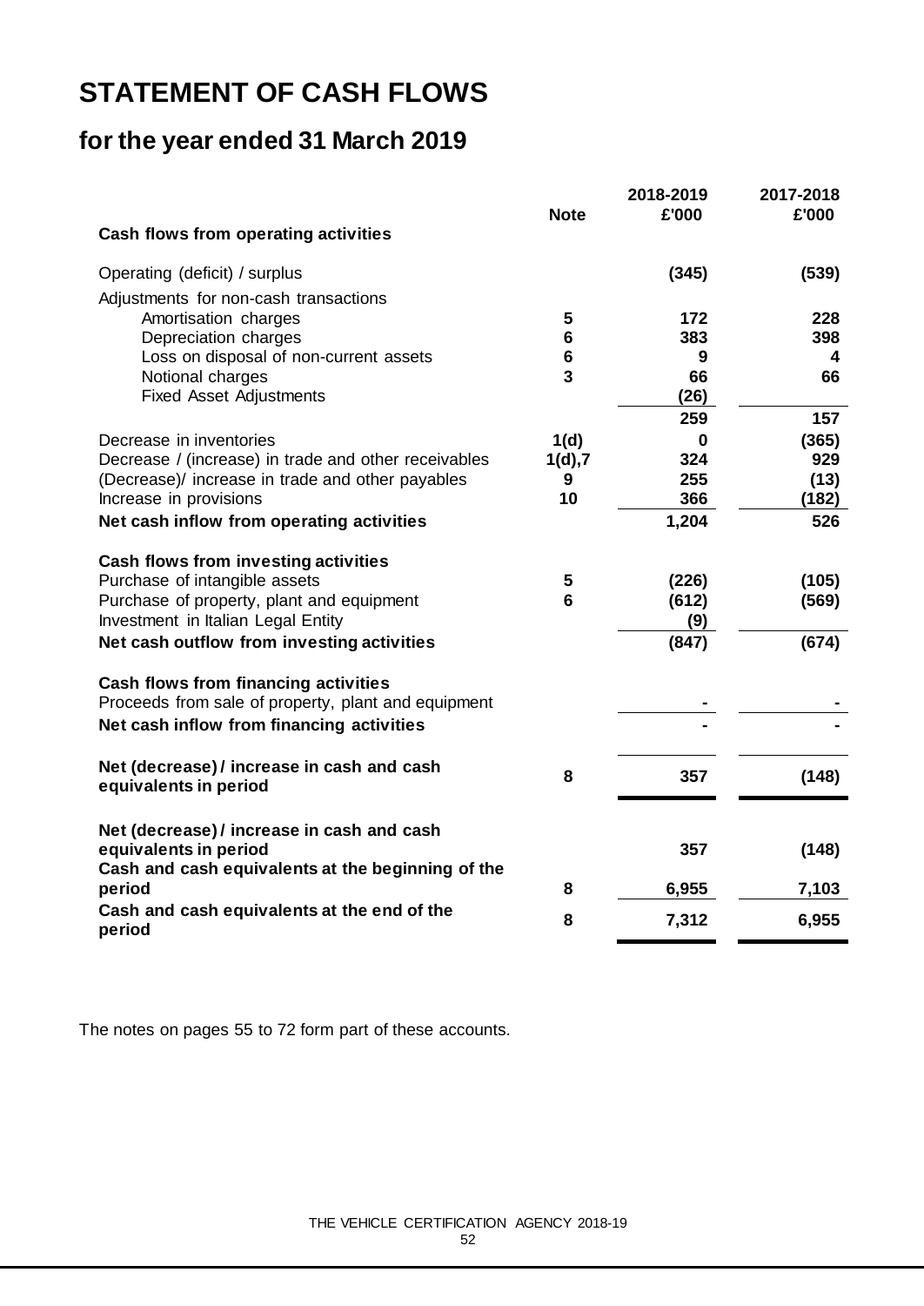# STATEMENT OF CASH FLOWS

## for the year ended 31 March 2019

| | Note | 2018-2019 £'000 | 2017-2018 £'000 |
|---|---|---|---|
| **Cash flows from operating activities** | | | |
| Operating (deficit) / surplus | | **(345)** | **(539)** |
| Adjustments for non-cash transactions | | | |
| Amortisation charges | **5** | **172** | **228** |
| Depreciation charges | **6** | **383** | **398** |
| Loss on disposal of non-current assets | **6** | **9** | **4** |
| Notional charges | **3** | **66** | **66** |
| Fixed Asset Adjustments | | **(26)** | |
| | | **259** | **157** |
| Decrease in inventories | **1(d)** | **0** | **(365)** |
| Decrease / (increase) in trade and other receivables | **1(d),7** | **324** | **929** |
| (Decrease)/ increase in trade and other payables | **9** | **255** | **(13)** |
| Increase in provisions | **10** | **366** | **(182)** |
| **Net cash inflow from operating activities** | | **1,204** | **526** |
| **Cash flows from investing activities** | | | |
| Purchase of intangible assets | **5** | **(226)** | **(105)** |
| Purchase of property, plant and equipment | **6** | **(612)** | **(569)** |
| Investment in Italian Legal Entity | | **(9)** | |
| **Net cash outflow from investing activities** | | **(847)** | **(674)** |
| **Cash flows from financing activities** | | | |
| Proceeds from sale of property, plant and equipment | | **-** | **-** |
| **Net cash inflow from financing activities** | | **-** | **-** |
| **Net (decrease) / increase in cash and cash equivalents in period** | **8** | **357** | **(148)** |
| **Net (decrease) / increase in cash and cash equivalents in period** | | **357** | **(148)** |
| **Cash and cash equivalents at the beginning of the period** | **8** | **6,955** | **7,103** |
| **Cash and cash equivalents at the end of the period** | **8** | **7,312** | **6,955** |

The notes on pages 55 to 72 form part of these accounts.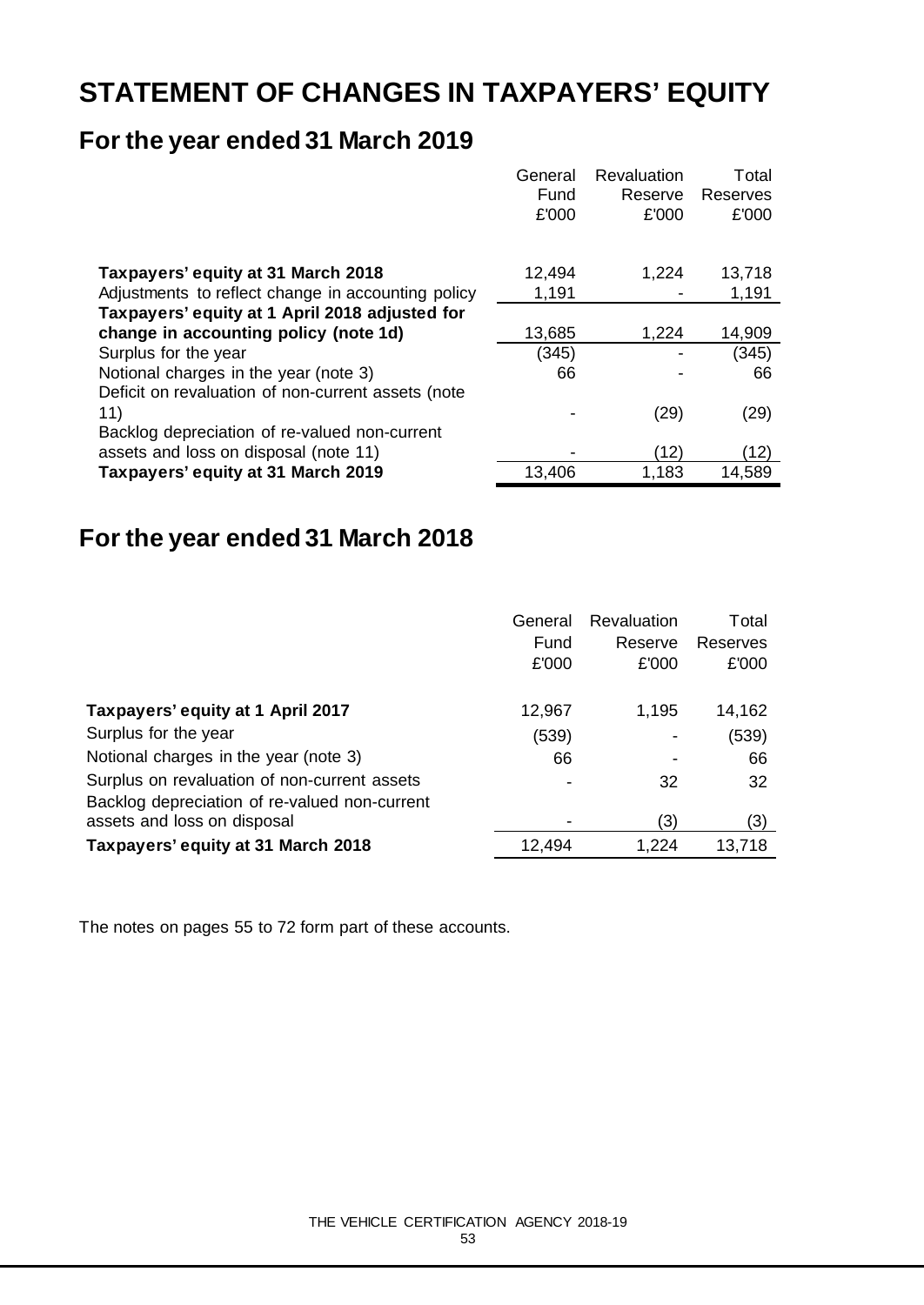# STATEMENT OF CHANGES IN TAXPAYERS' EQUITY

## For the year ended 31 March 2019

| | General Fund £'000 | Revaluation Reserve £'000 | Total Reserves £'000 |
|---|---|---|---|
| **Taxpayers' equity at 31 March 2018** | 12,494 | 1,224 | 13,718 |
| Adjustments to reflect change in accounting policy | 1,191 | - | 1,191 |
| **Taxpayers' equity at 1 April 2018 adjusted for change in accounting policy (note 1d)** | 13,685 | 1,224 | 14,909 |
| Surplus for the year | (345) | - | (345) |
| Notional charges in the year (note 3) | 66 | - | 66 |
| Deficit on revaluation of non-current assets (note 11) | - | (29) | (29) |
| Backlog depreciation of re-valued non-current assets and loss on disposal (note 11) | - | (12) | (12) |
| **Taxpayers' equity at 31 March 2019** | 13,406 | 1,183 | 14,589 |

## For the year ended 31 March 2018

| | General Fund £'000 | Revaluation Reserve £'000 | Total Reserves £'000 |
|---|---|---|---|
| **Taxpayers' equity at 1 April 2017** | 12,967 | 1,195 | 14,162 |
| Surplus for the year | (539) | - | (539) |
| Notional charges in the year (note 3) | 66 | - | 66 |
| Surplus on revaluation of non-current assets | - | 32 | 32 |
| Backlog depreciation of re-valued non-current assets and loss on disposal | - | (3) | (3) |
| **Taxpayers' equity at 31 March 2018** | 12,494 | 1,224 | 13,718 |

The notes on pages 55 to 72 form part of these accounts.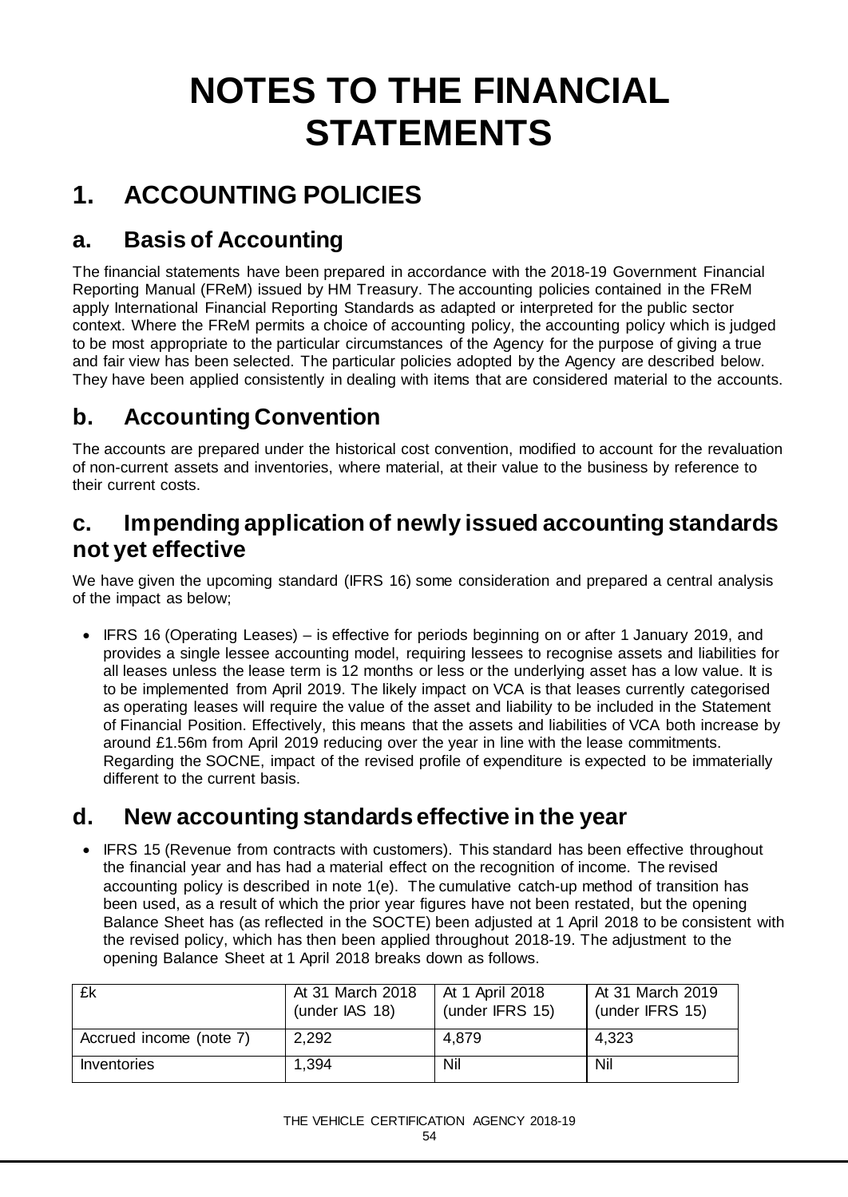# NOTES TO THE FINANCIAL STATEMENTS

## 1. ACCOUNTING POLICIES

### a. Basis of Accounting

The financial statements have been prepared in accordance with the 2018-19 Government Financial Reporting Manual (FReM) issued by HM Treasury. The accounting policies contained in the FReM apply International Financial Reporting Standards as adapted or interpreted for the public sector context. Where the FReM permits a choice of accounting policy, the accounting policy which is judged to be most appropriate to the particular circumstances of the Agency for the purpose of giving a true and fair view has been selected. The particular policies adopted by the Agency are described below. They have been applied consistently in dealing with items that are considered material to the accounts.

### b. Accounting Convention

The accounts are prepared under the historical cost convention, modified to account for the revaluation of non-current assets and inventories, where material, at their value to the business by reference to their current costs.

### c. Impending application of newly issued accounting standards not yet effective

We have given the upcoming standard (IFRS 16) some consideration and prepared a central analysis of the impact as below;

- IFRS 16 (Operating Leases) – is effective for periods beginning on or after 1 January 2019, and provides a single lessee accounting model, requiring lessees to recognise assets and liabilities for all leases unless the lease term is 12 months or less or the underlying asset has a low value. It is to be implemented from April 2019. The likely impact on VCA is that leases currently categorised as operating leases will require the value of the asset and liability to be included in the Statement of Financial Position. Effectively, this means that the assets and liabilities of VCA both increase by around £1.56m from April 2019 reducing over the year in line with the lease commitments. Regarding the SOCNE, impact of the revised profile of expenditure is expected to be immaterially different to the current basis.

### d. New accounting standards effective in the year

- IFRS 15 (Revenue from contracts with customers). This standard has been effective throughout the financial year and has had a material effect on the recognition of income. The revised accounting policy is described in note 1(e). The cumulative catch-up method of transition has been used, as a result of which the prior year figures have not been restated, but the opening Balance Sheet has (as reflected in the SOCTE) been adjusted at 1 April 2018 to be consistent with the revised policy, which has then been applied throughout 2018-19. The adjustment to the opening Balance Sheet at 1 April 2018 breaks down as follows.

| £k | At 31 March 2018 (under IAS 18) | At 1 April 2018 (under IFRS 15) | At 31 March 2019 (under IFRS 15) |
|---|---|---|---|
| Accrued income (note 7) | 2,292 | 4,879 | 4,323 |
| Inventories | 1,394 | Nil | Nil |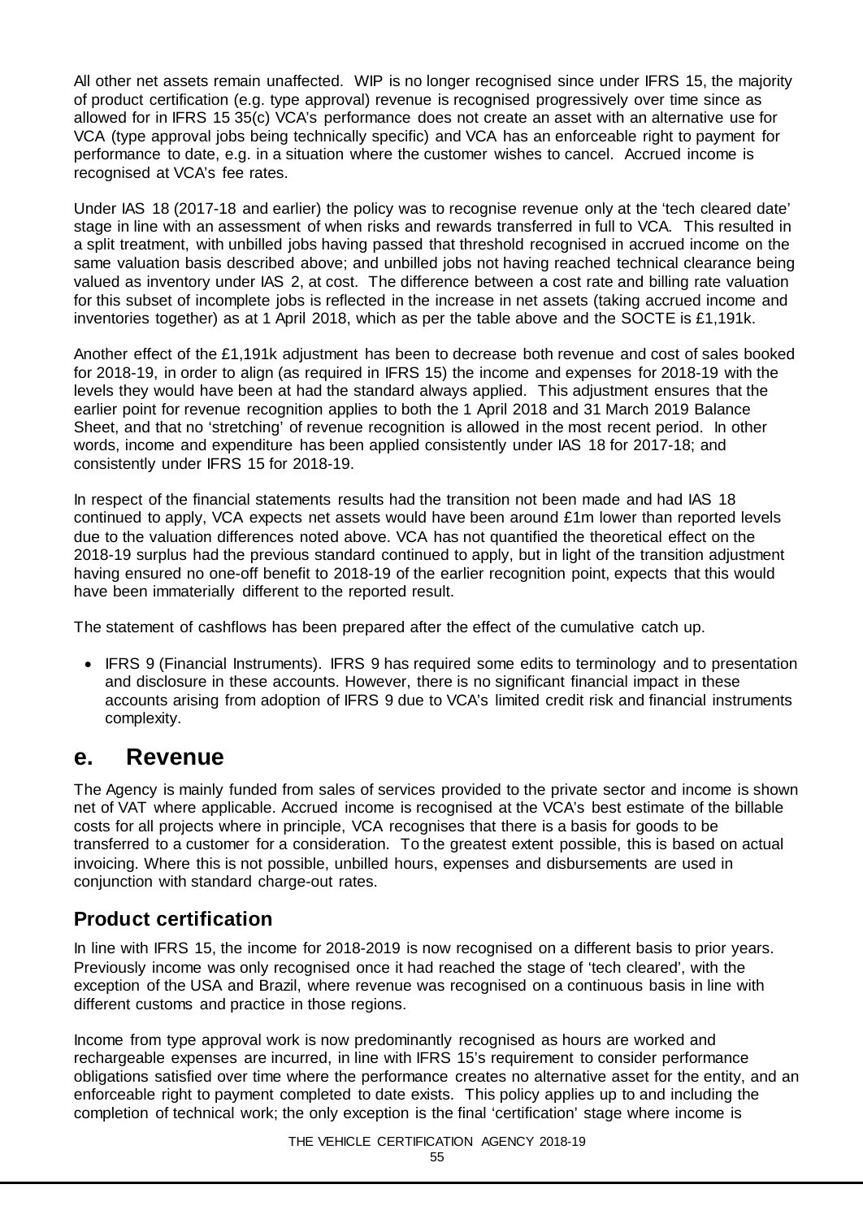All other net assets remain unaffected. WIP is no longer recognised since under IFRS 15, the majority of product certification (e.g. type approval) revenue is recognised progressively over time since as allowed for in IFRS 15 35(c) VCA's performance does not create an asset with an alternative use for VCA (type approval jobs being technically specific) and VCA has an enforceable right to payment for performance to date, e.g. in a situation where the customer wishes to cancel. Accrued income is recognised at VCA's fee rates.

Under IAS 18 (2017-18 and earlier) the policy was to recognise revenue only at the 'tech cleared date' stage in line with an assessment of when risks and rewards transferred in full to VCA. This resulted in a split treatment, with unbilled jobs having passed that threshold recognised in accrued income on the same valuation basis described above; and unbilled jobs not having reached technical clearance being valued as inventory under IAS 2, at cost. The difference between a cost rate and billing rate valuation for this subset of incomplete jobs is reflected in the increase in net assets (taking accrued income and inventories together) as at 1 April 2018, which as per the table above and the SOCTE is £1,191k.

Another effect of the £1,191k adjustment has been to decrease both revenue and cost of sales booked for 2018-19, in order to align (as required in IFRS 15) the income and expenses for 2018-19 with the levels they would have been at had the standard always applied. This adjustment ensures that the earlier point for revenue recognition applies to both the 1 April 2018 and 31 March 2019 Balance Sheet, and that no 'stretching' of revenue recognition is allowed in the most recent period. In other words, income and expenditure has been applied consistently under IAS 18 for 2017-18; and consistently under IFRS 15 for 2018-19.

In respect of the financial statements results had the transition not been made and had IAS 18 continued to apply, VCA expects net assets would have been around £1m lower than reported levels due to the valuation differences noted above. VCA has not quantified the theoretical effect on the 2018-19 surplus had the previous standard continued to apply, but in light of the transition adjustment having ensured no one-off benefit to 2018-19 of the earlier recognition point, expects that this would have been immaterially different to the reported result.

The statement of cashflows has been prepared after the effect of the cumulative catch up.

- IFRS 9 (Financial Instruments). IFRS 9 has required some edits to terminology and to presentation and disclosure in these accounts. However, there is no significant financial impact in these accounts arising from adoption of IFRS 9 due to VCA's limited credit risk and financial instruments complexity.

# e. Revenue

The Agency is mainly funded from sales of services provided to the private sector and income is shown net of VAT where applicable. Accrued income is recognised at the VCA's best estimate of the billable costs for all projects where in principle, VCA recognises that there is a basis for goods to be transferred to a customer for a consideration. To the greatest extent possible, this is based on actual invoicing. Where this is not possible, unbilled hours, expenses and disbursements are used in conjunction with standard charge-out rates.

## Product certification

In line with IFRS 15, the income for 2018-2019 is now recognised on a different basis to prior years. Previously income was only recognised once it had reached the stage of 'tech cleared', with the exception of the USA and Brazil, where revenue was recognised on a continuous basis in line with different customs and practice in those regions.

Income from type approval work is now predominantly recognised as hours are worked and rechargeable expenses are incurred, in line with IFRS 15's requirement to consider performance obligations satisfied over time where the performance creates no alternative asset for the entity, and an enforceable right to payment completed to date exists. This policy applies up to and including the completion of technical work; the only exception is the final 'certification' stage where income is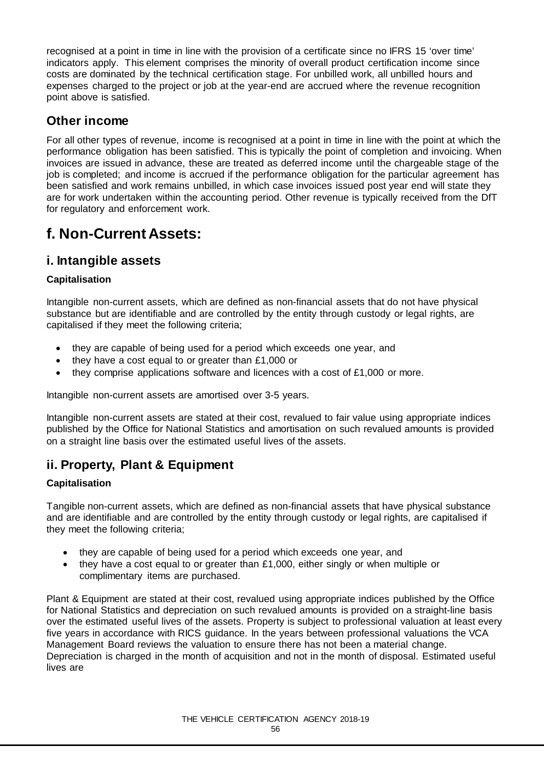recognised at a point in time in line with the provision of a certificate since no IFRS 15 'over time' indicators apply. This element comprises the minority of overall product certification income since costs are dominated by the technical certification stage. For unbilled work, all unbilled hours and expenses charged to the project or job at the year-end are accrued where the revenue recognition point above is satisfied.

## Other income

For all other types of revenue, income is recognised at a point in time in line with the point at which the performance obligation has been satisfied. This is typically the point of completion and invoicing. When invoices are issued in advance, these are treated as deferred income until the chargeable stage of the job is completed; and income is accrued if the performance obligation for the particular agreement has been satisfied and work remains unbilled, in which case invoices issued post year end will state they are for work undertaken within the accounting period. Other revenue is typically received from the DfT for regulatory and enforcement work.

# f. Non-Current Assets:

## i. Intangible assets

**Capitalisation**

Intangible non-current assets, which are defined as non-financial assets that do not have physical substance but are identifiable and are controlled by the entity through custody or legal rights, are capitalised if they meet the following criteria;

- they are capable of being used for a period which exceeds one year, and
- they have a cost equal to or greater than £1,000 or
- they comprise applications software and licences with a cost of £1,000 or more.

Intangible non-current assets are amortised over 3-5 years.

Intangible non-current assets are stated at their cost, revalued to fair value using appropriate indices published by the Office for National Statistics and amortisation on such revalued amounts is provided on a straight line basis over the estimated useful lives of the assets.

## ii. Property, Plant & Equipment

**Capitalisation**

Tangible non-current assets, which are defined as non-financial assets that have physical substance and are identifiable and are controlled by the entity through custody or legal rights, are capitalised if they meet the following criteria;

- they are capable of being used for a period which exceeds one year, and
- they have a cost equal to or greater than £1,000, either singly or when multiple or complimentary items are purchased.

Plant & Equipment are stated at their cost, revalued using appropriate indices published by the Office for National Statistics and depreciation on such revalued amounts is provided on a straight-line basis over the estimated useful lives of the assets. Property is subject to professional valuation at least every five years in accordance with RICS guidance. In the years between professional valuations the VCA Management Board reviews the valuation to ensure there has not been a material change. Depreciation is charged in the month of acquisition and not in the month of disposal. Estimated useful lives are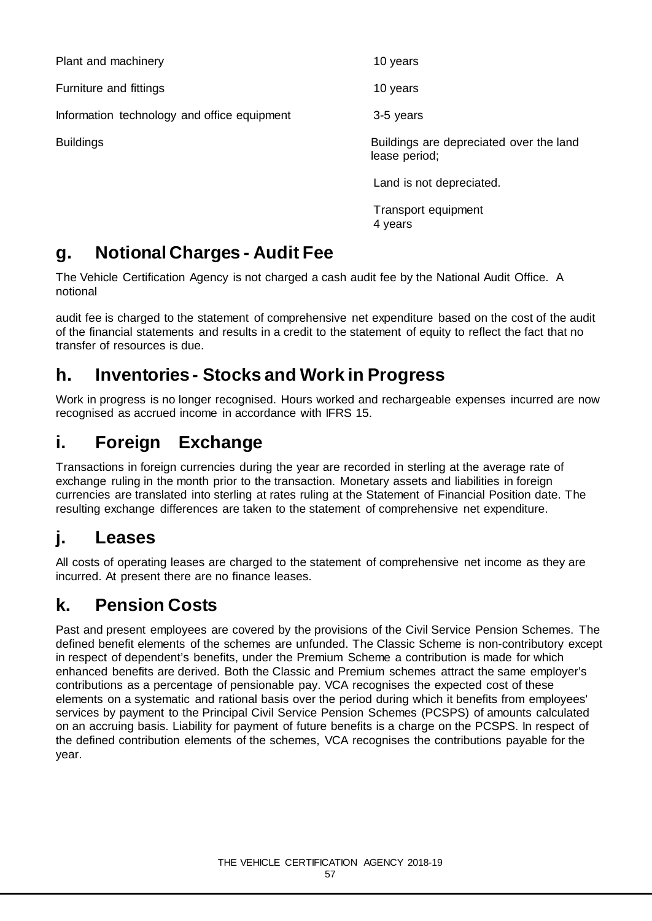| | |
|---|---|
| Plant and machinery | 10 years |
| Furniture and fittings | 10 years |
| Information technology and office equipment | 3-5 years |
| Buildings | Buildings are depreciated over the land lease period; |
| | Land is not depreciated. |
| | Transport equipment 4 years |

## g. Notional Charges - Audit Fee

The Vehicle Certification Agency is not charged a cash audit fee by the National Audit Office. A notional

audit fee is charged to the statement of comprehensive net expenditure based on the cost of the audit of the financial statements and results in a credit to the statement of equity to reflect the fact that no transfer of resources is due.

## h. Inventories - Stocks and Work in Progress

Work in progress is no longer recognised. Hours worked and rechargeable expenses incurred are now recognised as accrued income in accordance with IFRS 15.

## i. Foreign Exchange

Transactions in foreign currencies during the year are recorded in sterling at the average rate of exchange ruling in the month prior to the transaction. Monetary assets and liabilities in foreign currencies are translated into sterling at rates ruling at the Statement of Financial Position date. The resulting exchange differences are taken to the statement of comprehensive net expenditure.

## j. Leases

All costs of operating leases are charged to the statement of comprehensive net income as they are incurred. At present there are no finance leases.

## k. Pension Costs

Past and present employees are covered by the provisions of the Civil Service Pension Schemes. The defined benefit elements of the schemes are unfunded. The Classic Scheme is non-contributory except in respect of dependent's benefits, under the Premium Scheme a contribution is made for which enhanced benefits are derived. Both the Classic and Premium schemes attract the same employer's contributions as a percentage of pensionable pay. VCA recognises the expected cost of these elements on a systematic and rational basis over the period during which it benefits from employees' services by payment to the Principal Civil Service Pension Schemes (PCSPS) of amounts calculated on an accruing basis. Liability for payment of future benefits is a charge on the PCSPS. In respect of the defined contribution elements of the schemes, VCA recognises the contributions payable for the year.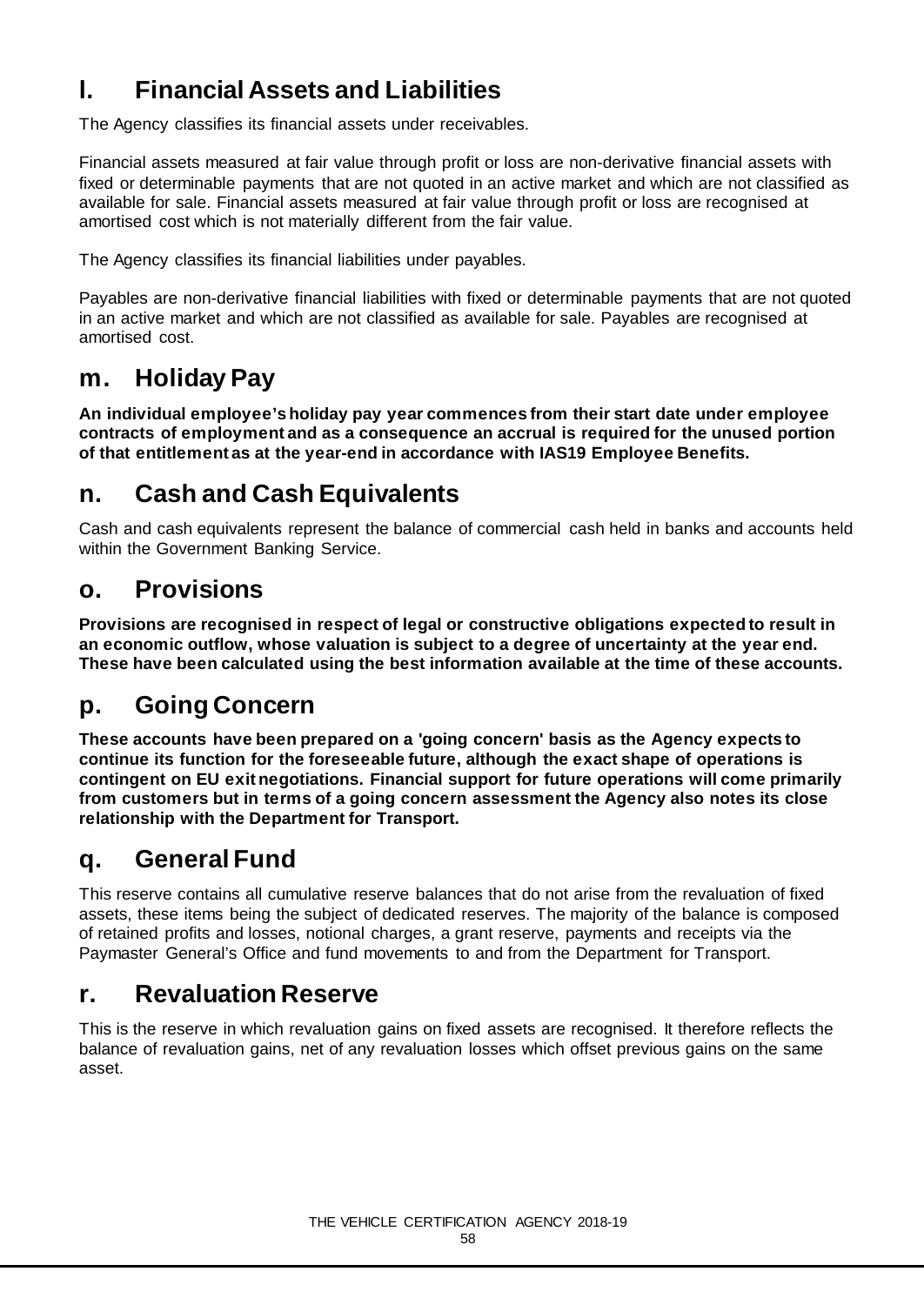## l. Financial Assets and Liabilities

The Agency classifies its financial assets under receivables.

Financial assets measured at fair value through profit or loss are non-derivative financial assets with fixed or determinable payments that are not quoted in an active market and which are not classified as available for sale. Financial assets measured at fair value through profit or loss are recognised at amortised cost which is not materially different from the fair value.

The Agency classifies its financial liabilities under payables.

Payables are non-derivative financial liabilities with fixed or determinable payments that are not quoted in an active market and which are not classified as available for sale. Payables are recognised at amortised cost.

## m. Holiday Pay

**An individual employee's holiday pay year commences from their start date under employee contracts of employment and as a consequence an accrual is required for the unused portion of that entitlement as at the year-end in accordance with IAS19 Employee Benefits.**

## n. Cash and Cash Equivalents

Cash and cash equivalents represent the balance of commercial cash held in banks and accounts held within the Government Banking Service.

## o. Provisions

**Provisions are recognised in respect of legal or constructive obligations expected to result in an economic outflow, whose valuation is subject to a degree of uncertainty at the year end. These have been calculated using the best information available at the time of these accounts.**

## p. Going Concern

**These accounts have been prepared on a 'going concern' basis as the Agency expects to continue its function for the foreseeable future, although the exact shape of operations is contingent on EU exit negotiations. Financial support for future operations will come primarily from customers but in terms of a going concern assessment the Agency also notes its close relationship with the Department for Transport.**

## q. General Fund

This reserve contains all cumulative reserve balances that do not arise from the revaluation of fixed assets, these items being the subject of dedicated reserves. The majority of the balance is composed of retained profits and losses, notional charges, a grant reserve, payments and receipts via the Paymaster General's Office and fund movements to and from the Department for Transport.

## r. Revaluation Reserve

This is the reserve in which revaluation gains on fixed assets are recognised. It therefore reflects the balance of revaluation gains, net of any revaluation losses which offset previous gains on the same asset.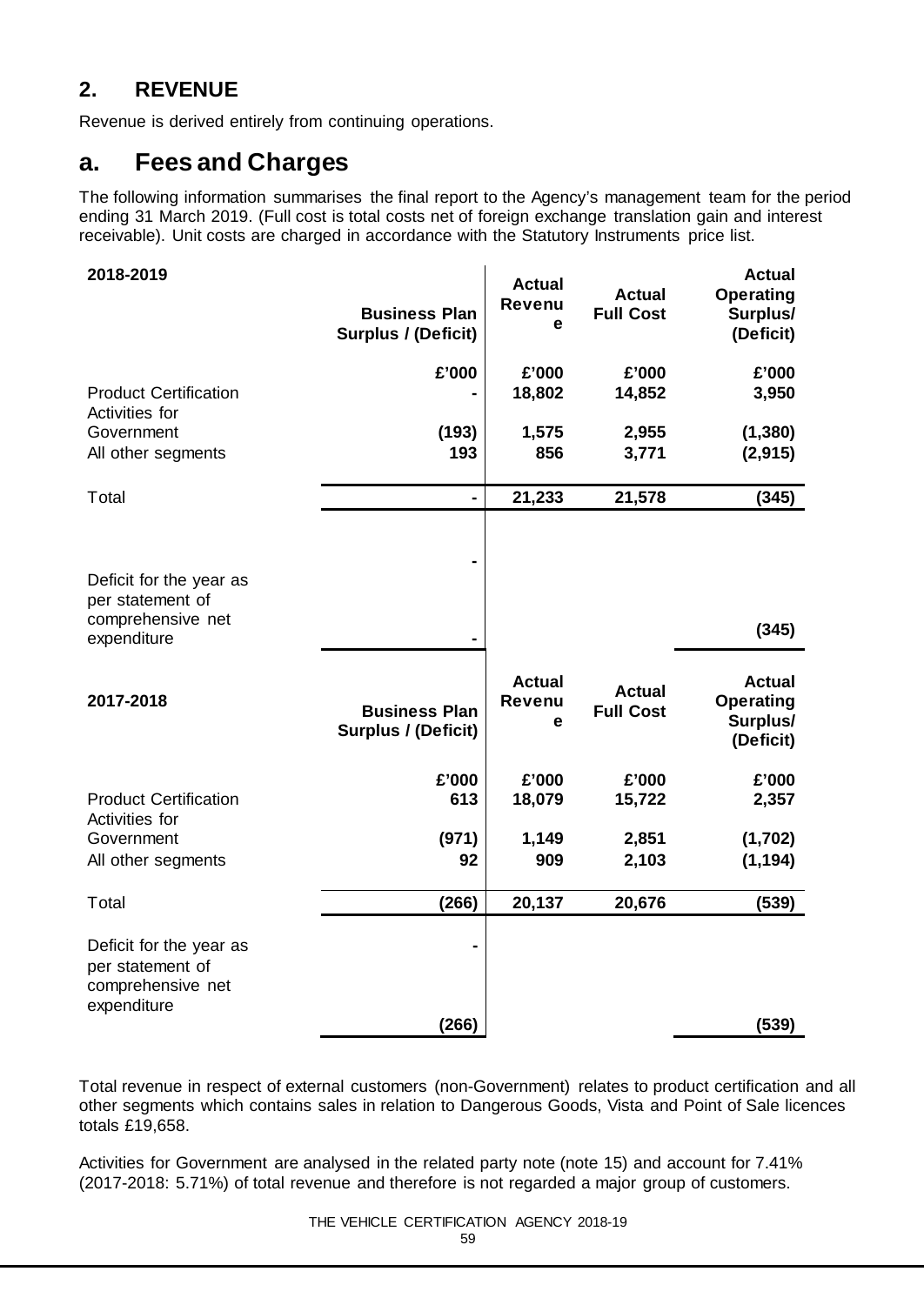## 2. REVENUE

Revenue is derived entirely from continuing operations.

## a. Fees and Charges

The following information summarises the final report to the Agency's management team for the period ending 31 March 2019. (Full cost is total costs net of foreign exchange translation gain and interest receivable). Unit costs are charged in accordance with the Statutory Instruments price list.

| 2018-2019 | Business Plan Surplus / (Deficit) | Actual Revenue | Actual Full Cost | Actual Operating Surplus/ (Deficit) |
|---|---|---|---|---|
| | £'000 | £'000 | £'000 | £'000 |
| Product Certification | - | 18,802 | 14,852 | 3,950 |
| Activities for Government | (193) | 1,575 | 2,955 | (1,380) |
| All other segments | 193 | 856 | 3,771 | (2,915) |
| Total | - | 21,233 | 21,578 | (345) |
| | - | | | |
| Deficit for the year as per statement of comprehensive net expenditure | - | | | (345) |

| 2017-2018 | Business Plan Surplus / (Deficit) | Actual Revenue | Actual Full Cost | Actual Operating Surplus/ (Deficit) |
|---|---|---|---|---|
| | £'000 | £'000 | £'000 | £'000 |
| Product Certification | 613 | 18,079 | 15,722 | 2,357 |
| Activities for Government | (971) | 1,149 | 2,851 | (1,702) |
| All other segments | 92 | 909 | 2,103 | (1,194) |
| Total | (266) | 20,137 | 20,676 | (539) |
| Deficit for the year as per statement of comprehensive net expenditure | - | | | |
| | (266) | | | (539) |

Total revenue in respect of external customers (non-Government) relates to product certification and all other segments which contains sales in relation to Dangerous Goods, Vista and Point of Sale licences totals £19,658.

Activities for Government are analysed in the related party note (note 15) and account for 7.41% (2017-2018: 5.71%) of total revenue and therefore is not regarded a major group of customers.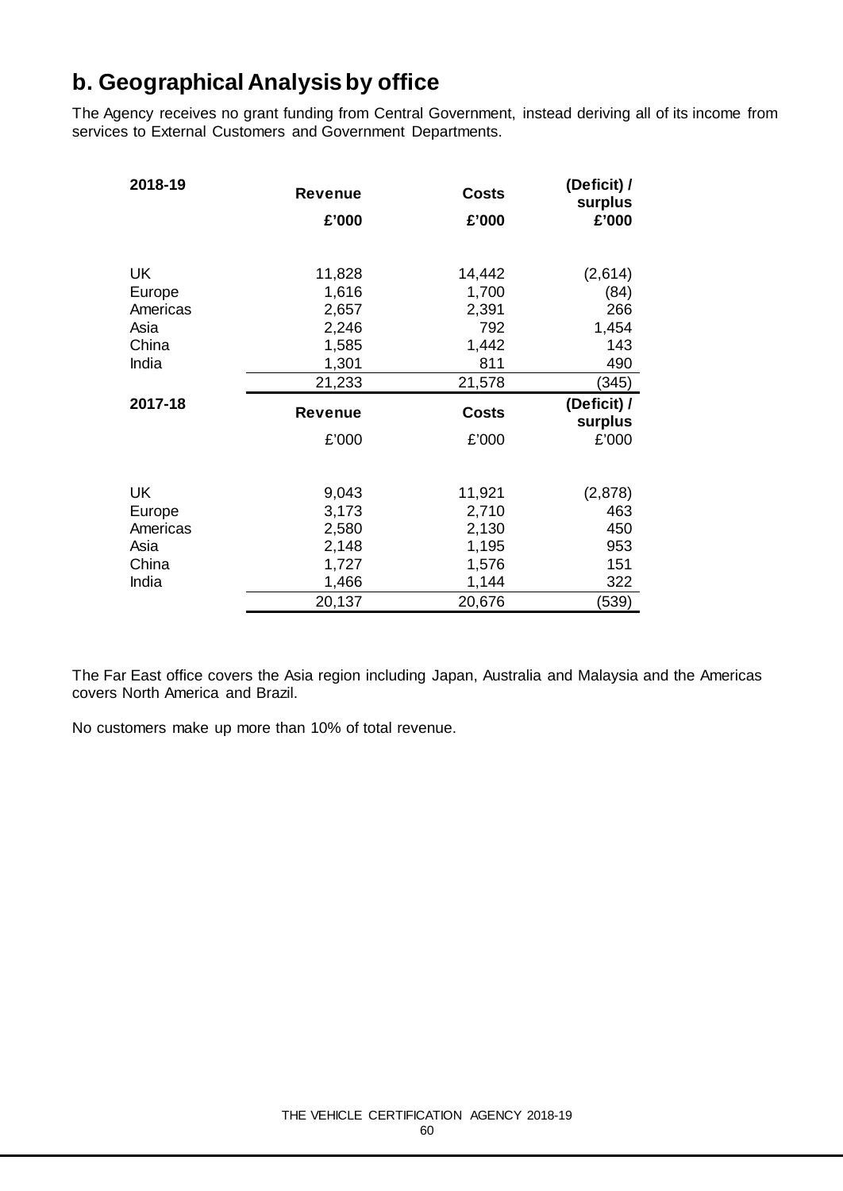## b. Geographical Analysis by office

The Agency receives no grant funding from Central Government, instead deriving all of its income from services to External Customers and Government Departments.

| 2018-19 | Revenue | Costs | (Deficit) / surplus |
|---|---|---|---|
| | £'000 | £'000 | £'000 |
| UK | 11,828 | 14,442 | (2,614) |
| Europe | 1,616 | 1,700 | (84) |
| Americas | 2,657 | 2,391 | 266 |
| Asia | 2,246 | 792 | 1,454 |
| China | 1,585 | 1,442 | 143 |
| India | 1,301 | 811 | 490 |
| | 21,233 | 21,578 | (345) |

| 2017-18 | Revenue | Costs | (Deficit) / surplus |
|---|---|---|---|
| | £'000 | £'000 | £'000 |
| UK | 9,043 | 11,921 | (2,878) |
| Europe | 3,173 | 2,710 | 463 |
| Americas | 2,580 | 2,130 | 450 |
| Asia | 2,148 | 1,195 | 953 |
| China | 1,727 | 1,576 | 151 |
| India | 1,466 | 1,144 | 322 |
| | 20,137 | 20,676 | (539) |

The Far East office covers the Asia region including Japan, Australia and Malaysia and the Americas covers North America and Brazil.

No customers make up more than 10% of total revenue.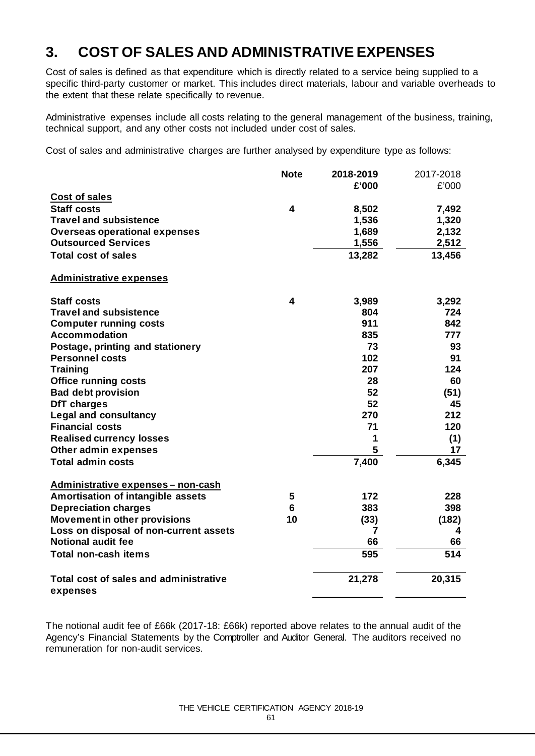# 3. COST OF SALES AND ADMINISTRATIVE EXPENSES

Cost of sales is defined as that expenditure which is directly related to a service being supplied to a specific third-party customer or market. This includes direct materials, labour and variable overheads to the extent that these relate specifically to revenue.

Administrative expenses include all costs relating to the general management of the business, training, technical support, and any other costs not included under cost of sales.

Cost of sales and administrative charges are further analysed by expenditure type as follows:

| | Note | 2018-2019 £'000 | 2017-2018 £'000 |
|---|---|---|---|
| **Cost of sales** | | | |
| **Staff costs** | 4 | 8,502 | 7,492 |
| **Travel and subsistence** | | 1,536 | 1,320 |
| **Overseas operational expenses** | | 1,689 | 2,132 |
| **Outsourced Services** | | 1,556 | 2,512 |
| **Total cost of sales** | | 13,282 | 13,456 |
| **Administrative expenses** | | | |
| **Staff costs** | 4 | 3,989 | 3,292 |
| **Travel and subsistence** | | 804 | 724 |
| **Computer running costs** | | 911 | 842 |
| **Accommodation** | | 835 | 777 |
| **Postage, printing and stationery** | | 73 | 93 |
| **Personnel costs** | | 102 | 91 |
| **Training** | | 207 | 124 |
| **Office running costs** | | 28 | 60 |
| **Bad debt provision** | | 52 | (51) |
| **DfT charges** | | 52 | 45 |
| **Legal and consultancy** | | 270 | 212 |
| **Financial costs** | | 71 | 120 |
| **Realised currency losses** | | 1 | (1) |
| **Other admin expenses** | | 5 | 17 |
| **Total admin costs** | | 7,400 | 6,345 |
| **Administrative expenses – non-cash** | | | |
| **Amortisation of intangible assets** | 5 | 172 | 228 |
| **Depreciation charges** | 6 | 383 | 398 |
| **Movement in other provisions** | 10 | (33) | (182) |
| **Loss on disposal of non-current assets** | | 7 | 4 |
| **Notional audit fee** | | 66 | 66 |
| **Total non-cash items** | | 595 | 514 |
| **Total cost of sales and administrative expenses** | | 21,278 | 20,315 |

The notional audit fee of £66k (2017-18: £66k) reported above relates to the annual audit of the Agency's Financial Statements by the Comptroller and Auditor General. The auditors received no remuneration for non-audit services.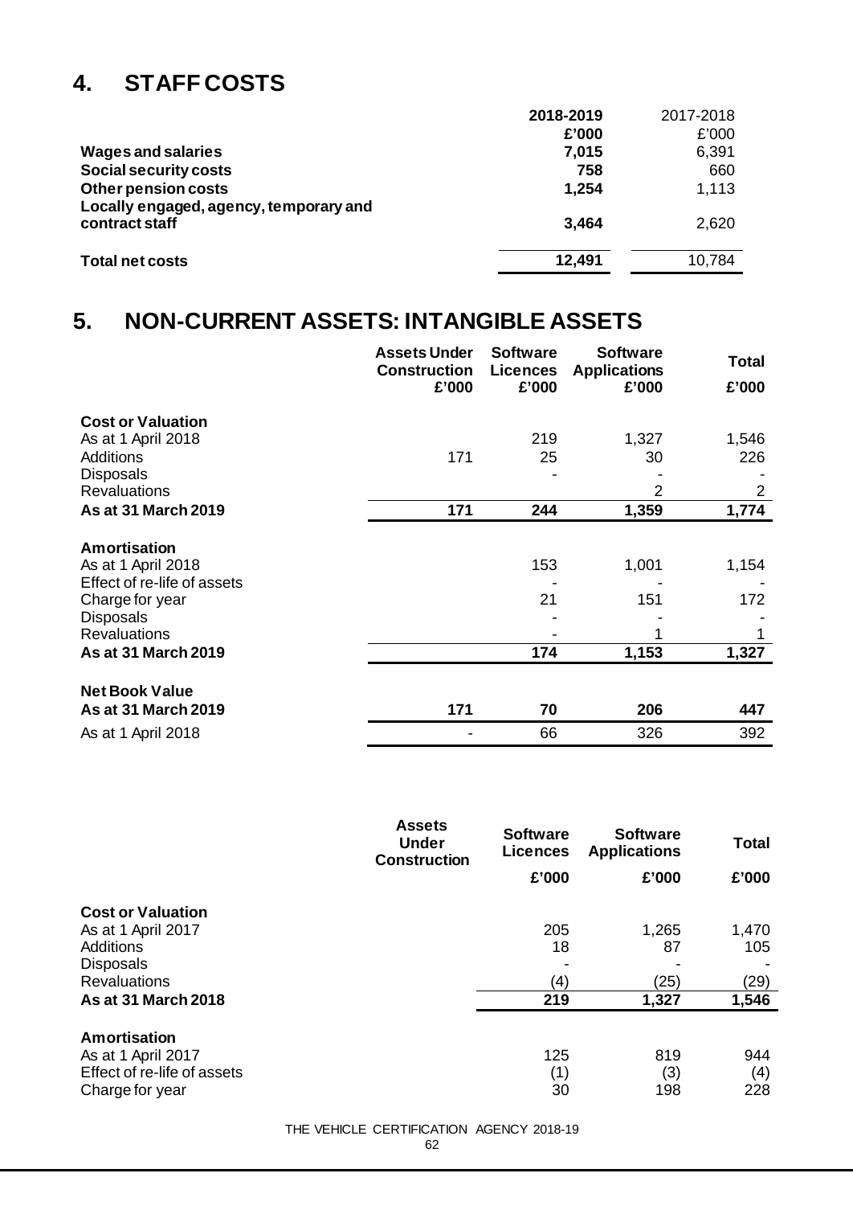# 4. STAFF COSTS

| | 2018-2019 | 2017-2018 |
|---|---|---|
| | £'000 | £'000 |
| **Wages and salaries** | **7,015** | 6,391 |
| **Social security costs** | **758** | 660 |
| **Other pension costs** | **1,254** | 1,113 |
| **Locally engaged, agency, temporary and contract staff** | **3,464** | 2,620 |
| **Total net costs** | **12,491** | 10,784 |

# 5. NON-CURRENT ASSETS: INTANGIBLE ASSETS

| | Assets Under Construction £'000 | Software Licences £'000 | Software Applications £'000 | Total £'000 |
|---|---|---|---|---|
| **Cost or Valuation** | | | | |
| As at 1 April 2018 | | 219 | 1,327 | 1,546 |
| Additions | 171 | 25 | 30 | 226 |
| Disposals | | - | - | - |
| Revaluations | | | 2 | 2 |
| **As at 31 March 2019** | **171** | **244** | **1,359** | **1,774** |
| **Amortisation** | | | | |
| As at 1 April 2018 | | 153 | 1,001 | 1,154 |
| Effect of re-life of assets | | - | - | - |
| Charge for year | | 21 | 151 | 172 |
| Disposals | | - | - | - |
| Revaluations | | - | 1 | 1 |
| **As at 31 March 2019** | | **174** | **1,153** | **1,327** |
| **Net Book Value** | | | | |
| **As at 31 March 2019** | **171** | **70** | **206** | **447** |
| As at 1 April 2018 | - | 66 | 326 | 392 |

| | Assets Under Construction | Software Licences £'000 | Software Applications £'000 | Total £'000 |
|---|---|---|---|---|
| **Cost or Valuation** | | | | |
| As at 1 April 2017 | | 205 | 1,265 | 1,470 |
| Additions | | 18 | 87 | 105 |
| Disposals | | - | - | - |
| Revaluations | | (4) | (25) | (29) |
| **As at 31 March 2018** | | **219** | **1,327** | **1,546** |
| **Amortisation** | | | | |
| As at 1 April 2017 | | 125 | 819 | 944 |
| Effect of re-life of assets | | (1) | (3) | (4) |
| Charge for year | | 30 | 198 | 228 |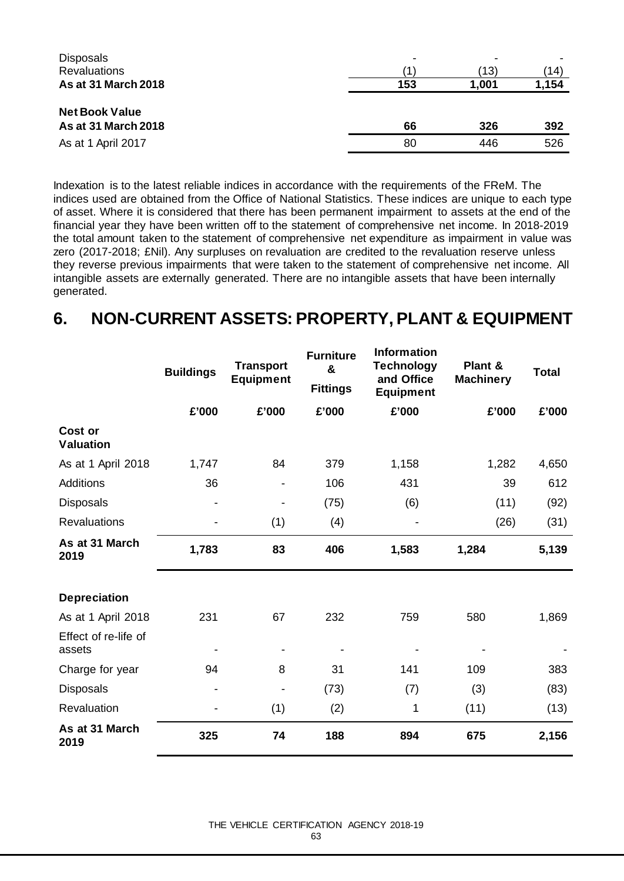| | | | |
|---|---|---|---|
| Disposals | - | - | - |
| Revaluations | (1) | (13) | (14) |
| **As at 31 March 2018** | **153** | **1,001** | **1,154** |
| **Net Book Value** | | | |
| **As at 31 March 2018** | **66** | **326** | **392** |
| As at 1 April 2017 | 80 | 446 | 526 |

Indexation is to the latest reliable indices in accordance with the requirements of the FReM. The indices used are obtained from the Office of National Statistics. These indices are unique to each type of asset. Where it is considered that there has been permanent impairment to assets at the end of the financial year they have been written off to the statement of comprehensive net income. In 2018-2019 the total amount taken to the statement of comprehensive net expenditure as impairment in value was zero (2017-2018; £Nil). Any surpluses on revaluation are credited to the revaluation reserve unless they reverse previous impairments that were taken to the statement of comprehensive net income. All intangible assets are externally generated. There are no intangible assets that have been internally generated.

# 6. NON-CURRENT ASSETS: PROPERTY, PLANT & EQUIPMENT

| | Buildings | Transport Equipment | Furniture & Fittings | Information Technology and Office Equipment | Plant & Machinery | Total |
|---|---|---|---|---|---|---|
| | £'000 | £'000 | £'000 | £'000 | £'000 | £'000 |
| **Cost or Valuation** | | | | | | |
| As at 1 April 2018 | 1,747 | 84 | 379 | 1,158 | 1,282 | 4,650 |
| Additions | 36 | - | 106 | 431 | 39 | 612 |
| Disposals | - | - | (75) | (6) | (11) | (92) |
| Revaluations | - | (1) | (4) | - | (26) | (31) |
| **As at 31 March 2019** | **1,783** | **83** | **406** | **1,583** | **1,284** | **5,139** |
| **Depreciation** | | | | | | |
| As at 1 April 2018 | 231 | 67 | 232 | 759 | 580 | 1,869 |
| Effect of re-life of assets | - | - | - | - | - | - |
| Charge for year | 94 | 8 | 31 | 141 | 109 | 383 |
| Disposals | - | - | (73) | (7) | (3) | (83) |
| Revaluation | - | (1) | (2) | 1 | (11) | (13) |
| **As at 31 March 2019** | **325** | **74** | **188** | **894** | **675** | **2,156** |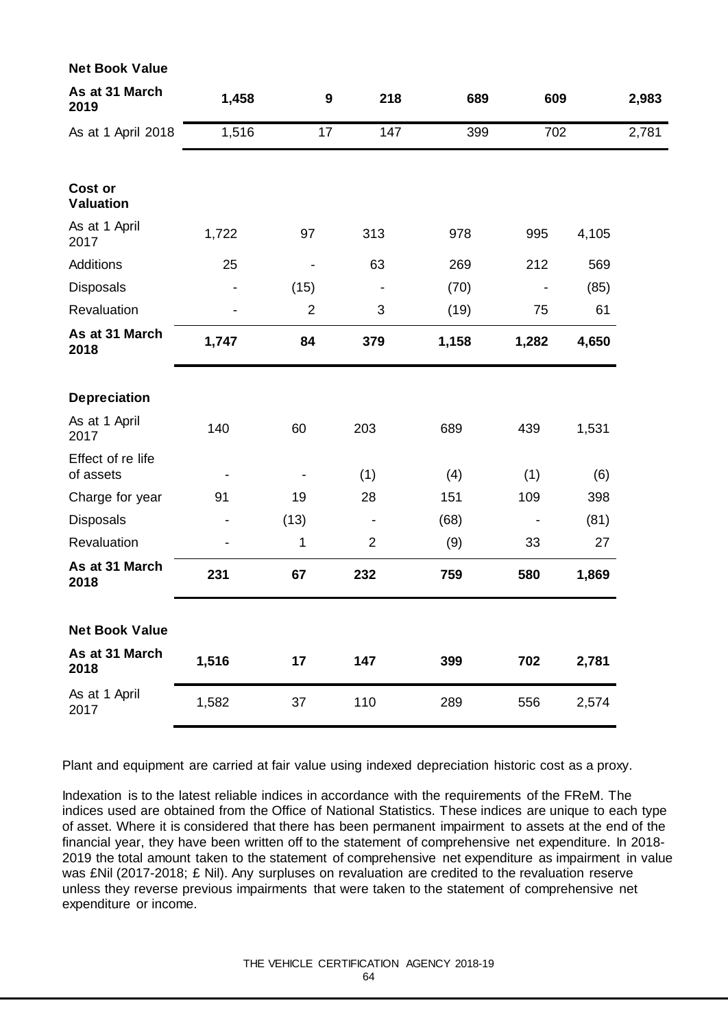| | | | | | | |
|---|---|---|---|---|---|---|
| **Net Book Value** | | | | | | |
| **As at 31 March 2019** | **1,458** | **9** | **218** | **689** | **609** | **2,983** |
| As at 1 April 2018 | 1,516 | 17 | 147 | 399 | 702 | 2,781 |

| | | | | | | |
|---|---|---|---|---|---|---|
| **Cost or Valuation** | | | | | | |
| As at 1 April 2017 | 1,722 | 97 | 313 | 978 | 995 | 4,105 |
| Additions | 25 | - | 63 | 269 | 212 | 569 |
| Disposals | - | (15) | - | (70) | - | (85) |
| Revaluation | - | 2 | 3 | (19) | 75 | 61 |
| **As at 31 March 2018** | **1,747** | **84** | **379** | **1,158** | **1,282** | **4,650** |
| **Depreciation** | | | | | | |
| As at 1 April 2017 | 140 | 60 | 203 | 689 | 439 | 1,531 |
| Effect of re life of assets | - | - | (1) | (4) | (1) | (6) |
| Charge for year | 91 | 19 | 28 | 151 | 109 | 398 |
| Disposals | - | (13) | - | (68) | - | (81) |
| Revaluation | - | 1 | 2 | (9) | 33 | 27 |
| **As at 31 March 2018** | **231** | **67** | **232** | **759** | **580** | **1,869** |
| **Net Book Value** | | | | | | |
| **As at 31 March 2018** | **1,516** | **17** | **147** | **399** | **702** | **2,781** |
| As at 1 April 2017 | 1,582 | 37 | 110 | 289 | 556 | 2,574 |

Plant and equipment are carried at fair value using indexed depreciation historic cost as a proxy.

Indexation is to the latest reliable indices in accordance with the requirements of the FReM. The indices used are obtained from the Office of National Statistics. These indices are unique to each type of asset. Where it is considered that there has been permanent impairment to assets at the end of the financial year, they have been written off to the statement of comprehensive net expenditure. In 2018-2019 the total amount taken to the statement of comprehensive net expenditure as impairment in value was £Nil (2017-2018; £ Nil). Any surpluses on revaluation are credited to the revaluation reserve unless they reverse previous impairments that were taken to the statement of comprehensive net expenditure or income.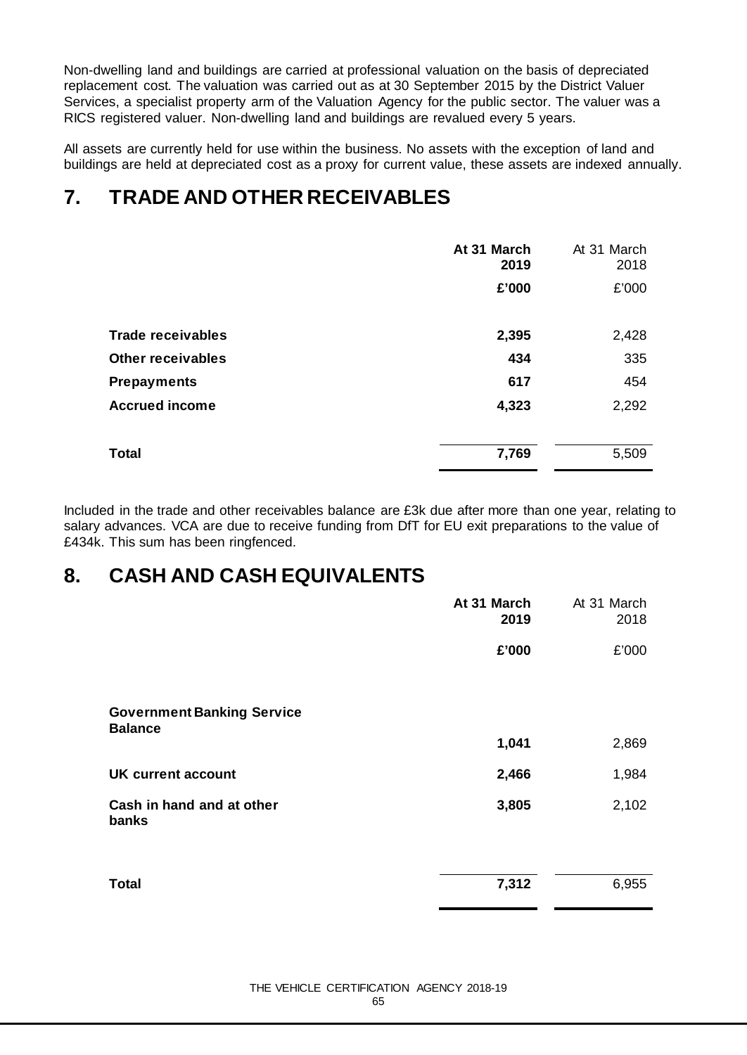Non-dwelling land and buildings are carried at professional valuation on the basis of depreciated replacement cost. The valuation was carried out as at 30 September 2015 by the District Valuer Services, a specialist property arm of the Valuation Agency for the public sector. The valuer was a RICS registered valuer. Non-dwelling land and buildings are revalued every 5 years.

All assets are currently held for use within the business. No assets with the exception of land and buildings are held at depreciated cost as a proxy for current value, these assets are indexed annually.

# 7. TRADE AND OTHER RECEIVABLES

| | **At 31 March 2019** | At 31 March 2018 |
|---|---|---|
| | **£'000** | £'000 |
| **Trade receivables** | **2,395** | 2,428 |
| **Other receivables** | **434** | 335 |
| **Prepayments** | **617** | 454 |
| **Accrued income** | **4,323** | 2,292 |
| **Total** | **7,769** | 5,509 |

Included in the trade and other receivables balance are £3k due after more than one year, relating to salary advances. VCA are due to receive funding from DfT for EU exit preparations to the value of £434k. This sum has been ringfenced.

# 8. CASH AND CASH EQUIVALENTS

| | **At 31 March 2019** | At 31 March 2018 |
|---|---|---|
| | **£'000** | £'000 |
| **Government Banking Service Balance** | **1,041** | 2,869 |
| **UK current account** | **2,466** | 1,984 |
| **Cash in hand and at other banks** | **3,805** | 2,102 |
| **Total** | **7,312** | 6,955 |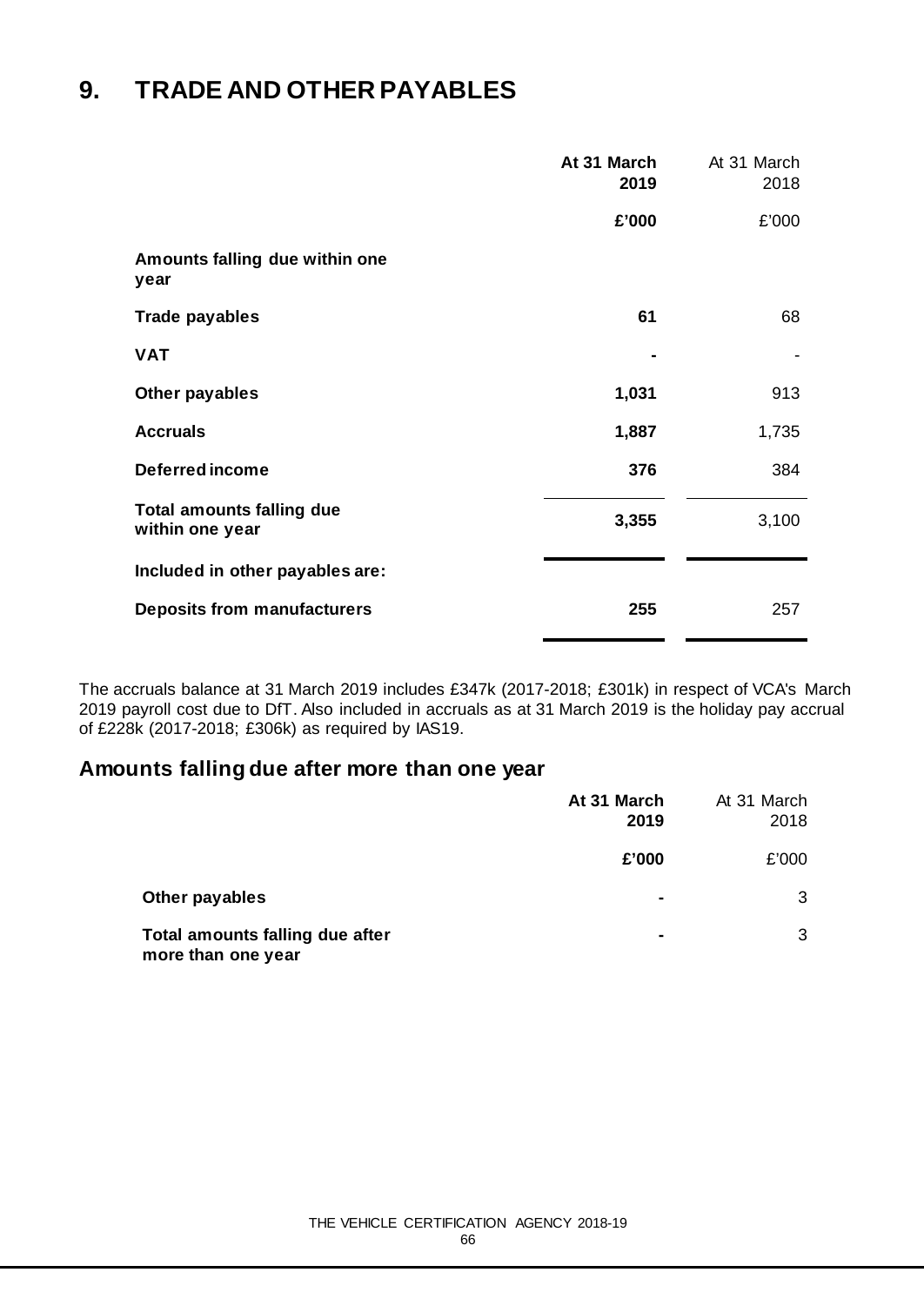# 9. TRADE AND OTHER PAYABLES

| | At 31 March 2019 | At 31 March 2018 |
|---|---|---|
| | £'000 | £'000 |
| **Amounts falling due within one year** | | |
| **Trade payables** | 61 | 68 |
| **VAT** | - | - |
| **Other payables** | 1,031 | 913 |
| **Accruals** | 1,887 | 1,735 |
| **Deferred income** | 376 | 384 |
| **Total amounts falling due within one year** | 3,355 | 3,100 |
| **Included in other payables are:** | | |
| **Deposits from manufacturers** | 255 | 257 |

The accruals balance at 31 March 2019 includes £347k (2017-2018; £301k) in respect of VCA's March 2019 payroll cost due to DfT. Also included in accruals as at 31 March 2019 is the holiday pay accrual of £228k (2017-2018; £306k) as required by IAS19.

## Amounts falling due after more than one year

| | At 31 March 2019 | At 31 March 2018 |
|---|---|---|
| | £'000 | £'000 |
| **Other payables** | - | 3 |
| **Total amounts falling due after more than one year** | - | 3 |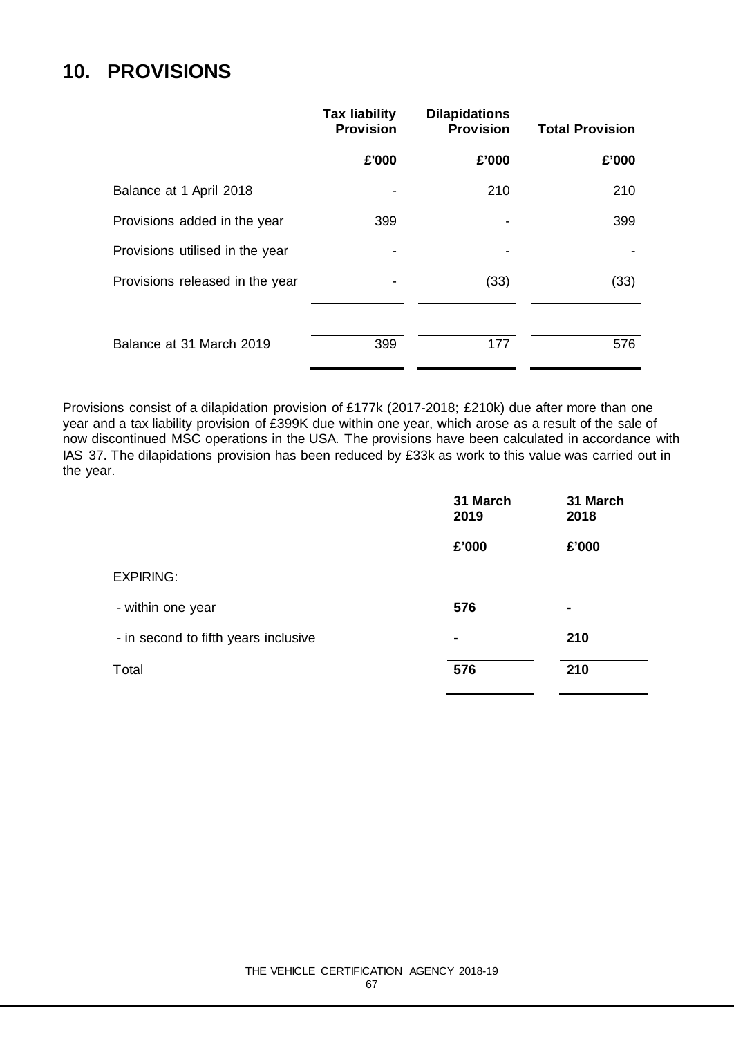## 10. PROVISIONS

| | Tax liability Provision | Dilapidations Provision | Total Provision |
|---|---|---|---|
| | £'000 | £'000 | £'000 |
| Balance at 1 April 2018 | - | 210 | 210 |
| Provisions added in the year | 399 | - | 399 |
| Provisions utilised in the year | - | - | - |
| Provisions released in the year | - | (33) | (33) |
| Balance at 31 March 2019 | 399 | 177 | 576 |

Provisions consist of a dilapidation provision of £177k (2017-2018; £210k) due after more than one year and a tax liability provision of £399K due within one year, which arose as a result of the sale of now discontinued MSC operations in the USA. The provisions have been calculated in accordance with IAS 37. The dilapidations provision has been reduced by £33k as work to this value was carried out in the year.

| | 31 March 2019 | 31 March 2018 |
|---|---|---|
| | £'000 | £'000 |
| EXPIRING: | | |
| - within one year | **576** | **-** |
| - in second to fifth years inclusive | **-** | **210** |
| Total | **576** | **210** |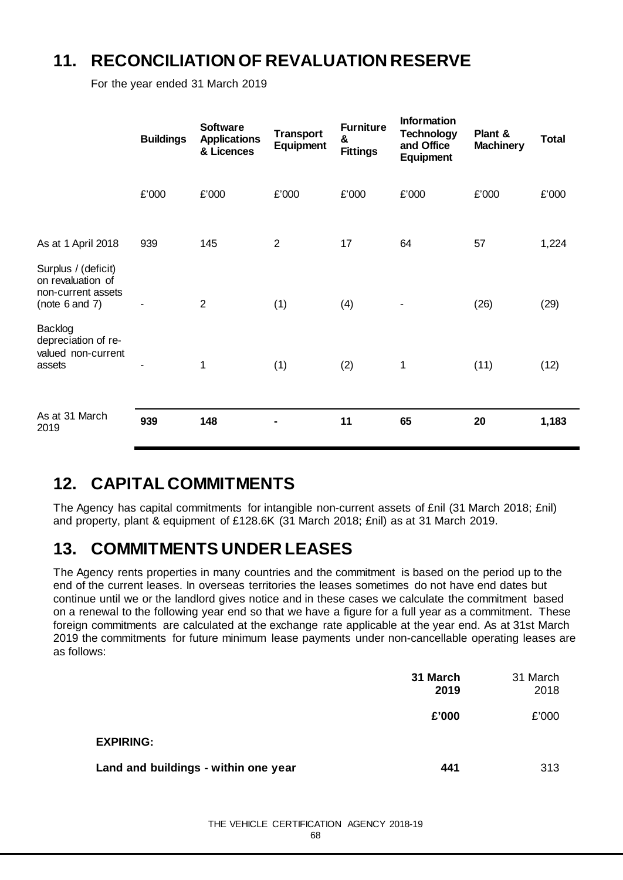## 11. RECONCILIATION OF REVALUATION RESERVE

For the year ended 31 March 2019

| | Buildings | Software Applications & Licences | Transport Equipment | Furniture & Fittings | Information Technology and Office Equipment | Plant & Machinery | Total |
|---|---|---|---|---|---|---|---|
| | £'000 | £'000 | £'000 | £'000 | £'000 | £'000 | £'000 |
| As at 1 April 2018 | 939 | 145 | 2 | 17 | 64 | 57 | 1,224 |
| Surplus / (deficit) on revaluation of non-current assets (note 6 and 7) | - | 2 | (1) | (4) | - | (26) | (29) |
| Backlog depreciation of re-valued non-current assets | - | 1 | (1) | (2) | 1 | (11) | (12) |
| As at 31 March 2019 | **939** | **148** | **-** | **11** | **65** | **20** | **1,183** |

## 12. CAPITAL COMMITMENTS

The Agency has capital commitments for intangible non-current assets of £nil (31 March 2018; £nil) and property, plant & equipment of £128.6K (31 March 2018; £nil) as at 31 March 2019.

## 13. COMMITMENTS UNDER LEASES

The Agency rents properties in many countries and the commitment is based on the period up to the end of the current leases. In overseas territories the leases sometimes do not have end dates but continue until we or the landlord gives notice and in these cases we calculate the commitment based on a renewal to the following year end so that we have a figure for a full year as a commitment. These foreign commitments are calculated at the exchange rate applicable at the year end. As at 31st March 2019 the commitments for future minimum lease payments under non-cancellable operating leases are as follows:

| | **31 March 2019** | 31 March 2018 |
|---|---|---|
| | **£'000** | £'000 |
| **EXPIRING:** | | |
| **Land and buildings - within one year** | **441** | 313 |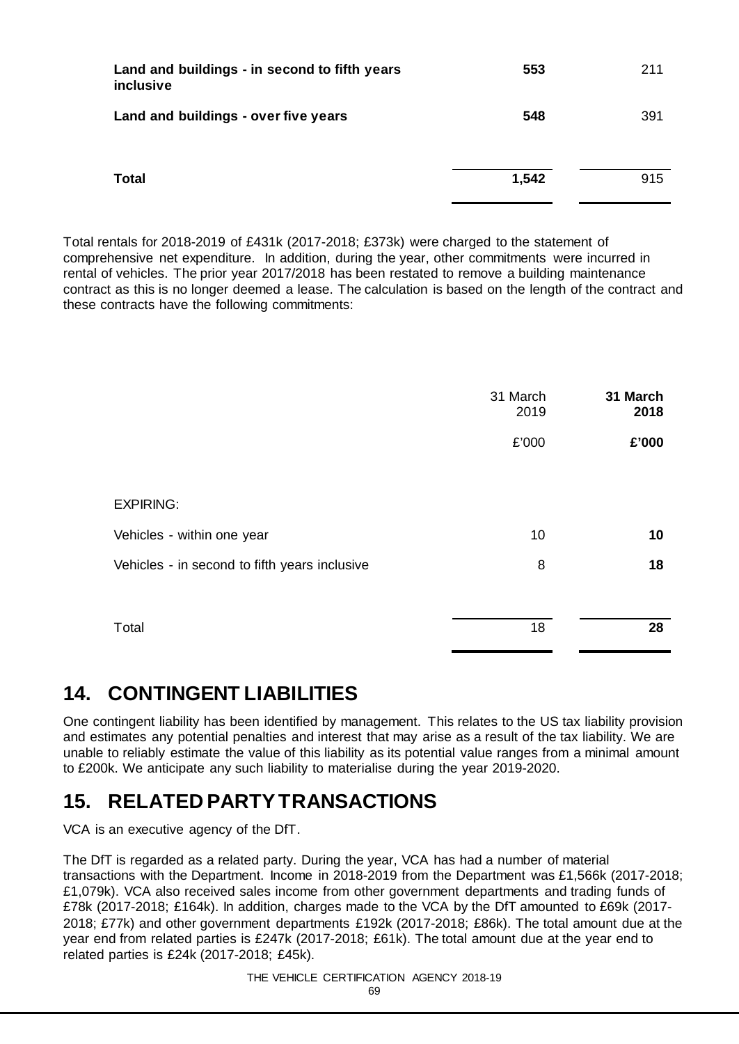| | | |
|---|---|---|
| **Land and buildings - in second to fifth years inclusive** | **553** | 211 |
| **Land and buildings - over five years** | **548** | 391 |
| **Total** | **1,542** | 915 |

Total rentals for 2018-2019 of £431k (2017-2018; £373k) were charged to the statement of comprehensive net expenditure. In addition, during the year, other commitments were incurred in rental of vehicles. The prior year 2017/2018 has been restated to remove a building maintenance contract as this is no longer deemed a lease. The calculation is based on the length of the contract and these contracts have the following commitments:

| | 31 March 2019 | **31 March 2018** |
|---|---|---|
| | £'000 | **£'000** |
| EXPIRING: | | |
| Vehicles - within one year | 10 | **10** |
| Vehicles - in second to fifth years inclusive | 8 | **18** |
| Total | 18 | **28** |

## 14. CONTINGENT LIABILITIES

One contingent liability has been identified by management. This relates to the US tax liability provision and estimates any potential penalties and interest that may arise as a result of the tax liability. We are unable to reliably estimate the value of this liability as its potential value ranges from a minimal amount to £200k. We anticipate any such liability to materialise during the year 2019-2020.

## 15. RELATED PARTY TRANSACTIONS

VCA is an executive agency of the DfT.

The DfT is regarded as a related party. During the year, VCA has had a number of material transactions with the Department. Income in 2018-2019 from the Department was £1,566k (2017-2018; £1,079k). VCA also received sales income from other government departments and trading funds of £78k (2017-2018; £164k). In addition, charges made to the VCA by the DfT amounted to £69k (2017-2018; £77k) and other government departments £192k (2017-2018; £86k). The total amount due at the year end from related parties is £247k (2017-2018; £61k). The total amount due at the year end to related parties is £24k (2017-2018; £45k).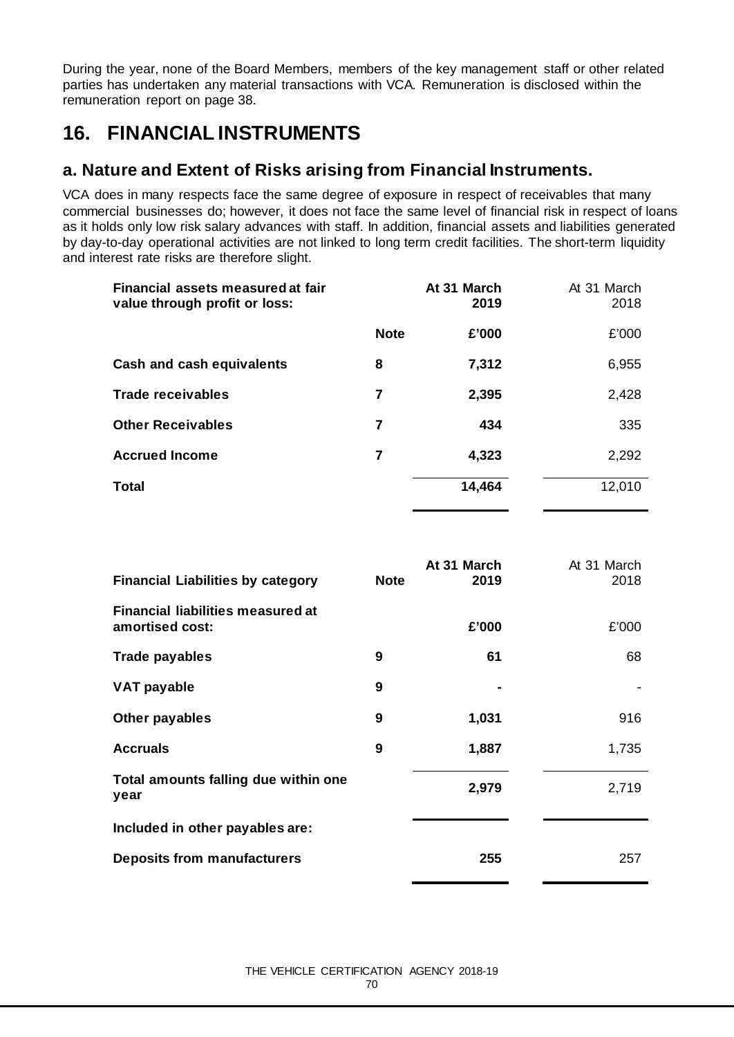During the year, none of the Board Members, members of the key management staff or other related parties has undertaken any material transactions with VCA. Remuneration is disclosed within the remuneration report on page 38.

# 16. FINANCIAL INSTRUMENTS

## a. Nature and Extent of Risks arising from Financial Instruments.

VCA does in many respects face the same degree of exposure in respect of receivables that many commercial businesses do; however, it does not face the same level of financial risk in respect of loans as it holds only low risk salary advances with staff. In addition, financial assets and liabilities generated by day-to-day operational activities are not linked to long term credit facilities. The short-term liquidity and interest rate risks are therefore slight.

| **Financial assets measured at fair value through profit or loss:** | | **At 31 March 2019** | At 31 March 2018 |
|---|---|---|---|
| | **Note** | **£'000** | £'000 |
| **Cash and cash equivalents** | **8** | **7,312** | 6,955 |
| **Trade receivables** | **7** | **2,395** | 2,428 |
| **Other Receivables** | **7** | **434** | 335 |
| **Accrued Income** | **7** | **4,323** | 2,292 |
| **Total** | | **14,464** | 12,010 |

| **Financial Liabilities by category** | **Note** | **At 31 March 2019** | At 31 March 2018 |
|---|---|---|---|
| **Financial liabilities measured at amortised cost:** | | **£'000** | £'000 |
| **Trade payables** | **9** | **61** | 68 |
| **VAT payable** | **9** | **-** | - |
| **Other payables** | **9** | **1,031** | 916 |
| **Accruals** | **9** | **1,887** | 1,735 |
| **Total amounts falling due within one year** | | **2,979** | 2,719 |
| **Included in other payables are:** | | | |
| **Deposits from manufacturers** | | **255** | 257 |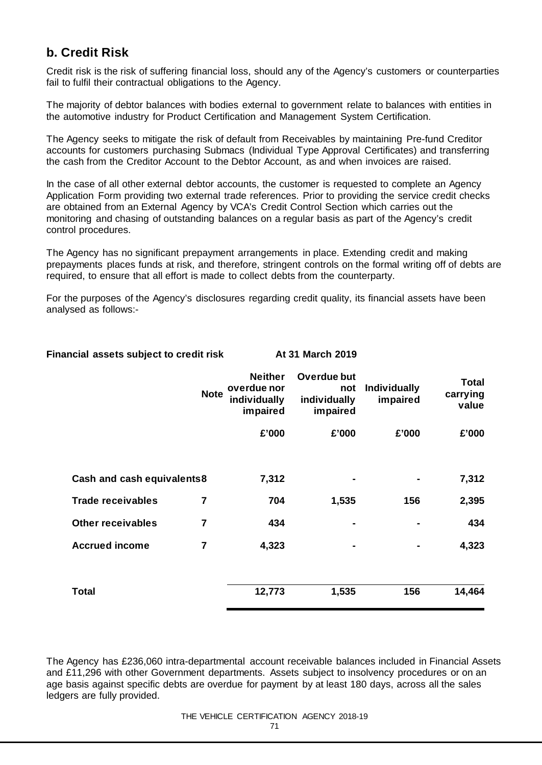## b. Credit Risk

Credit risk is the risk of suffering financial loss, should any of the Agency's customers or counterparties fail to fulfil their contractual obligations to the Agency.

The majority of debtor balances with bodies external to government relate to balances with entities in the automotive industry for Product Certification and Management System Certification.

The Agency seeks to mitigate the risk of default from Receivables by maintaining Pre-fund Creditor accounts for customers purchasing Submacs (Individual Type Approval Certificates) and transferring the cash from the Creditor Account to the Debtor Account, as and when invoices are raised.

In the case of all other external debtor accounts, the customer is requested to complete an Agency Application Form providing two external trade references. Prior to providing the service credit checks are obtained from an External Agency by VCA's Credit Control Section which carries out the monitoring and chasing of outstanding balances on a regular basis as part of the Agency's credit control procedures.

The Agency has no significant prepayment arrangements in place. Extending credit and making prepayments places funds at risk, and therefore, stringent controls on the formal writing off of debts are required, to ensure that all effort is made to collect debts from the counterparty.

For the purposes of the Agency's disclosures regarding credit quality, its financial assets have been analysed as follows:-

**Financial assets subject to credit risk** **At 31 March 2019**

| | Note | Neither overdue nor individually impaired | Overdue but not individually impaired | Individually impaired | Total carrying value |
|---|---|---|---|---|---|
| | | £'000 | £'000 | £'000 | £'000 |
| **Cash and cash equivalents** | 8 | 7,312 | - | - | 7,312 |
| **Trade receivables** | 7 | 704 | 1,535 | 156 | 2,395 |
| **Other receivables** | 7 | 434 | - | - | 434 |
| **Accrued income** | 7 | 4,323 | - | - | 4,323 |
| **Total** | | 12,773 | 1,535 | 156 | 14,464 |

The Agency has £236,060 intra-departmental account receivable balances included in Financial Assets and £11,296 with other Government departments. Assets subject to insolvency procedures or on an age basis against specific debts are overdue for payment by at least 180 days, across all the sales ledgers are fully provided.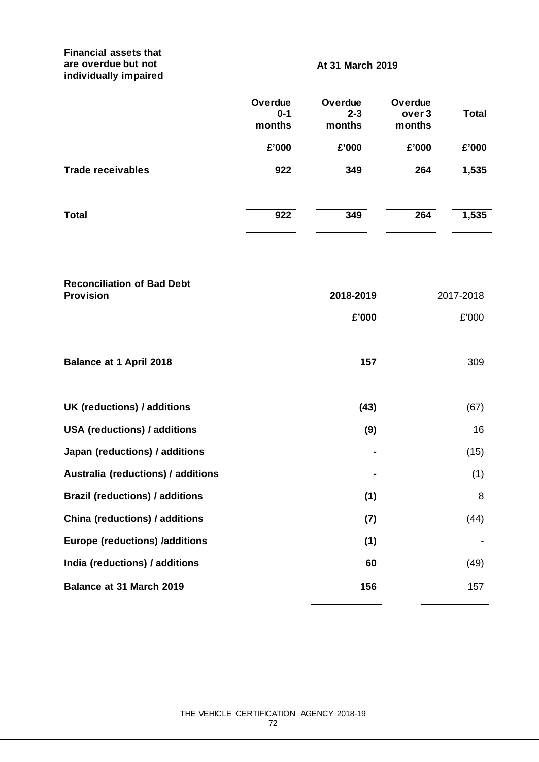**Financial assets that are overdue but not individually impaired**

| | At 31 March 2019 | | | |
|---|---|---|---|---|
| | **Overdue 0-1 months** | **Overdue 2-3 months** | **Overdue over 3 months** | **Total** |
| | **£'000** | **£'000** | **£'000** | **£'000** |
| **Trade receivables** | **922** | **349** | **264** | **1,535** |
| **Total** | **922** | **349** | **264** | **1,535** |

| **Reconciliation of Bad Debt Provision** | **2018-2019** | 2017-2018 |
|---|---|---|
| | **£'000** | £'000 |
| **Balance at 1 April 2018** | **157** | 309 |
| **UK (reductions) / additions** | **(43)** | (67) |
| **USA (reductions) / additions** | **(9)** | 16 |
| **Japan (reductions) / additions** | **-** | (15) |
| **Australia (reductions) / additions** | **-** | (1) |
| **Brazil (reductions) / additions** | **(1)** | 8 |
| **China (reductions) / additions** | **(7)** | (44) |
| **Europe (reductions) /additions** | **(1)** | - |
| **India (reductions) / additions** | **60** | (49) |
| **Balance at 31 March 2019** | **156** | 157 |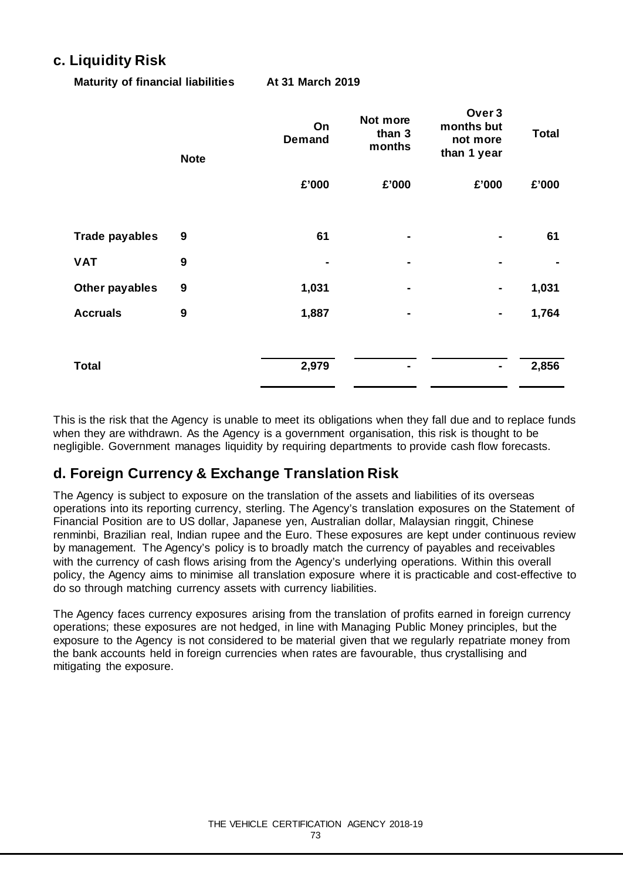## c. Liquidity Risk

**Maturity of financial liabilities** **At 31 March 2019**

| | Note | On Demand | Not more than 3 months | Over 3 months but not more than 1 year | Total |
|---|---|---|---|---|---|
| | | £'000 | £'000 | £'000 | £'000 |
| **Trade payables** | 9 | 61 | - | - | 61 |
| **VAT** | 9 | - | - | - | - |
| **Other payables** | 9 | 1,031 | - | - | 1,031 |
| **Accruals** | 9 | 1,887 | - | - | 1,764 |
| **Total** | | 2,979 | - | - | 2,856 |

This is the risk that the Agency is unable to meet its obligations when they fall due and to replace funds when they are withdrawn. As the Agency is a government organisation, this risk is thought to be negligible. Government manages liquidity by requiring departments to provide cash flow forecasts.

## d. Foreign Currency & Exchange Translation Risk

The Agency is subject to exposure on the translation of the assets and liabilities of its overseas operations into its reporting currency, sterling. The Agency's translation exposures on the Statement of Financial Position are to US dollar, Japanese yen, Australian dollar, Malaysian ringgit, Chinese renminbi, Brazilian real, Indian rupee and the Euro. These exposures are kept under continuous review by management. The Agency's policy is to broadly match the currency of payables and receivables with the currency of cash flows arising from the Agency's underlying operations. Within this overall policy, the Agency aims to minimise all translation exposure where it is practicable and cost-effective to do so through matching currency assets with currency liabilities.

The Agency faces currency exposures arising from the translation of profits earned in foreign currency operations; these exposures are not hedged, in line with Managing Public Money principles, but the exposure to the Agency is not considered to be material given that we regularly repatriate money from the bank accounts held in foreign currencies when rates are favourable, thus crystallising and mitigating the exposure.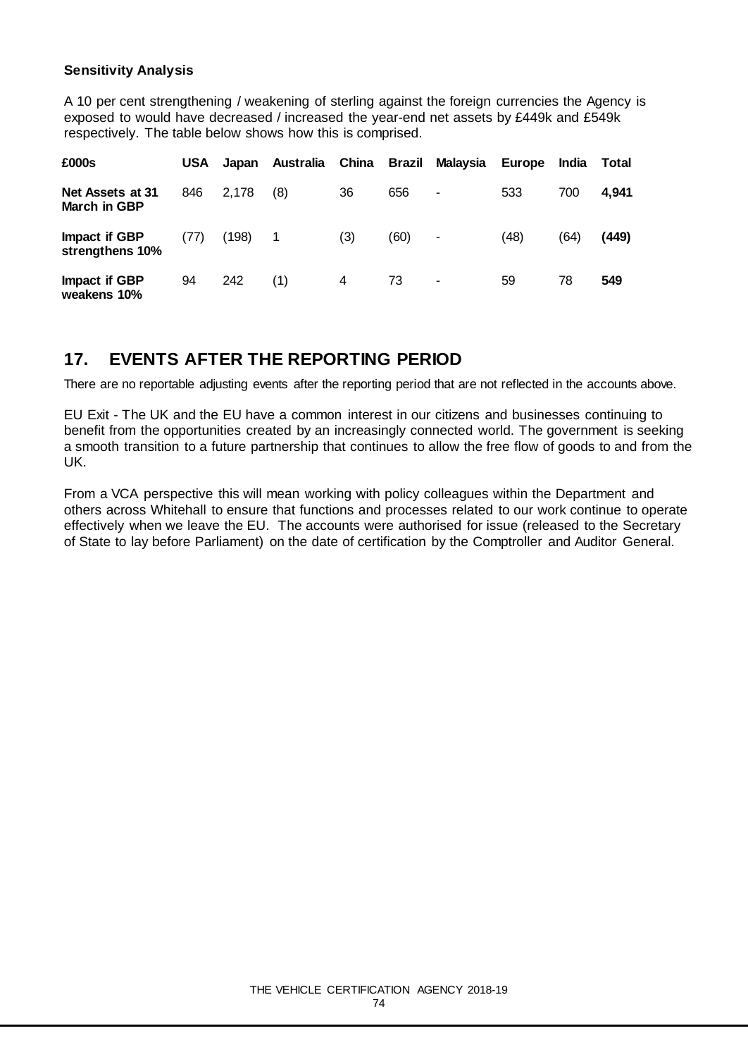**Sensitivity Analysis**

A 10 per cent strengthening / weakening of sterling against the foreign currencies the Agency is exposed to would have decreased / increased the year-end net assets by £449k and £549k respectively. The table below shows how this is comprised.

| £000s | USA | Japan | Australia | China | Brazil | Malaysia | Europe | India | Total |
|---|---|---|---|---|---|---|---|---|---|
| **Net Assets at 31 March in GBP** | 846 | 2,178 | (8) | 36 | 656 | - | 533 | 700 | **4,941** |
| **Impact if GBP strengthens 10%** | (77) | (198) | 1 | (3) | (60) | - | (48) | (64) | **(449)** |
| **Impact if GBP weakens 10%** | 94 | 242 | (1) | 4 | 73 | - | 59 | 78 | **549** |

## 17. EVENTS AFTER THE REPORTING PERIOD

There are no reportable adjusting events after the reporting period that are not reflected in the accounts above.

EU Exit - The UK and the EU have a common interest in our citizens and businesses continuing to benefit from the opportunities created by an increasingly connected world. The government is seeking a smooth transition to a future partnership that continues to allow the free flow of goods to and from the UK.

From a VCA perspective this will mean working with policy colleagues within the Department and others across Whitehall to ensure that functions and processes related to our work continue to operate effectively when we leave the EU. The accounts were authorised for issue (released to the Secretary of State to lay before Parliament) on the date of certification by the Comptroller and Auditor General.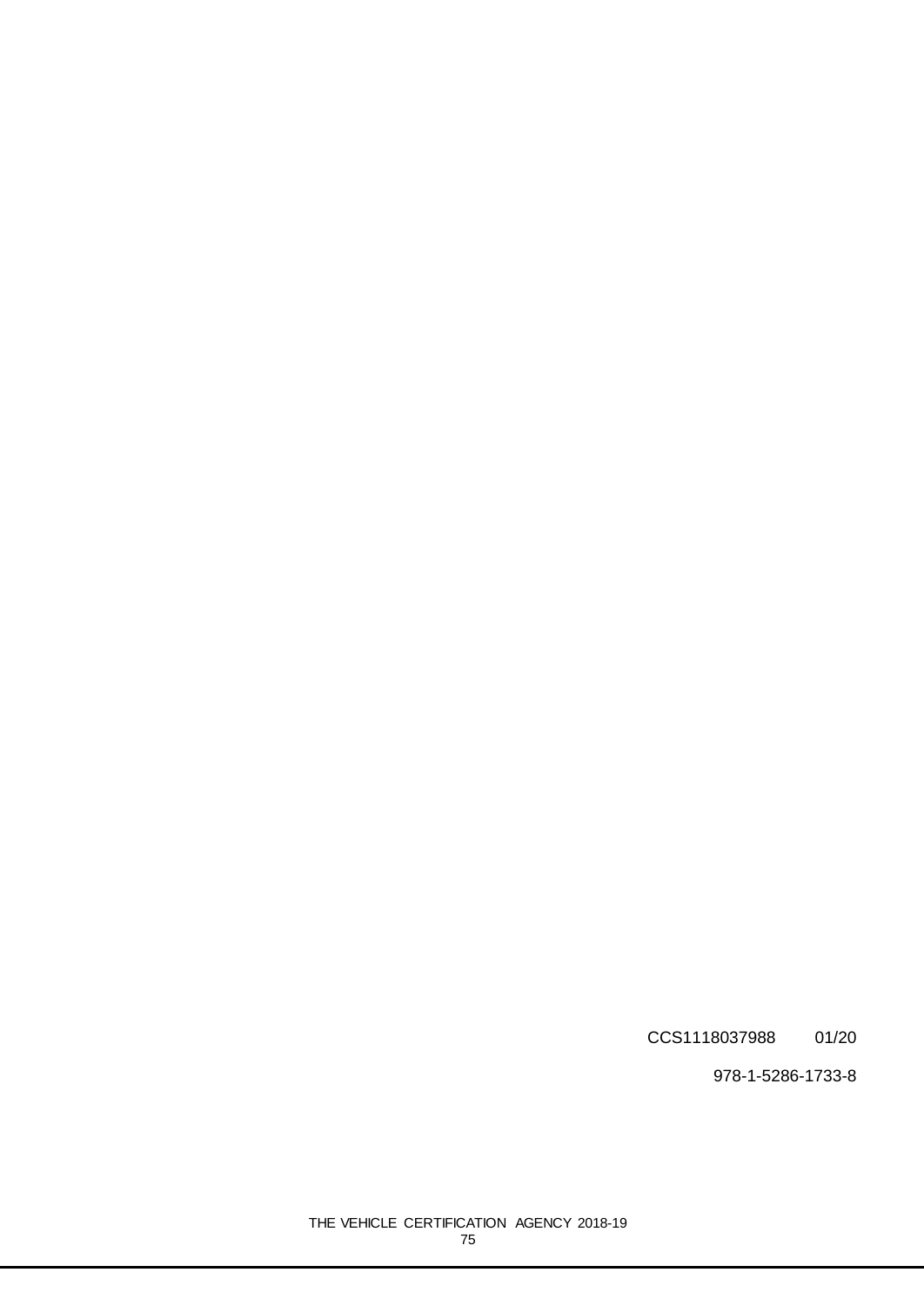CCS1118037988 01/20

978-1-5286-1733-8